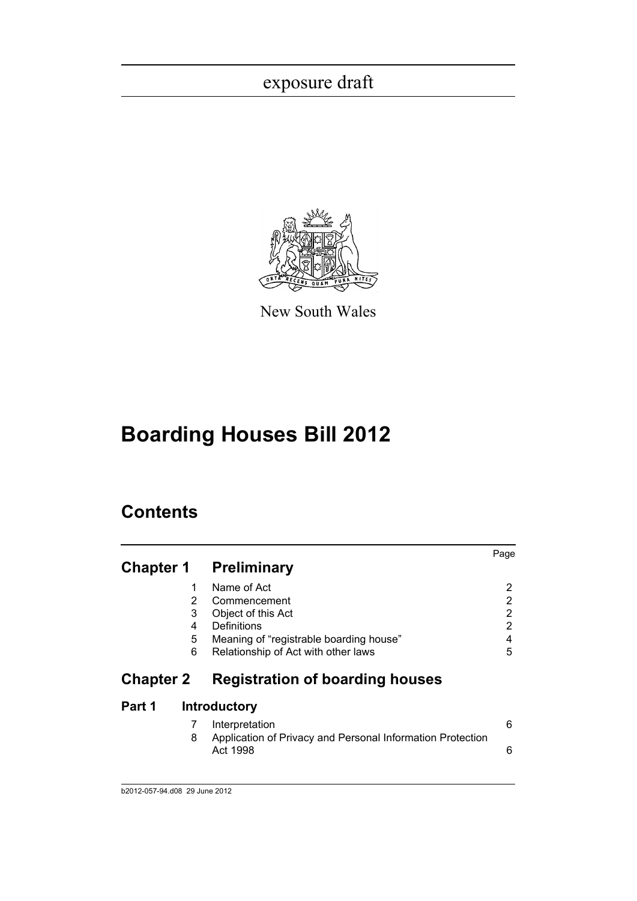exposure draft

New South Wales

# Boarding Houses Bill 2012

## Contents

| | | | Page |
|---|---|---|---|
| **Chapter 1** | | **Preliminary** | |
| | 1 | Name of Act | 2 |
| | 2 | Commencement | 2 |
| | 3 | Object of this Act | 2 |
| | 4 | Definitions | 2 |
| | 5 | Meaning of "registrable boarding house" | 4 |
| | 6 | Relationship of Act with other laws | 5 |
| **Chapter 2** | | **Registration of boarding houses** | |
| **Part 1** | | **Introductory** | |
| | 7 | Interpretation | 6 |
| | 8 | Application of Privacy and Personal Information Protection Act 1998 | 6 |

b2012-057-94.d08 29 June 2012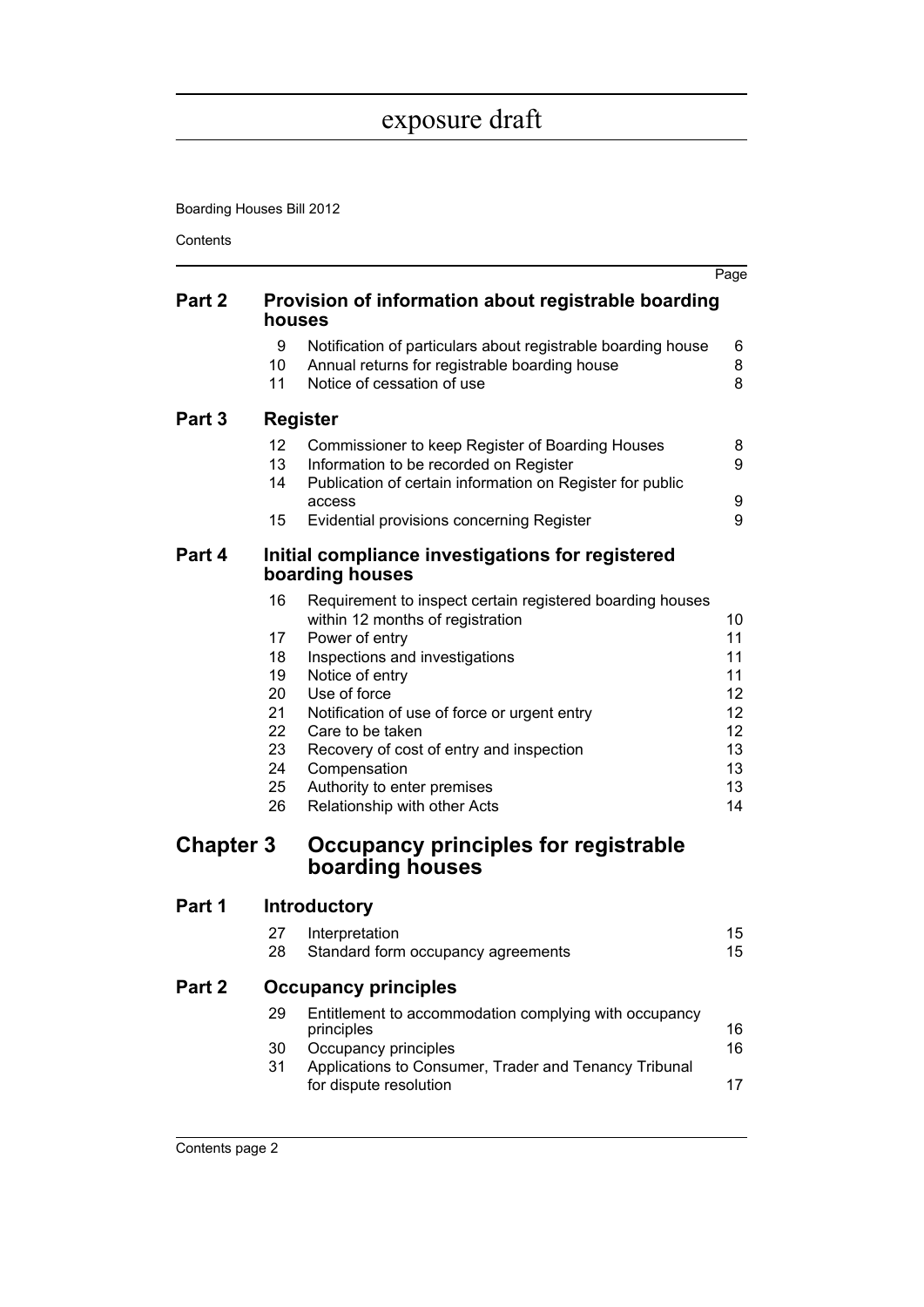exposure draft

Boarding Houses Bill 2012

Contents

| | | | Page |
|---|---|---|---|
| **Part 2** | | **Provision of information about registrable boarding houses** | |
| | 9 | Notification of particulars about registrable boarding house | 6 |
| | 10 | Annual returns for registrable boarding house | 8 |
| | 11 | Notice of cessation of use | 8 |
| **Part 3** | | **Register** | |
| | 12 | Commissioner to keep Register of Boarding Houses | 8 |
| | 13 | Information to be recorded on Register | 9 |
| | 14 | Publication of certain information on Register for public access | 9 |
| | 15 | Evidential provisions concerning Register | 9 |
| **Part 4** | | **Initial compliance investigations for registered boarding houses** | |
| | 16 | Requirement to inspect certain registered boarding houses within 12 months of registration | 10 |
| | 17 | Power of entry | 11 |
| | 18 | Inspections and investigations | 11 |
| | 19 | Notice of entry | 11 |
| | 20 | Use of force | 12 |
| | 21 | Notification of use of force or urgent entry | 12 |
| | 22 | Care to be taken | 12 |
| | 23 | Recovery of cost of entry and inspection | 13 |
| | 24 | Compensation | 13 |
| | 25 | Authority to enter premises | 13 |
| | 26 | Relationship with other Acts | 14 |
| **Chapter 3** | | **Occupancy principles for registrable boarding houses** | |
| **Part 1** | | **Introductory** | |
| | 27 | Interpretation | 15 |
| | 28 | Standard form occupancy agreements | 15 |
| **Part 2** | | **Occupancy principles** | |
| | 29 | Entitlement to accommodation complying with occupancy principles | 16 |
| | 30 | Occupancy principles | 16 |
| | 31 | Applications to Consumer, Trader and Tenancy Tribunal for dispute resolution | 17 |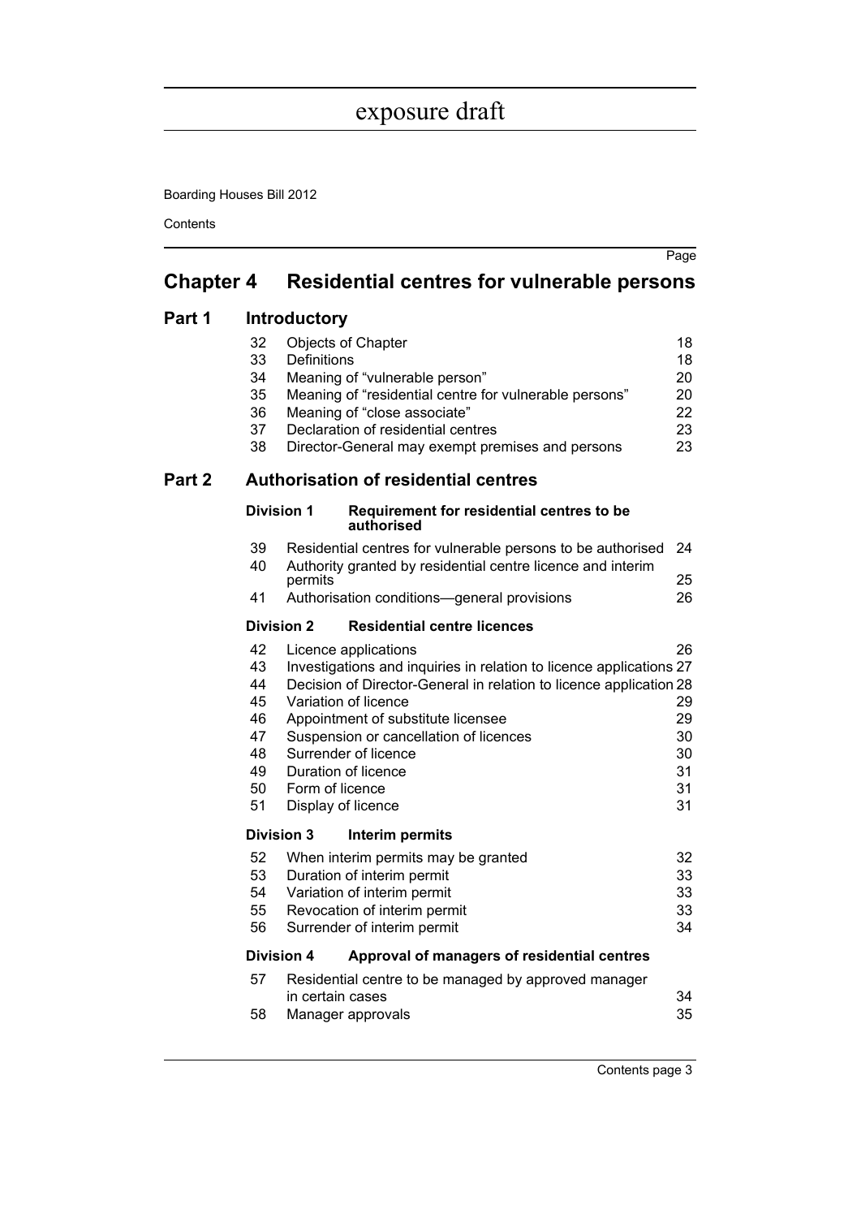# Chapter 4 Residential centres for vulnerable persons

## Part 1 Introductory

| | | Page |
|---|---|---|
| 32 | Objects of Chapter | 18 |
| 33 | Definitions | 18 |
| 34 | Meaning of "vulnerable person" | 20 |
| 35 | Meaning of "residential centre for vulnerable persons" | 20 |
| 36 | Meaning of "close associate" | 22 |
| 37 | Declaration of residential centres | 23 |
| 38 | Director-General may exempt premises and persons | 23 |

## Part 2 Authorisation of residential centres

### Division 1 Requirement for residential centres to be authorised

| | | |
|---|---|---|
| 39 | Residential centres for vulnerable persons to be authorised | 24 |
| 40 | Authority granted by residential centre licence and interim permits | 25 |
| 41 | Authorisation conditions—general provisions | 26 |

### Division 2 Residential centre licences

| | | |
|---|---|---|
| 42 | Licence applications | 26 |
| 43 | Investigations and inquiries in relation to licence applications | 27 |
| 44 | Decision of Director-General in relation to licence application | 28 |
| 45 | Variation of licence | 29 |
| 46 | Appointment of substitute licensee | 29 |
| 47 | Suspension or cancellation of licences | 30 |
| 48 | Surrender of licence | 30 |
| 49 | Duration of licence | 31 |
| 50 | Form of licence | 31 |
| 51 | Display of licence | 31 |

### Division 3 Interim permits

| | | |
|---|---|---|
| 52 | When interim permits may be granted | 32 |
| 53 | Duration of interim permit | 33 |
| 54 | Variation of interim permit | 33 |
| 55 | Revocation of interim permit | 33 |
| 56 | Surrender of interim permit | 34 |

### Division 4 Approval of managers of residential centres

| | | |
|---|---|---|
| 57 | Residential centre to be managed by approved manager in certain cases | 34 |
| 58 | Manager approvals | 35 |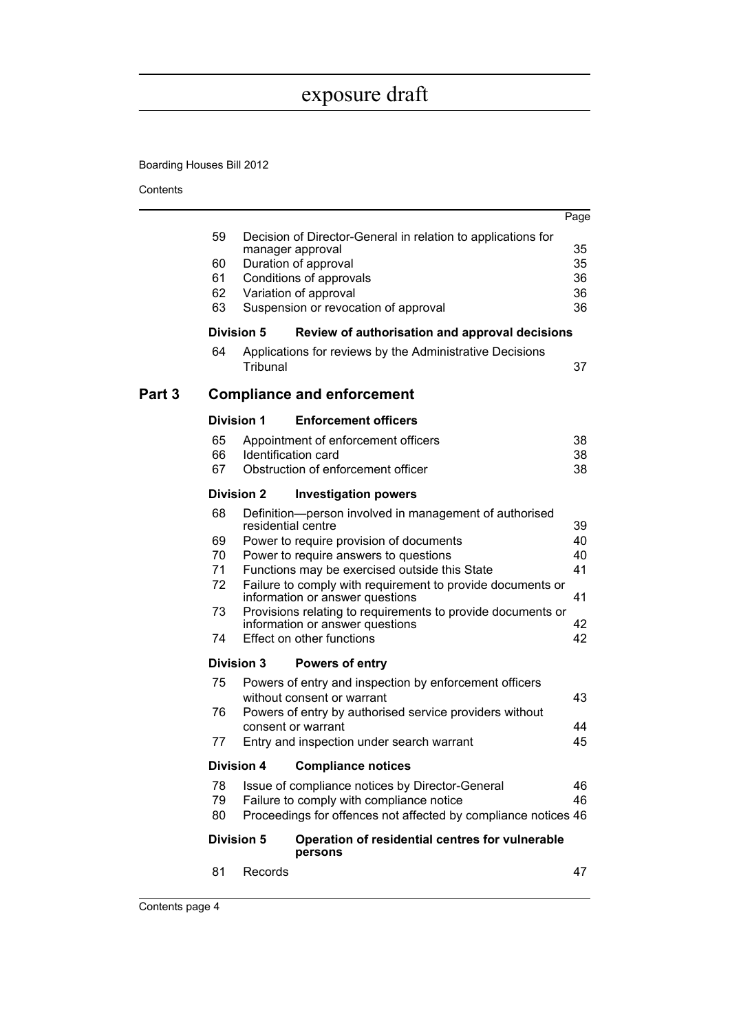|  |  | Page |
|---|---|---|
| 59 | Decision of Director-General in relation to applications for manager approval | 35 |
| 60 | Duration of approval | 35 |
| 61 | Conditions of approvals | 36 |
| 62 | Variation of approval | 36 |
| 63 | Suspension or revocation of approval | 36 |
| **Division 5** | **Review of authorisation and approval decisions** |  |
| 64 | Applications for reviews by the Administrative Decisions Tribunal | 37 |

## Part 3 Compliance and enforcement

| **Division 1** | **Enforcement officers** |  |
|---|---|---|
| 65 | Appointment of enforcement officers | 38 |
| 66 | Identification card | 38 |
| 67 | Obstruction of enforcement officer | 38 |
| **Division 2** | **Investigation powers** |  |
| 68 | Definition—person involved in management of authorised residential centre | 39 |
| 69 | Power to require provision of documents | 40 |
| 70 | Power to require answers to questions | 40 |
| 71 | Functions may be exercised outside this State | 41 |
| 72 | Failure to comply with requirement to provide documents or information or answer questions | 41 |
| 73 | Provisions relating to requirements to provide documents or information or answer questions | 42 |
| 74 | Effect on other functions | 42 |
| **Division 3** | **Powers of entry** |  |
| 75 | Powers of entry and inspection by enforcement officers without consent or warrant | 43 |
| 76 | Powers of entry by authorised service providers without consent or warrant | 44 |
| 77 | Entry and inspection under search warrant | 45 |
| **Division 4** | **Compliance notices** |  |
| 78 | Issue of compliance notices by Director-General | 46 |
| 79 | Failure to comply with compliance notice | 46 |
| 80 | Proceedings for offences not affected by compliance notices | 46 |
| **Division 5** | **Operation of residential centres for vulnerable persons** |  |
| 81 | Records | 47 |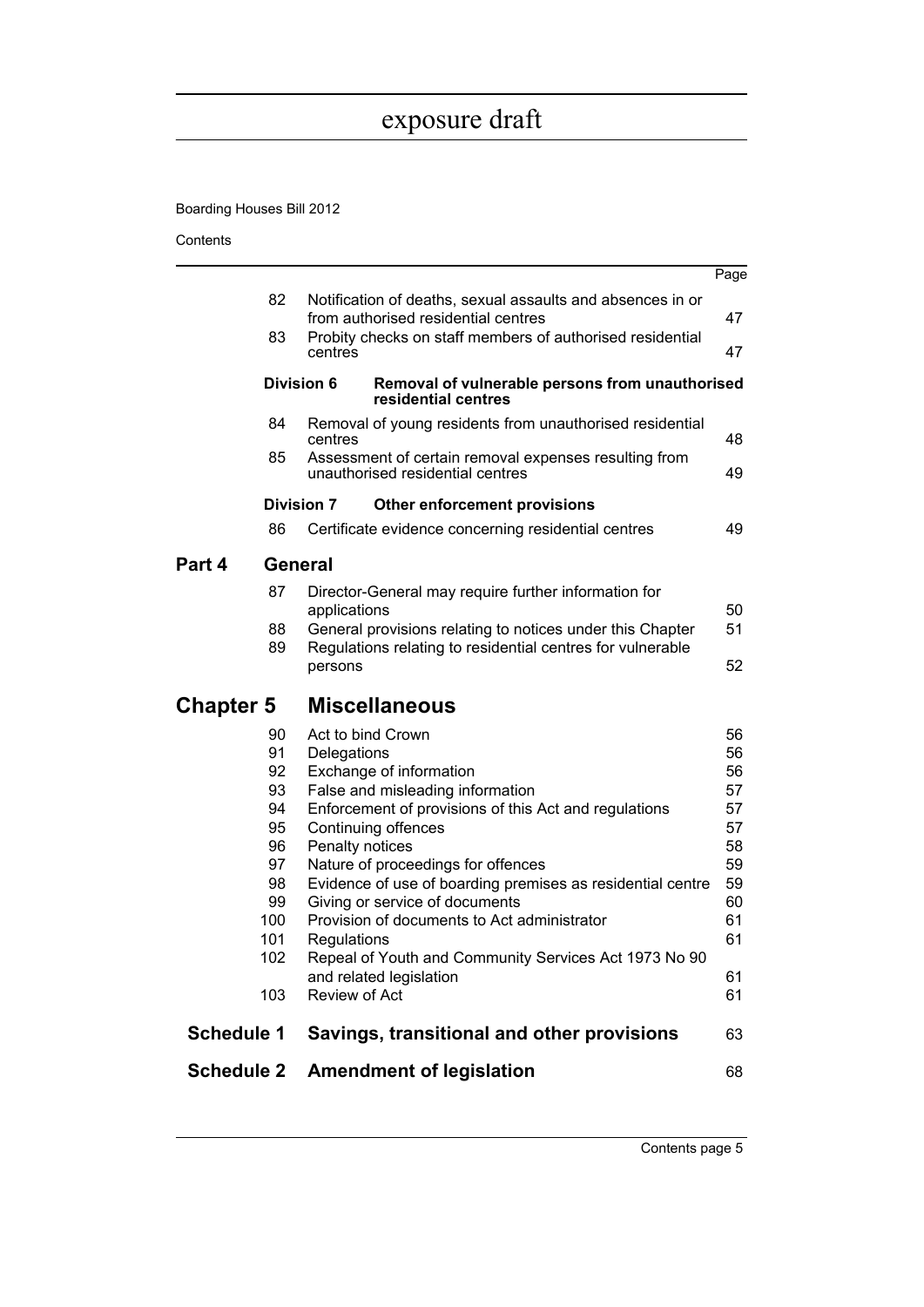Contents

| | | Page |
|---|---|---|
| 82 | Notification of deaths, sexual assaults and absences in or from authorised residential centres | 47 |
| 83 | Probity checks on staff members of authorised residential centres | 47 |
| **Division 6** | **Removal of vulnerable persons from unauthorised residential centres** | |
| 84 | Removal of young residents from unauthorised residential centres | 48 |
| 85 | Assessment of certain removal expenses resulting from unauthorised residential centres | 49 |
| **Division 7** | **Other enforcement provisions** | |
| 86 | Certificate evidence concerning residential centres | 49 |

## Part 4 General

| | | |
|---|---|---|
| 87 | Director-General may require further information for applications | 50 |
| 88 | General provisions relating to notices under this Chapter | 51 |
| 89 | Regulations relating to residential centres for vulnerable persons | 52 |

## Chapter 5 Miscellaneous

| | | |
|---|---|---|
| 90 | Act to bind Crown | 56 |
| 91 | Delegations | 56 |
| 92 | Exchange of information | 56 |
| 93 | False and misleading information | 57 |
| 94 | Enforcement of provisions of this Act and regulations | 57 |
| 95 | Continuing offences | 57 |
| 96 | Penalty notices | 58 |
| 97 | Nature of proceedings for offences | 59 |
| 98 | Evidence of use of boarding premises as residential centre | 59 |
| 99 | Giving or service of documents | 60 |
| 100 | Provision of documents to Act administrator | 61 |
| 101 | Regulations | 61 |
| 102 | Repeal of Youth and Community Services Act 1973 No 90 and related legislation | 61 |
| 103 | Review of Act | 61 |

## Schedule 1 Savings, transitional and other provisions 63

## Schedule 2 Amendment of legislation 68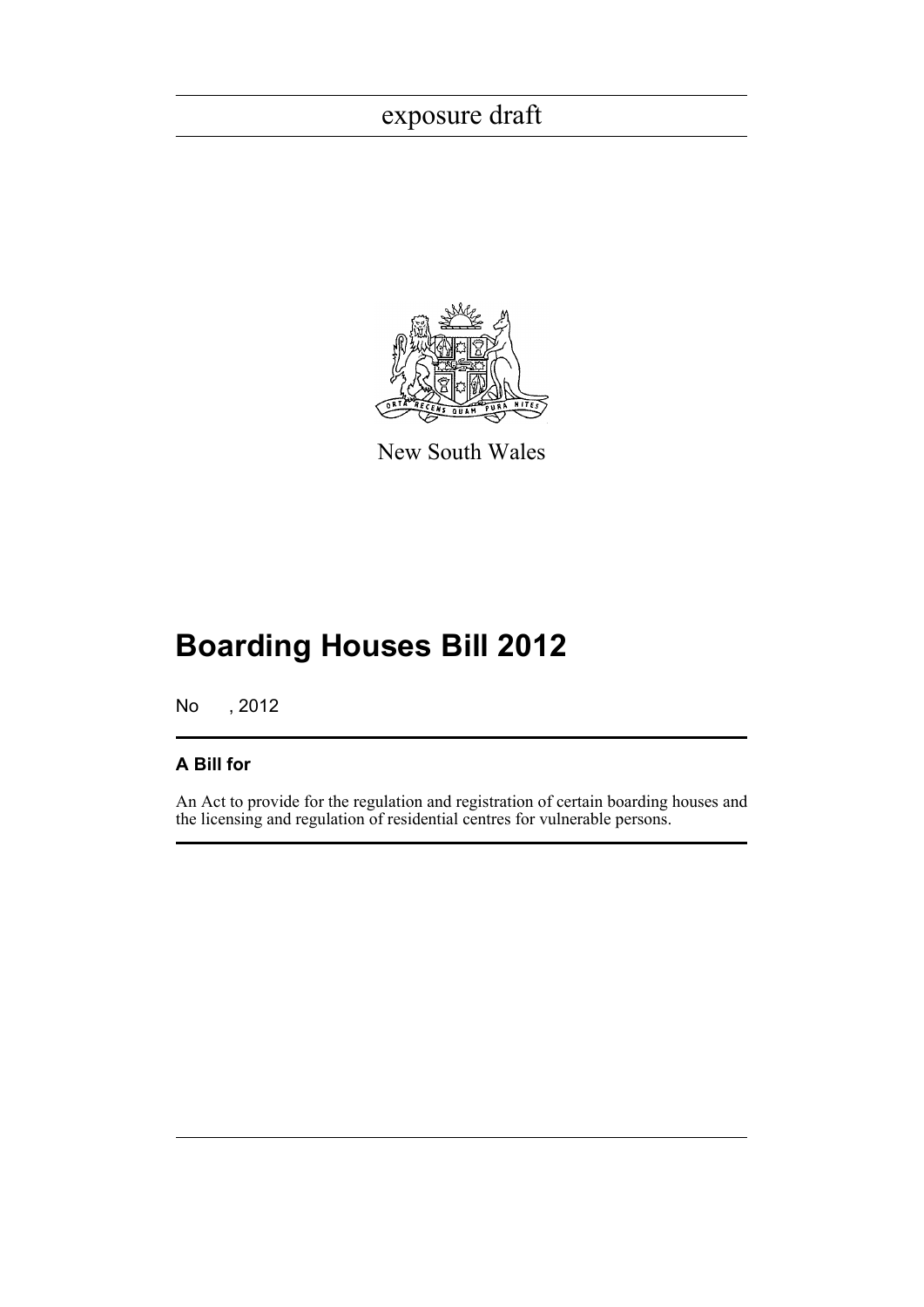exposure draft

New South Wales

# Boarding Houses Bill 2012

No , 2012

## A Bill for

An Act to provide for the regulation and registration of certain boarding houses and the licensing and regulation of residential centres for vulnerable persons.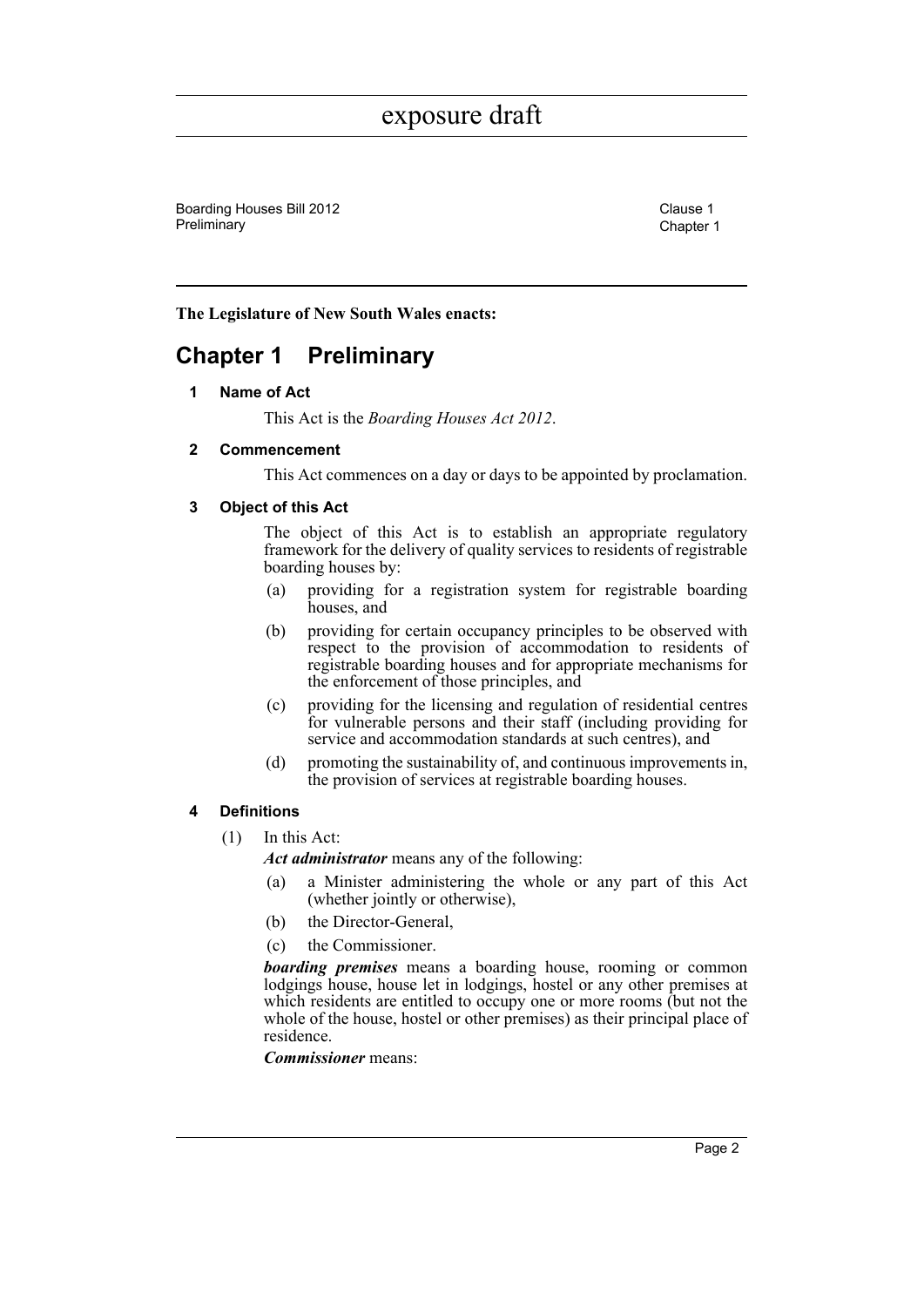**The Legislature of New South Wales enacts:**

# Chapter 1 Preliminary

### 1 Name of Act

This Act is the *Boarding Houses Act 2012*.

### 2 Commencement

This Act commences on a day or days to be appointed by proclamation.

### 3 Object of this Act

The object of this Act is to establish an appropriate regulatory framework for the delivery of quality services to residents of registrable boarding houses by:

(a) providing for a registration system for registrable boarding houses, and

(b) providing for certain occupancy principles to be observed with respect to the provision of accommodation to residents of registrable boarding houses and for appropriate mechanisms for the enforcement of those principles, and

(c) providing for the licensing and regulation of residential centres for vulnerable persons and their staff (including providing for service and accommodation standards at such centres), and

(d) promoting the sustainability of, and continuous improvements in, the provision of services at registrable boarding houses.

### 4 Definitions

(1) In this Act:

***Act administrator*** means any of the following:

(a) a Minister administering the whole or any part of this Act (whether jointly or otherwise),

(b) the Director-General,

(c) the Commissioner.

***boarding premises*** means a boarding house, rooming or common lodgings house, house let in lodgings, hostel or any other premises at which residents are entitled to occupy one or more rooms (but not the whole of the house, hostel or other premises) as their principal place of residence.

***Commissioner*** means: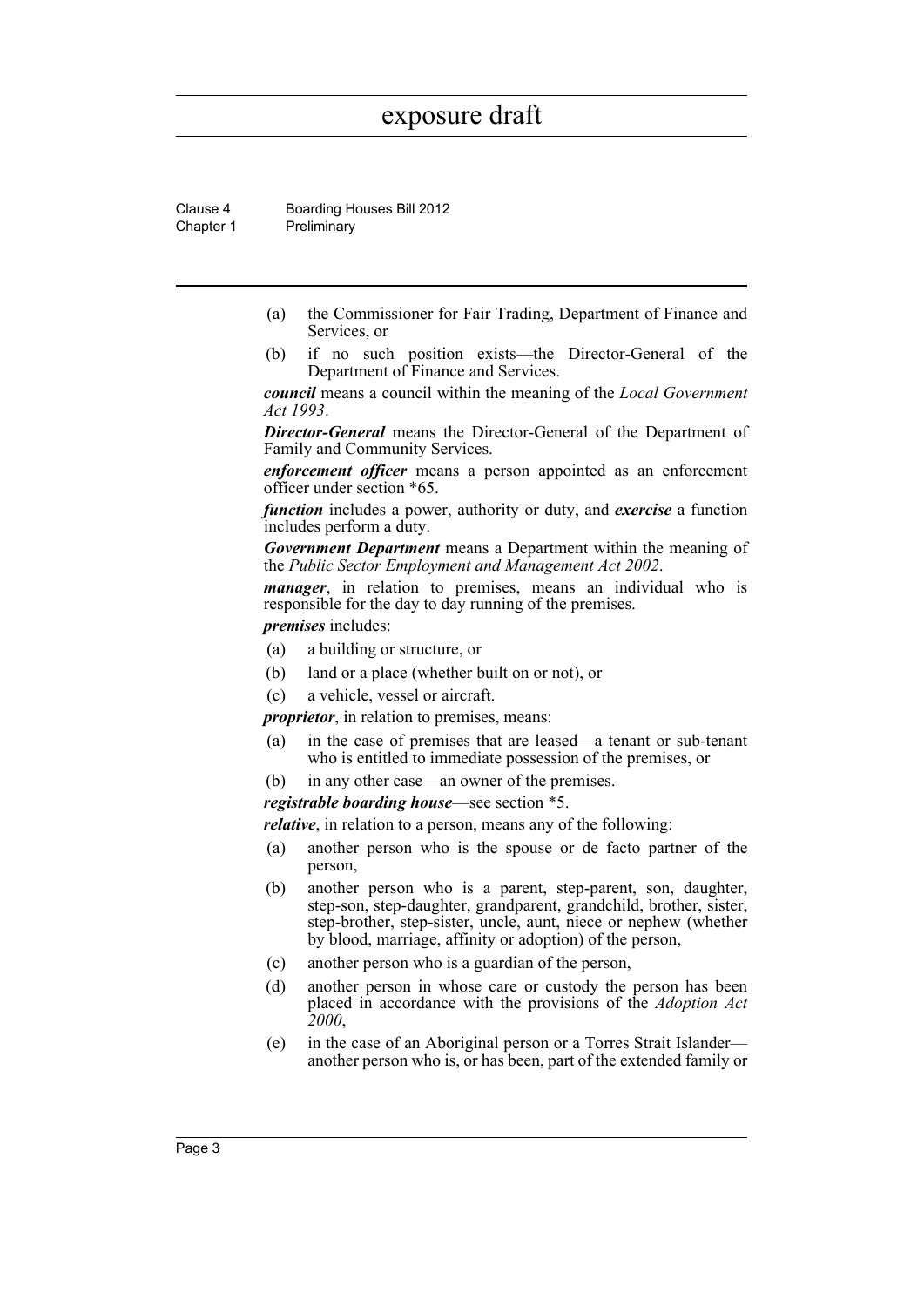(a) the Commissioner for Fair Trading, Department of Finance and Services, or

(b) if no such position exists—the Director-General of the Department of Finance and Services.

***council*** means a council within the meaning of the *Local Government Act 1993*.

***Director-General*** means the Director-General of the Department of Family and Community Services.

***enforcement officer*** means a person appointed as an enforcement officer under section *65.

***function*** includes a power, authority or duty, and ***exercise*** a function includes perform a duty.

***Government Department*** means a Department within the meaning of the *Public Sector Employment and Management Act 2002*.

***manager***, in relation to premises, means an individual who is responsible for the day to day running of the premises.

***premises*** includes:

(a) a building or structure, or

(b) land or a place (whether built on or not), or

(c) a vehicle, vessel or aircraft.

***proprietor***, in relation to premises, means:

(a) in the case of premises that are leased—a tenant or sub-tenant who is entitled to immediate possession of the premises, or

(b) in any other case—an owner of the premises.

***registrable boarding house***—see section *5.

***relative***, in relation to a person, means any of the following:

(a) another person who is the spouse or de facto partner of the person,

(b) another person who is a parent, step-parent, son, daughter, step-son, step-daughter, grandparent, grandchild, brother, sister, step-brother, step-sister, uncle, aunt, niece or nephew (whether by blood, marriage, affinity or adoption) of the person,

(c) another person who is a guardian of the person,

(d) another person in whose care or custody the person has been placed in accordance with the provisions of the *Adoption Act 2000*,

(e) in the case of an Aboriginal person or a Torres Strait Islander—another person who is, or has been, part of the extended family or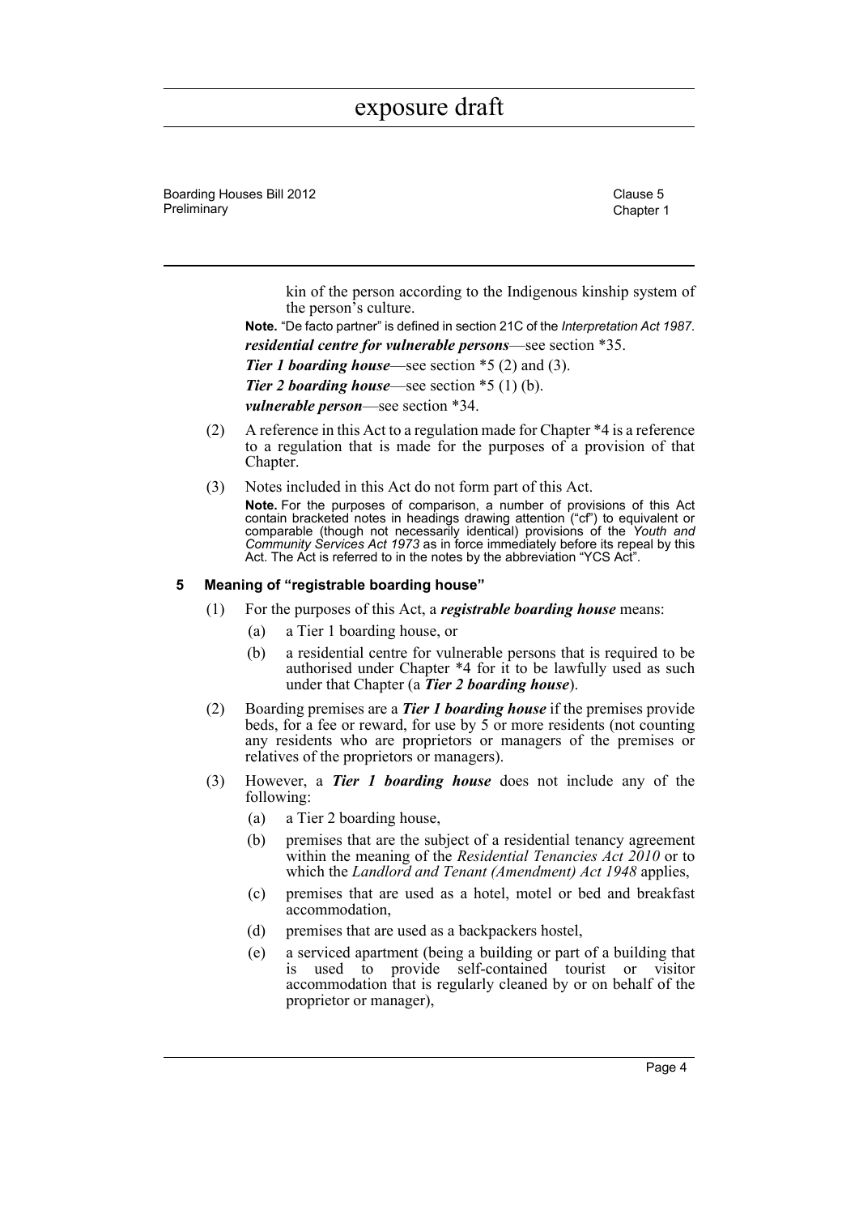kin of the person according to the Indigenous kinship system of the person's culture.

**Note.** "De facto partner" is defined in section 21C of the *Interpretation Act 1987*.

***residential centre for vulnerable persons***—see section *35.

***Tier 1 boarding house***—see section *5 (2) and (3).

***Tier 2 boarding house***—see section *5 (1) (b).

***vulnerable person***—see section *34.

(2) A reference in this Act to a regulation made for Chapter *4 is a reference to a regulation that is made for the purposes of a provision of that Chapter.

(3) Notes included in this Act do not form part of this Act.

**Note.** For the purposes of comparison, a number of provisions of this Act contain bracketed notes in headings drawing attention ("cf") to equivalent or comparable (though not necessarily identical) provisions of the *Youth and Community Services Act 1973* as in force immediately before its repeal by this Act. The Act is referred to in the notes by the abbreviation "YCS Act".

### 5 Meaning of "registrable boarding house"

(1) For the purposes of this Act, a ***registrable boarding house*** means:

- (a) a Tier 1 boarding house, or
- (b) a residential centre for vulnerable persons that is required to be authorised under Chapter *4 for it to be lawfully used as such under that Chapter (a ***Tier 2 boarding house***).

(2) Boarding premises are a ***Tier 1 boarding house*** if the premises provide beds, for a fee or reward, for use by 5 or more residents (not counting any residents who are proprietors or managers of the premises or relatives of the proprietors or managers).

(3) However, a ***Tier 1 boarding house*** does not include any of the following:

- (a) a Tier 2 boarding house,
- (b) premises that are the subject of a residential tenancy agreement within the meaning of the *Residential Tenancies Act 2010* or to which the *Landlord and Tenant (Amendment) Act 1948* applies,
- (c) premises that are used as a hotel, motel or bed and breakfast accommodation,
- (d) premises that are used as a backpackers hostel,
- (e) a serviced apartment (being a building or part of a building that is used to provide self-contained tourist or visitor accommodation that is regularly cleaned by or on behalf of the proprietor or manager),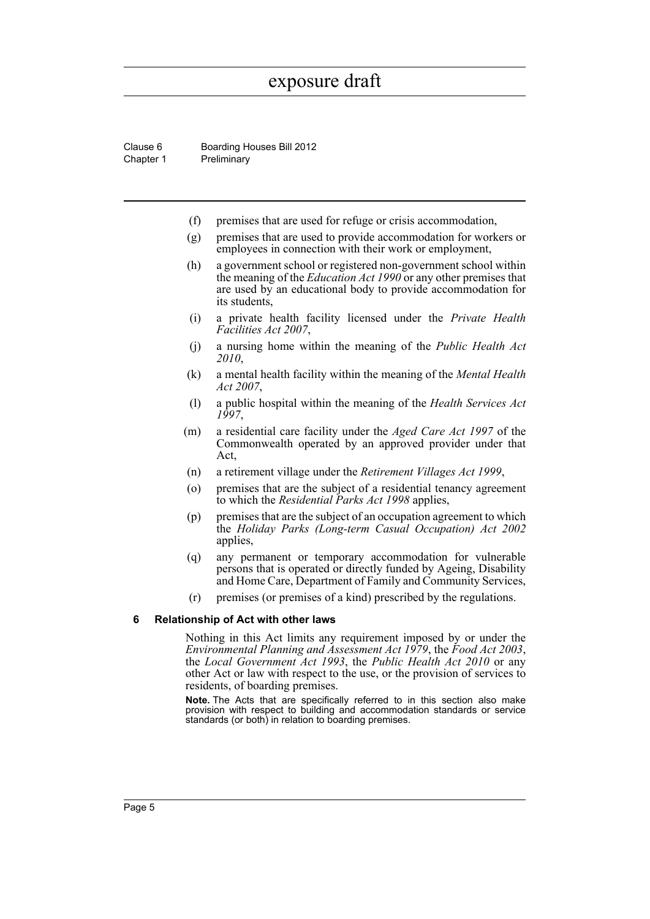(f) premises that are used for refuge or crisis accommodation,

(g) premises that are used to provide accommodation for workers or employees in connection with their work or employment,

(h) a government school or registered non-government school within the meaning of the *Education Act 1990* or any other premises that are used by an educational body to provide accommodation for its students,

(i) a private health facility licensed under the *Private Health Facilities Act 2007*,

(j) a nursing home within the meaning of the *Public Health Act 2010*,

(k) a mental health facility within the meaning of the *Mental Health Act 2007*,

(l) a public hospital within the meaning of the *Health Services Act 1997*,

(m) a residential care facility under the *Aged Care Act 1997* of the Commonwealth operated by an approved provider under that Act,

(n) a retirement village under the *Retirement Villages Act 1999*,

(o) premises that are the subject of a residential tenancy agreement to which the *Residential Parks Act 1998* applies,

(p) premises that are the subject of an occupation agreement to which the *Holiday Parks (Long-term Casual Occupation) Act 2002* applies,

(q) any permanent or temporary accommodation for vulnerable persons that is operated or directly funded by Ageing, Disability and Home Care, Department of Family and Community Services,

(r) premises (or premises of a kind) prescribed by the regulations.

### 6 Relationship of Act with other laws

Nothing in this Act limits any requirement imposed by or under the *Environmental Planning and Assessment Act 1979*, the *Food Act 2003*, the *Local Government Act 1993*, the *Public Health Act 2010* or any other Act or law with respect to the use, or the provision of services to residents, of boarding premises.

**Note.** The Acts that are specifically referred to in this section also make provision with respect to building and accommodation standards or service standards (or both) in relation to boarding premises.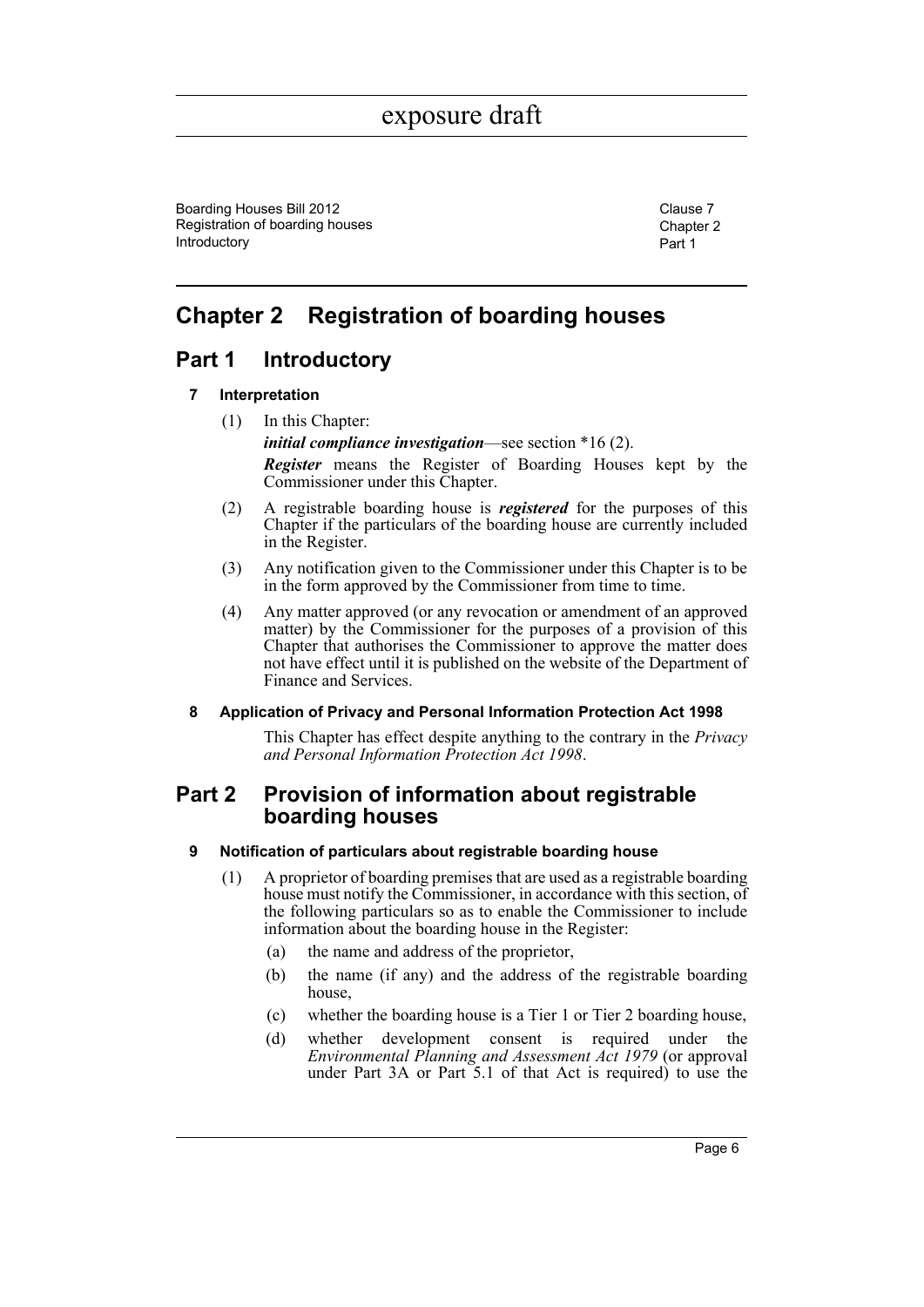# Chapter 2 Registration of boarding houses

## Part 1 Introductory

### 7 Interpretation

(1) In this Chapter:

***initial compliance investigation***—see section *16 (2).

***Register*** means the Register of Boarding Houses kept by the Commissioner under this Chapter.

(2) A registrable boarding house is ***registered*** for the purposes of this Chapter if the particulars of the boarding house are currently included in the Register.

(3) Any notification given to the Commissioner under this Chapter is to be in the form approved by the Commissioner from time to time.

(4) Any matter approved (or any revocation or amendment of an approved matter) by the Commissioner for the purposes of a provision of this Chapter that authorises the Commissioner to approve the matter does not have effect until it is published on the website of the Department of Finance and Services.

### 8 Application of Privacy and Personal Information Protection Act 1998

This Chapter has effect despite anything to the contrary in the *Privacy and Personal Information Protection Act 1998*.

## Part 2 Provision of information about registrable boarding houses

### 9 Notification of particulars about registrable boarding house

(1) A proprietor of boarding premises that are used as a registrable boarding house must notify the Commissioner, in accordance with this section, of the following particulars so as to enable the Commissioner to include information about the boarding house in the Register:

(a) the name and address of the proprietor,

(b) the name (if any) and the address of the registrable boarding house,

(c) whether the boarding house is a Tier 1 or Tier 2 boarding house,

(d) whether development consent is required under the *Environmental Planning and Assessment Act 1979* (or approval under Part 3A or Part 5.1 of that Act is required) to use the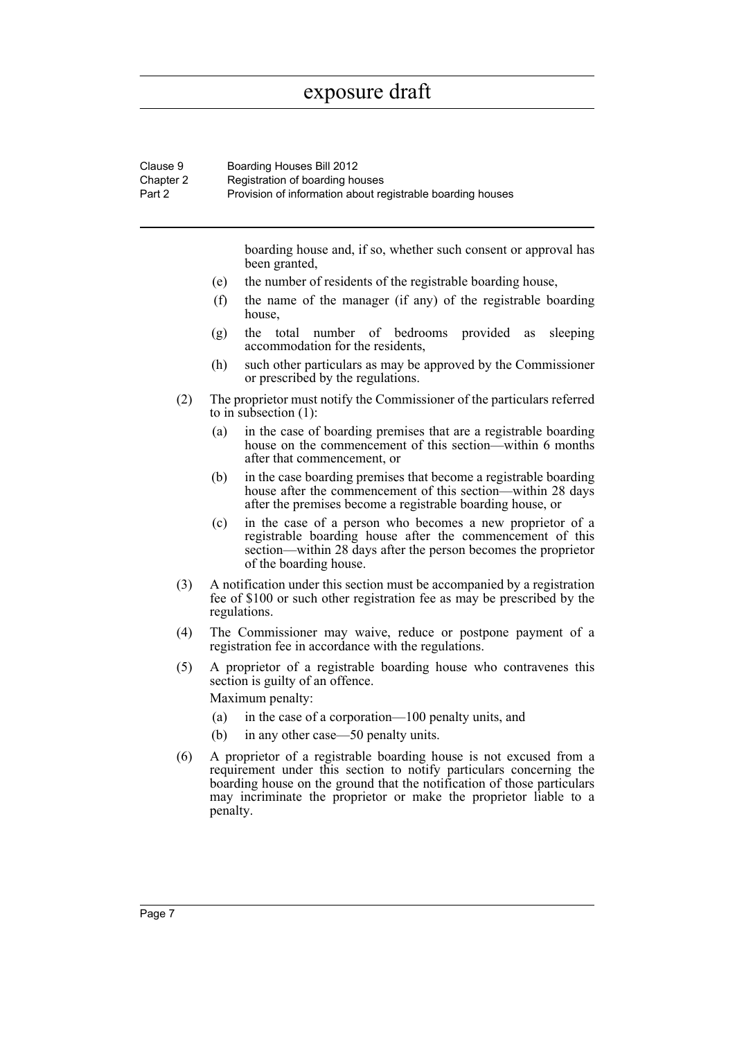boarding house and, if so, whether such consent or approval has been granted,

(e) the number of residents of the registrable boarding house,

(f) the name of the manager (if any) of the registrable boarding house,

(g) the total number of bedrooms provided as sleeping accommodation for the residents,

(h) such other particulars as may be approved by the Commissioner or prescribed by the regulations.

(2) The proprietor must notify the Commissioner of the particulars referred to in subsection (1):

(a) in the case of boarding premises that are a registrable boarding house on the commencement of this section—within 6 months after that commencement, or

(b) in the case boarding premises that become a registrable boarding house after the commencement of this section—within 28 days after the premises become a registrable boarding house, or

(c) in the case of a person who becomes a new proprietor of a registrable boarding house after the commencement of this section—within 28 days after the person becomes the proprietor of the boarding house.

(3) A notification under this section must be accompanied by a registration fee of $100 or such other registration fee as may be prescribed by the regulations.

(4) The Commissioner may waive, reduce or postpone payment of a registration fee in accordance with the regulations.

(5) A proprietor of a registrable boarding house who contravenes this section is guilty of an offence.

Maximum penalty:

(a) in the case of a corporation—100 penalty units, and

(b) in any other case—50 penalty units.

(6) A proprietor of a registrable boarding house is not excused from a requirement under this section to notify particulars concerning the boarding house on the ground that the notification of those particulars may incriminate the proprietor or make the proprietor liable to a penalty.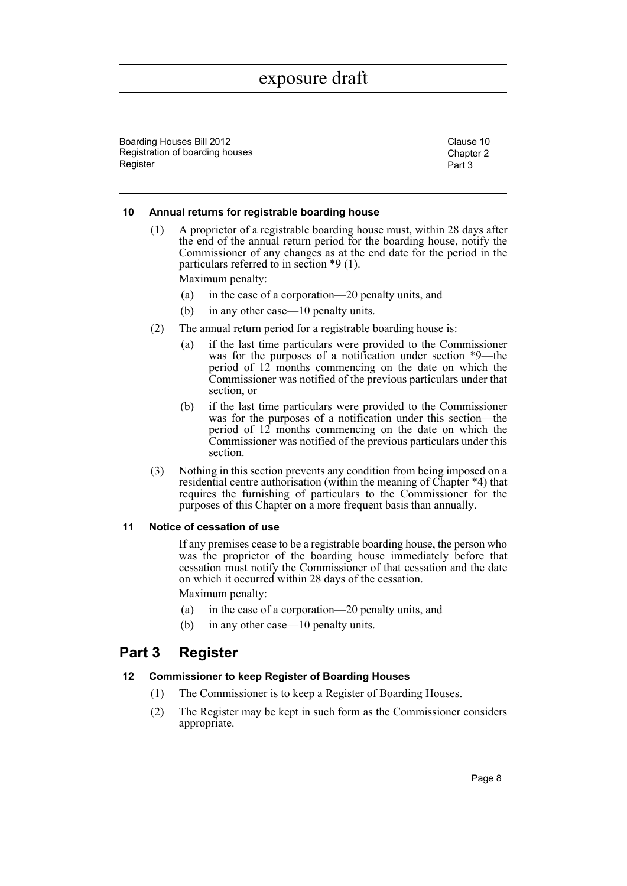#### 10 Annual returns for registrable boarding house

(1) A proprietor of a registrable boarding house must, within 28 days after the end of the annual return period for the boarding house, notify the Commissioner of any changes as at the end date for the period in the particulars referred to in section *9 (1).

Maximum penalty:

(a) in the case of a corporation—20 penalty units, and

(b) in any other case—10 penalty units.

(2) The annual return period for a registrable boarding house is:

(a) if the last time particulars were provided to the Commissioner was for the purposes of a notification under section *9—the period of 12 months commencing on the date on which the Commissioner was notified of the previous particulars under that section, or

(b) if the last time particulars were provided to the Commissioner was for the purposes of a notification under this section—the period of 12 months commencing on the date on which the Commissioner was notified of the previous particulars under this section.

(3) Nothing in this section prevents any condition from being imposed on a residential centre authorisation (within the meaning of Chapter *4) that requires the furnishing of particulars to the Commissioner for the purposes of this Chapter on a more frequent basis than annually.

#### 11 Notice of cessation of use

If any premises cease to be a registrable boarding house, the person who was the proprietor of the boarding house immediately before that cessation must notify the Commissioner of that cessation and the date on which it occurred within 28 days of the cessation.

Maximum penalty:

(a) in the case of a corporation—20 penalty units, and

(b) in any other case—10 penalty units.

## Part 3 Register

#### 12 Commissioner to keep Register of Boarding Houses

(1) The Commissioner is to keep a Register of Boarding Houses.

(2) The Register may be kept in such form as the Commissioner considers appropriate.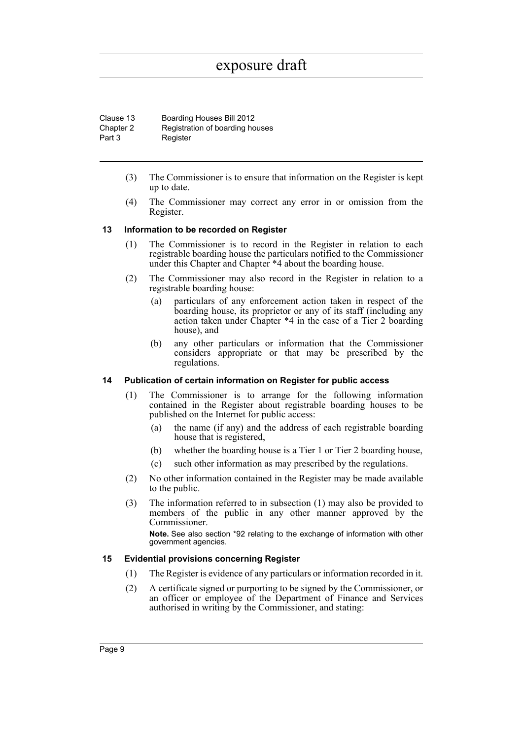(3) The Commissioner is to ensure that information on the Register is kept up to date.

(4) The Commissioner may correct any error in or omission from the Register.

### 13 Information to be recorded on Register

(1) The Commissioner is to record in the Register in relation to each registrable boarding house the particulars notified to the Commissioner under this Chapter and Chapter *4 about the boarding house.

(2) The Commissioner may also record in the Register in relation to a registrable boarding house:

(a) particulars of any enforcement action taken in respect of the boarding house, its proprietor or any of its staff (including any action taken under Chapter *4 in the case of a Tier 2 boarding house), and

(b) any other particulars or information that the Commissioner considers appropriate or that may be prescribed by the regulations.

### 14 Publication of certain information on Register for public access

(1) The Commissioner is to arrange for the following information contained in the Register about registrable boarding houses to be published on the Internet for public access:

(a) the name (if any) and the address of each registrable boarding house that is registered,

(b) whether the boarding house is a Tier 1 or Tier 2 boarding house,

(c) such other information as may prescribed by the regulations.

(2) No other information contained in the Register may be made available to the public.

(3) The information referred to in subsection (1) may also be provided to members of the public in any other manner approved by the Commissioner.

**Note.** See also section *92 relating to the exchange of information with other government agencies.

### 15 Evidential provisions concerning Register

(1) The Register is evidence of any particulars or information recorded in it.

(2) A certificate signed or purporting to be signed by the Commissioner, or an officer or employee of the Department of Finance and Services authorised in writing by the Commissioner, and stating: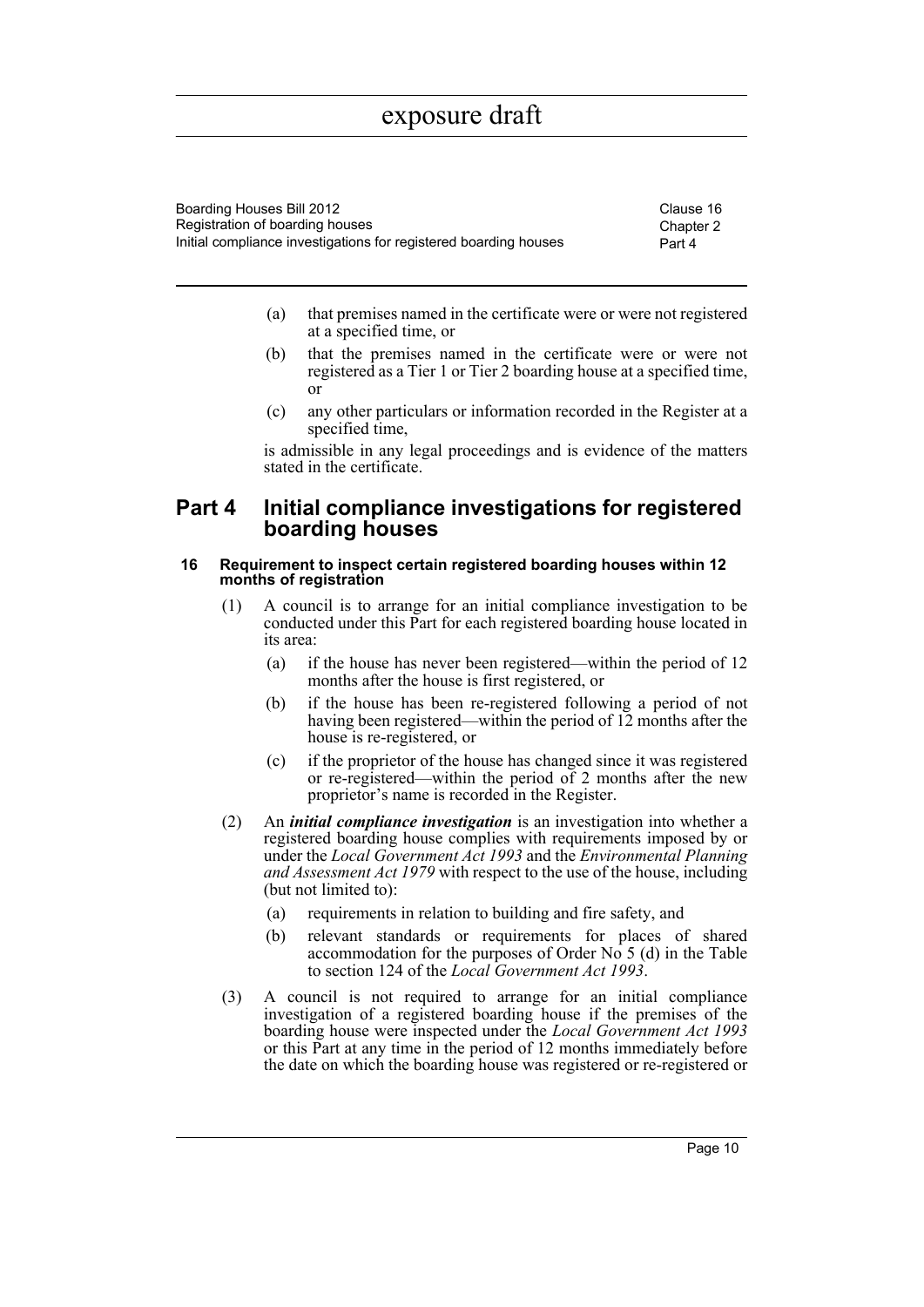(a) that premises named in the certificate were or were not registered at a specified time, or

(b) that the premises named in the certificate were or were not registered as a Tier 1 or Tier 2 boarding house at a specified time, or

(c) any other particulars or information recorded in the Register at a specified time,

is admissible in any legal proceedings and is evidence of the matters stated in the certificate.

## Part 4 Initial compliance investigations for registered boarding houses

#### 16 Requirement to inspect certain registered boarding houses within 12 months of registration

(1) A council is to arrange for an initial compliance investigation to be conducted under this Part for each registered boarding house located in its area:

(a) if the house has never been registered—within the period of 12 months after the house is first registered, or

(b) if the house has been re-registered following a period of not having been registered—within the period of 12 months after the house is re-registered, or

(c) if the proprietor of the house has changed since it was registered or re-registered—within the period of 2 months after the new proprietor's name is recorded in the Register.

(2) An ***initial compliance investigation*** is an investigation into whether a registered boarding house complies with requirements imposed by or under the *Local Government Act 1993* and the *Environmental Planning and Assessment Act 1979* with respect to the use of the house, including (but not limited to):

(a) requirements in relation to building and fire safety, and

(b) relevant standards or requirements for places of shared accommodation for the purposes of Order No 5 (d) in the Table to section 124 of the *Local Government Act 1993*.

(3) A council is not required to arrange for an initial compliance investigation of a registered boarding house if the premises of the boarding house were inspected under the *Local Government Act 1993* or this Part at any time in the period of 12 months immediately before the date on which the boarding house was registered or re-registered or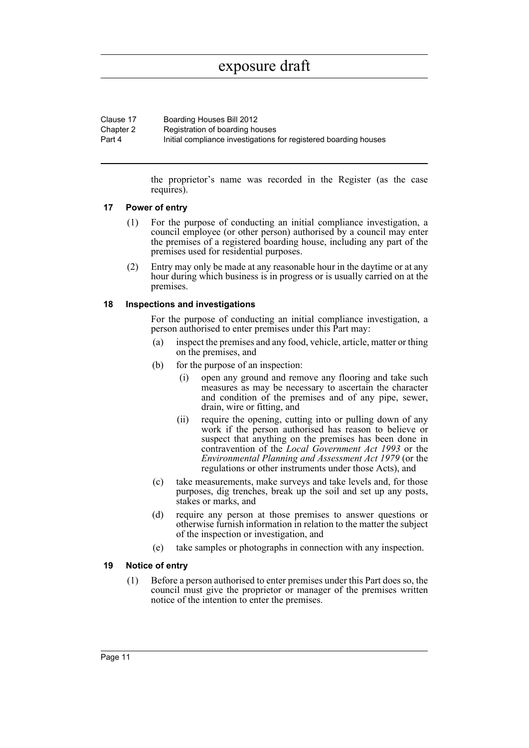the proprietor's name was recorded in the Register (as the case requires).

### 17 Power of entry

(1) For the purpose of conducting an initial compliance investigation, a council employee (or other person) authorised by a council may enter the premises of a registered boarding house, including any part of the premises used for residential purposes.

(2) Entry may only be made at any reasonable hour in the daytime or at any hour during which business is in progress or is usually carried on at the premises.

### 18 Inspections and investigations

For the purpose of conducting an initial compliance investigation, a person authorised to enter premises under this Part may:

(a) inspect the premises and any food, vehicle, article, matter or thing on the premises, and

(b) for the purpose of an inspection:

(i) open any ground and remove any flooring and take such measures as may be necessary to ascertain the character and condition of the premises and of any pipe, sewer, drain, wire or fitting, and

(ii) require the opening, cutting into or pulling down of any work if the person authorised has reason to believe or suspect that anything on the premises has been done in contravention of the *Local Government Act 1993* or the *Environmental Planning and Assessment Act 1979* (or the regulations or other instruments under those Acts), and

(c) take measurements, make surveys and take levels and, for those purposes, dig trenches, break up the soil and set up any posts, stakes or marks, and

(d) require any person at those premises to answer questions or otherwise furnish information in relation to the matter the subject of the inspection or investigation, and

(e) take samples or photographs in connection with any inspection.

### 19 Notice of entry

(1) Before a person authorised to enter premises under this Part does so, the council must give the proprietor or manager of the premises written notice of the intention to enter the premises.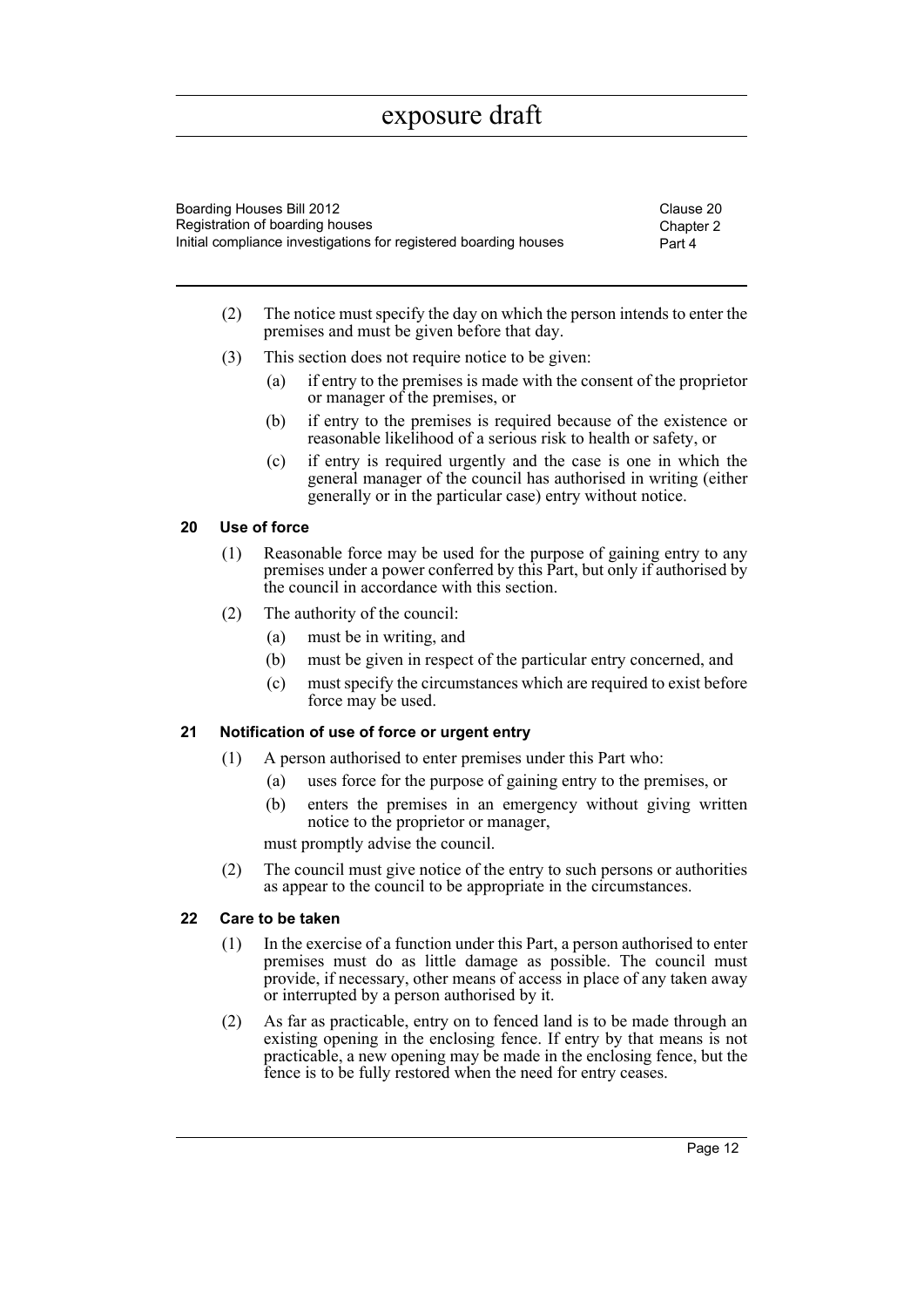(2) The notice must specify the day on which the person intends to enter the premises and must be given before that day.

(3) This section does not require notice to be given:

(a) if entry to the premises is made with the consent of the proprietor or manager of the premises, or

(b) if entry to the premises is required because of the existence or reasonable likelihood of a serious risk to health or safety, or

(c) if entry is required urgently and the case is one in which the general manager of the council has authorised in writing (either generally or in the particular case) entry without notice.

### 20 Use of force

(1) Reasonable force may be used for the purpose of gaining entry to any premises under a power conferred by this Part, but only if authorised by the council in accordance with this section.

(2) The authority of the council:

(a) must be in writing, and

(b) must be given in respect of the particular entry concerned, and

(c) must specify the circumstances which are required to exist before force may be used.

### 21 Notification of use of force or urgent entry

(1) A person authorised to enter premises under this Part who:

(a) uses force for the purpose of gaining entry to the premises, or

(b) enters the premises in an emergency without giving written notice to the proprietor or manager,

must promptly advise the council.

(2) The council must give notice of the entry to such persons or authorities as appear to the council to be appropriate in the circumstances.

### 22 Care to be taken

(1) In the exercise of a function under this Part, a person authorised to enter premises must do as little damage as possible. The council must provide, if necessary, other means of access in place of any taken away or interrupted by a person authorised by it.

(2) As far as practicable, entry on to fenced land is to be made through an existing opening in the enclosing fence. If entry by that means is not practicable, a new opening may be made in the enclosing fence, but the fence is to be fully restored when the need for entry ceases.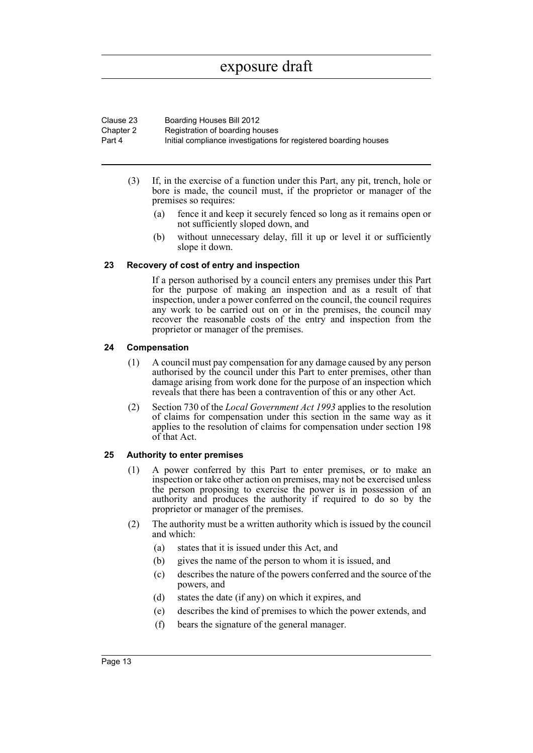(3) If, in the exercise of a function under this Part, any pit, trench, hole or bore is made, the council must, if the proprietor or manager of the premises so requires:

- (a) fence it and keep it securely fenced so long as it remains open or not sufficiently sloped down, and
- (b) without unnecessary delay, fill it up or level it or sufficiently slope it down.

### 23 Recovery of cost of entry and inspection

If a person authorised by a council enters any premises under this Part for the purpose of making an inspection and as a result of that inspection, under a power conferred on the council, the council requires any work to be carried out on or in the premises, the council may recover the reasonable costs of the entry and inspection from the proprietor or manager of the premises.

### 24 Compensation

(1) A council must pay compensation for any damage caused by any person authorised by the council under this Part to enter premises, other than damage arising from work done for the purpose of an inspection which reveals that there has been a contravention of this or any other Act.

(2) Section 730 of the *Local Government Act 1993* applies to the resolution of claims for compensation under this section in the same way as it applies to the resolution of claims for compensation under section 198 of that Act.

### 25 Authority to enter premises

(1) A power conferred by this Part to enter premises, or to make an inspection or take other action on premises, may not be exercised unless the person proposing to exercise the power is in possession of an authority and produces the authority if required to do so by the proprietor or manager of the premises.

(2) The authority must be a written authority which is issued by the council and which:

- (a) states that it is issued under this Act, and
- (b) gives the name of the person to whom it is issued, and
- (c) describes the nature of the powers conferred and the source of the powers, and
- (d) states the date (if any) on which it expires, and
- (e) describes the kind of premises to which the power extends, and
- (f) bears the signature of the general manager.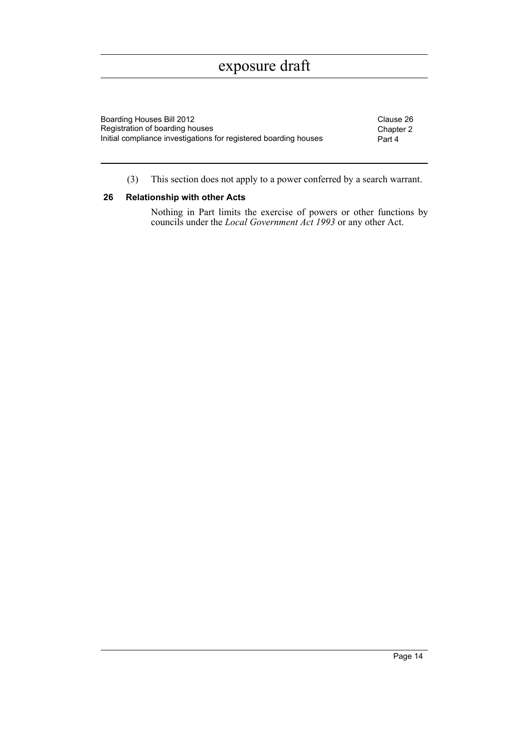(3) This section does not apply to a power conferred by a search warrant.

**26 Relationship with other Acts**

Nothing in Part limits the exercise of powers or other functions by councils under the *Local Government Act 1993* or any other Act.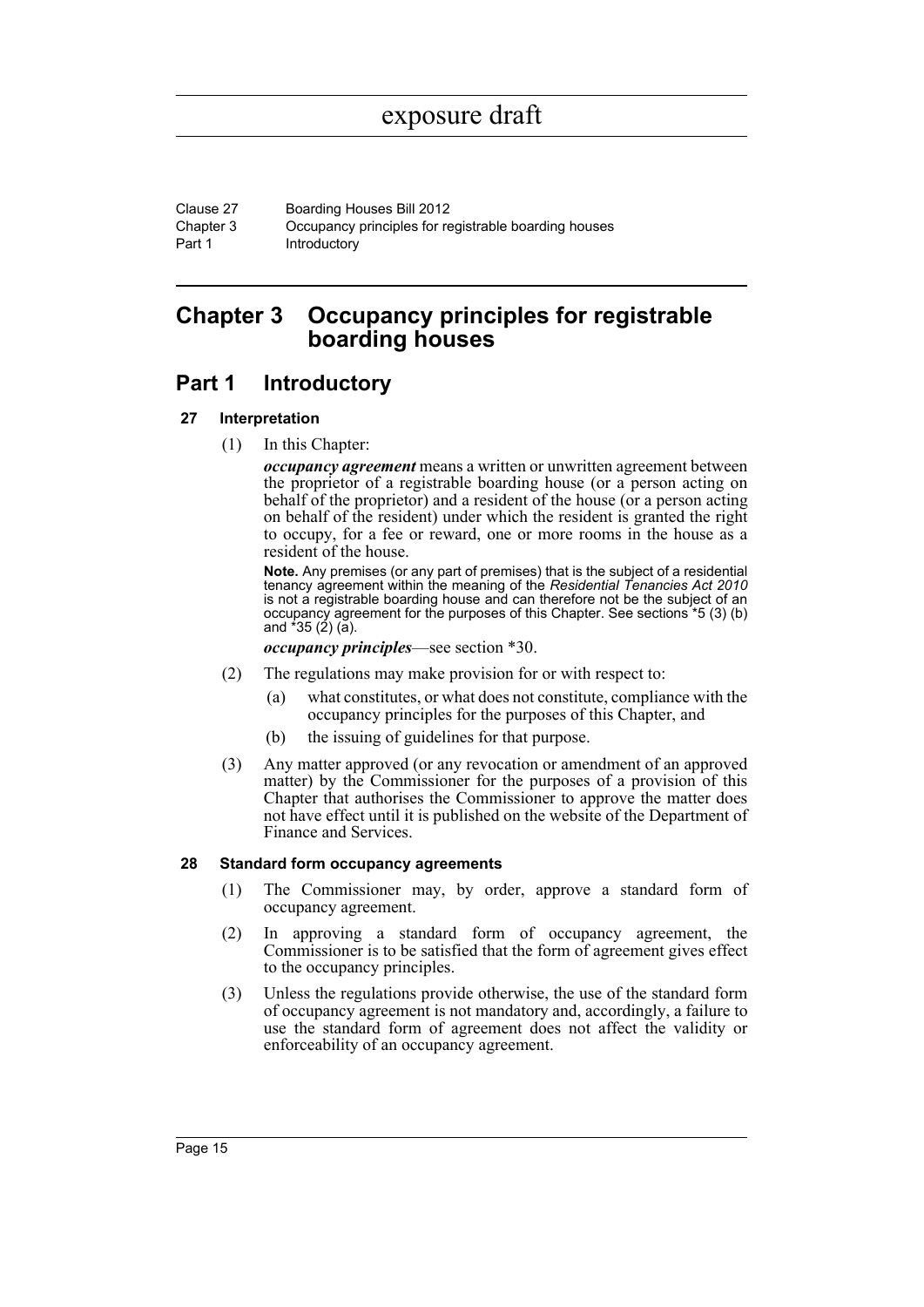# Chapter 3 Occupancy principles for registrable boarding houses

## Part 1 Introductory

### 27 Interpretation

(1) In this Chapter:

***occupancy agreement*** means a written or unwritten agreement between the proprietor of a registrable boarding house (or a person acting on behalf of the proprietor) and a resident of the house (or a person acting on behalf of the resident) under which the resident is granted the right to occupy, for a fee or reward, one or more rooms in the house as a resident of the house.

**Note.** Any premises (or any part of premises) that is the subject of a residential tenancy agreement within the meaning of the *Residential Tenancies Act 2010* is not a registrable boarding house and can therefore not be the subject of an occupancy agreement for the purposes of this Chapter. See sections *5 (3) (b) and *35 (2) (a).

***occupancy principles***—see section *30.

(2) The regulations may make provision for or with respect to:

- (a) what constitutes, or what does not constitute, compliance with the occupancy principles for the purposes of this Chapter, and
- (b) the issuing of guidelines for that purpose.

(3) Any matter approved (or any revocation or amendment of an approved matter) by the Commissioner for the purposes of a provision of this Chapter that authorises the Commissioner to approve the matter does not have effect until it is published on the website of the Department of Finance and Services.

### 28 Standard form occupancy agreements

(1) The Commissioner may, by order, approve a standard form of occupancy agreement.

(2) In approving a standard form of occupancy agreement, the Commissioner is to be satisfied that the form of agreement gives effect to the occupancy principles.

(3) Unless the regulations provide otherwise, the use of the standard form of occupancy agreement is not mandatory and, accordingly, a failure to use the standard form of agreement does not affect the validity or enforceability of an occupancy agreement.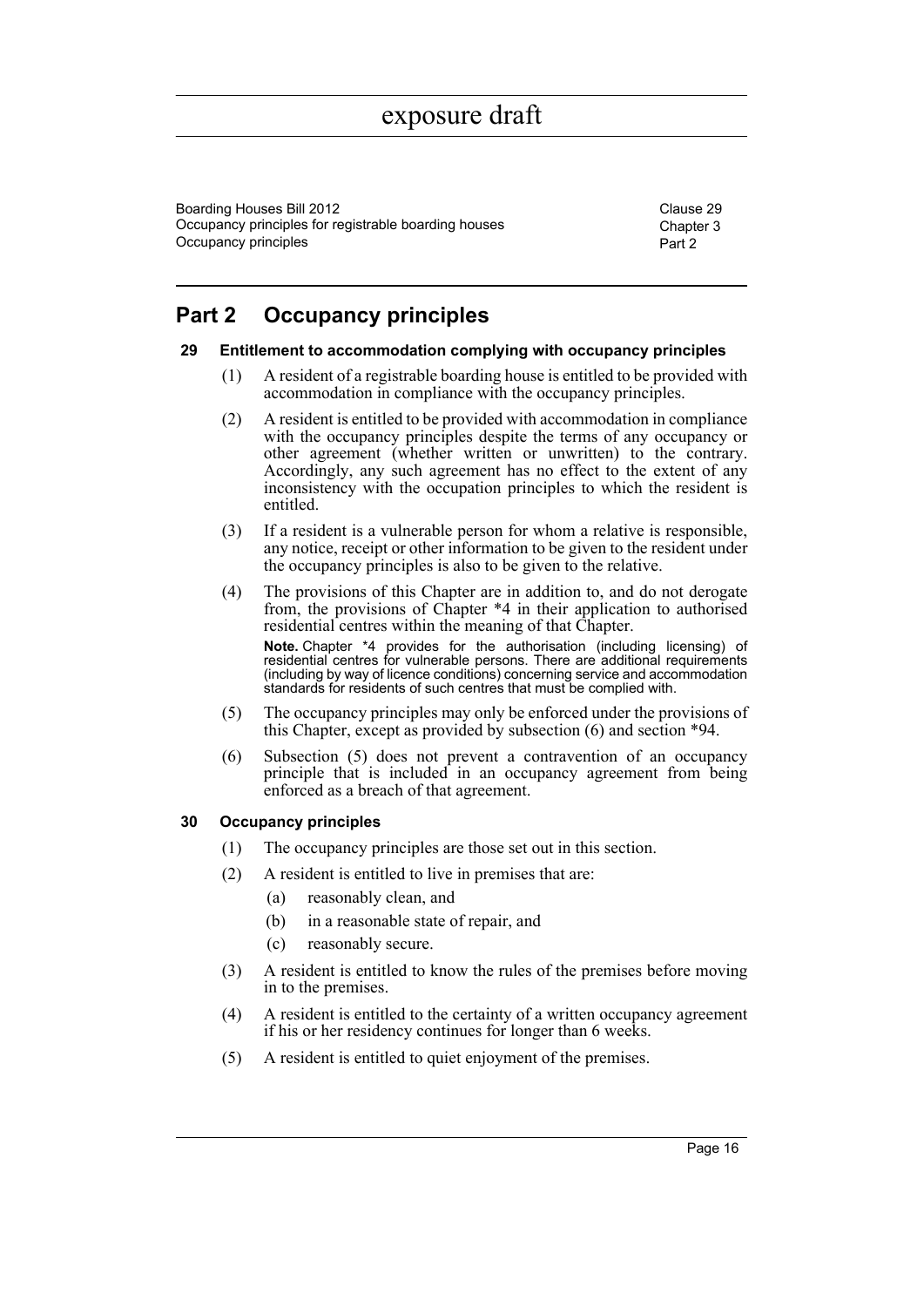## Part 2 Occupancy principles

### 29 Entitlement to accommodation complying with occupancy principles

(1) A resident of a registrable boarding house is entitled to be provided with accommodation in compliance with the occupancy principles.

(2) A resident is entitled to be provided with accommodation in compliance with the occupancy principles despite the terms of any occupancy or other agreement (whether written or unwritten) to the contrary. Accordingly, any such agreement has no effect to the extent of any inconsistency with the occupation principles to which the resident is entitled.

(3) If a resident is a vulnerable person for whom a relative is responsible, any notice, receipt or other information to be given to the resident under the occupancy principles is also to be given to the relative.

(4) The provisions of this Chapter are in addition to, and do not derogate from, the provisions of Chapter *4 in their application to authorised residential centres within the meaning of that Chapter.

**Note.** Chapter *4 provides for the authorisation (including licensing) of residential centres for vulnerable persons. There are additional requirements (including by way of licence conditions) concerning service and accommodation standards for residents of such centres that must be complied with.

(5) The occupancy principles may only be enforced under the provisions of this Chapter, except as provided by subsection (6) and section *94.

(6) Subsection (5) does not prevent a contravention of an occupancy principle that is included in an occupancy agreement from being enforced as a breach of that agreement.

### 30 Occupancy principles

(1) The occupancy principles are those set out in this section.

(2) A resident is entitled to live in premises that are:

- (a) reasonably clean, and
- (b) in a reasonable state of repair, and
- (c) reasonably secure.

(3) A resident is entitled to know the rules of the premises before moving in to the premises.

(4) A resident is entitled to the certainty of a written occupancy agreement if his or her residency continues for longer than 6 weeks.

(5) A resident is entitled to quiet enjoyment of the premises.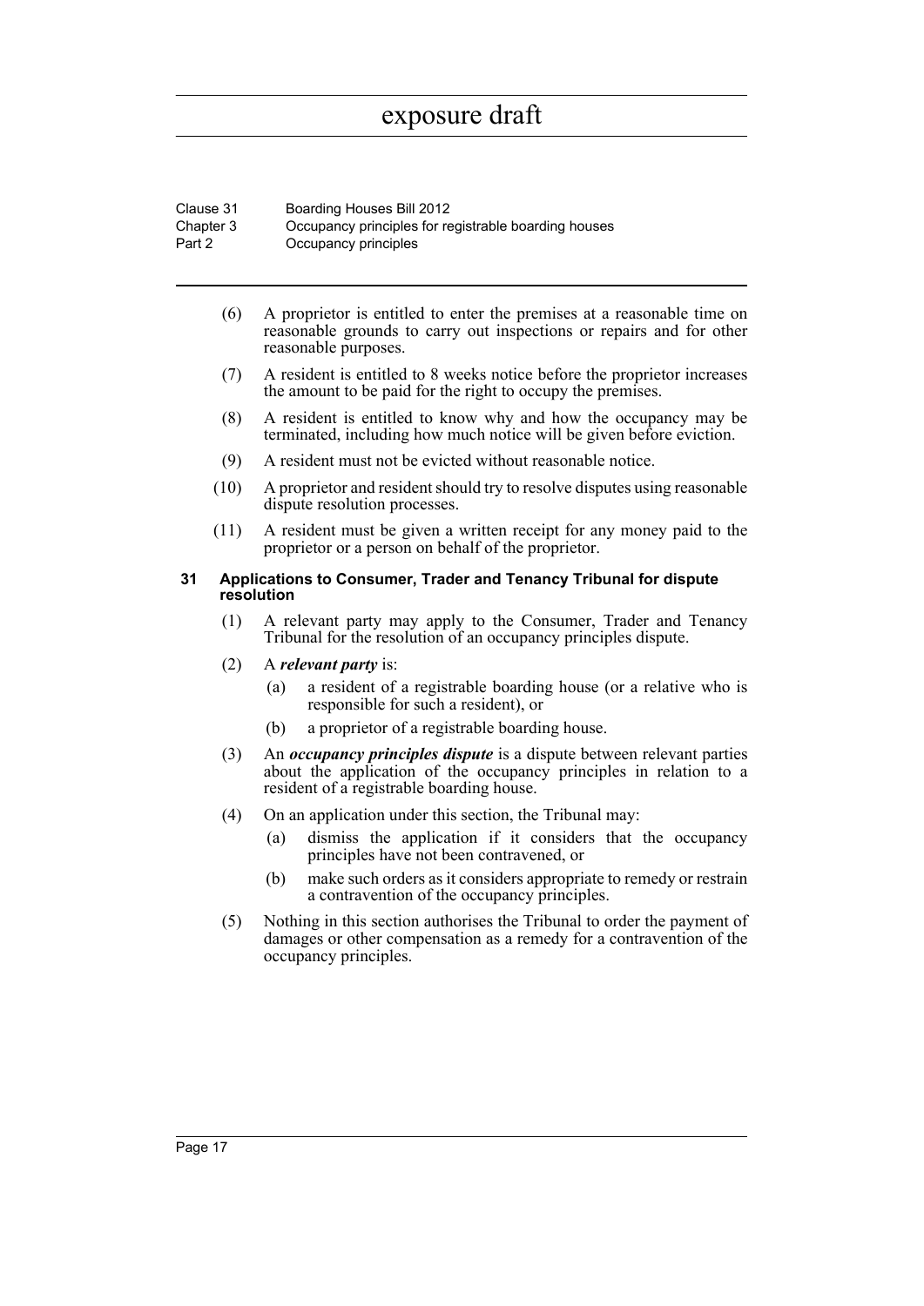(6) A proprietor is entitled to enter the premises at a reasonable time on reasonable grounds to carry out inspections or repairs and for other reasonable purposes.

(7) A resident is entitled to 8 weeks notice before the proprietor increases the amount to be paid for the right to occupy the premises.

(8) A resident is entitled to know why and how the occupancy may be terminated, including how much notice will be given before eviction.

(9) A resident must not be evicted without reasonable notice.

(10) A proprietor and resident should try to resolve disputes using reasonable dispute resolution processes.

(11) A resident must be given a written receipt for any money paid to the proprietor or a person on behalf of the proprietor.

#### 31 Applications to Consumer, Trader and Tenancy Tribunal for dispute resolution

(1) A relevant party may apply to the Consumer, Trader and Tenancy Tribunal for the resolution of an occupancy principles dispute.

(2) A ***relevant party*** is:

- (a) a resident of a registrable boarding house (or a relative who is responsible for such a resident), or
- (b) a proprietor of a registrable boarding house.

(3) An ***occupancy principles dispute*** is a dispute between relevant parties about the application of the occupancy principles in relation to a resident of a registrable boarding house.

(4) On an application under this section, the Tribunal may:

- (a) dismiss the application if it considers that the occupancy principles have not been contravened, or
- (b) make such orders as it considers appropriate to remedy or restrain a contravention of the occupancy principles.

(5) Nothing in this section authorises the Tribunal to order the payment of damages or other compensation as a remedy for a contravention of the occupancy principles.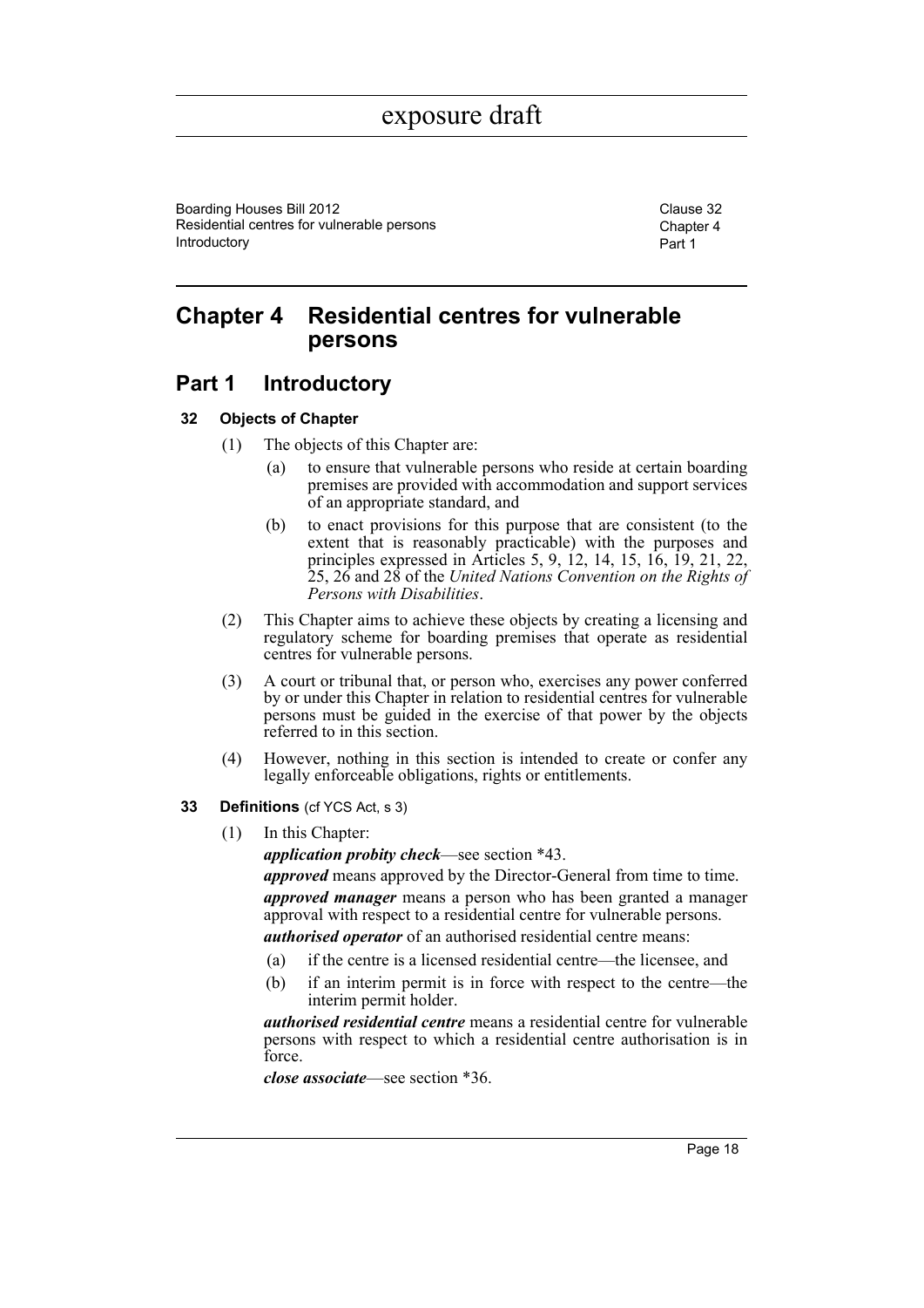# Chapter 4 Residential centres for vulnerable persons

## Part 1 Introductory

### 32 Objects of Chapter

(1) The objects of this Chapter are:

- (a) to ensure that vulnerable persons who reside at certain boarding premises are provided with accommodation and support services of an appropriate standard, and
- (b) to enact provisions for this purpose that are consistent (to the extent that is reasonably practicable) with the purposes and principles expressed in Articles 5, 9, 12, 14, 15, 16, 19, 21, 22, 25, 26 and 28 of the *United Nations Convention on the Rights of Persons with Disabilities*.

(2) This Chapter aims to achieve these objects by creating a licensing and regulatory scheme for boarding premises that operate as residential centres for vulnerable persons.

(3) A court or tribunal that, or person who, exercises any power conferred by or under this Chapter in relation to residential centres for vulnerable persons must be guided in the exercise of that power by the objects referred to in this section.

(4) However, nothing in this section is intended to create or confer any legally enforceable obligations, rights or entitlements.

### 33 Definitions (cf YCS Act, s 3)

(1) In this Chapter:

***application probity check***—see section *43.

***approved*** means approved by the Director-General from time to time.

***approved manager*** means a person who has been granted a manager approval with respect to a residential centre for vulnerable persons.

***authorised operator*** of an authorised residential centre means:

- (a) if the centre is a licensed residential centre—the licensee, and
- (b) if an interim permit is in force with respect to the centre—the interim permit holder.

***authorised residential centre*** means a residential centre for vulnerable persons with respect to which a residential centre authorisation is in force.

***close associate***—see section *36.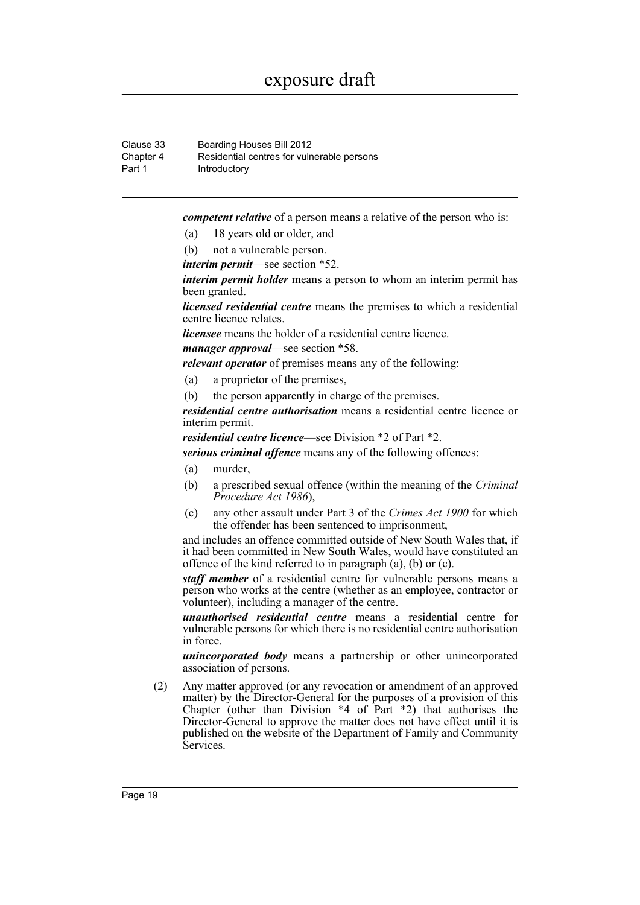***competent relative*** of a person means a relative of the person who is:

(a) 18 years old or older, and

(b) not a vulnerable person.

***interim permit***—see section *52.

***interim permit holder*** means a person to whom an interim permit has been granted.

***licensed residential centre*** means the premises to which a residential centre licence relates.

***licensee*** means the holder of a residential centre licence.

***manager approval***—see section *58.

***relevant operator*** of premises means any of the following:

(a) a proprietor of the premises,

(b) the person apparently in charge of the premises.

***residential centre authorisation*** means a residential centre licence or interim permit.

***residential centre licence***—see Division *2 of Part *2.

***serious criminal offence*** means any of the following offences:

(a) murder,

(b) a prescribed sexual offence (within the meaning of the *Criminal Procedure Act 1986*),

(c) any other assault under Part 3 of the *Crimes Act 1900* for which the offender has been sentenced to imprisonment,

and includes an offence committed outside of New South Wales that, if it had been committed in New South Wales, would have constituted an offence of the kind referred to in paragraph (a), (b) or (c).

***staff member*** of a residential centre for vulnerable persons means a person who works at the centre (whether as an employee, contractor or volunteer), including a manager of the centre.

***unauthorised residential centre*** means a residential centre for vulnerable persons for which there is no residential centre authorisation in force.

***unincorporated body*** means a partnership or other unincorporated association of persons.

(2) Any matter approved (or any revocation or amendment of an approved matter) by the Director-General for the purposes of a provision of this Chapter (other than Division *4 of Part *2) that authorises the Director-General to approve the matter does not have effect until it is published on the website of the Department of Family and Community Services.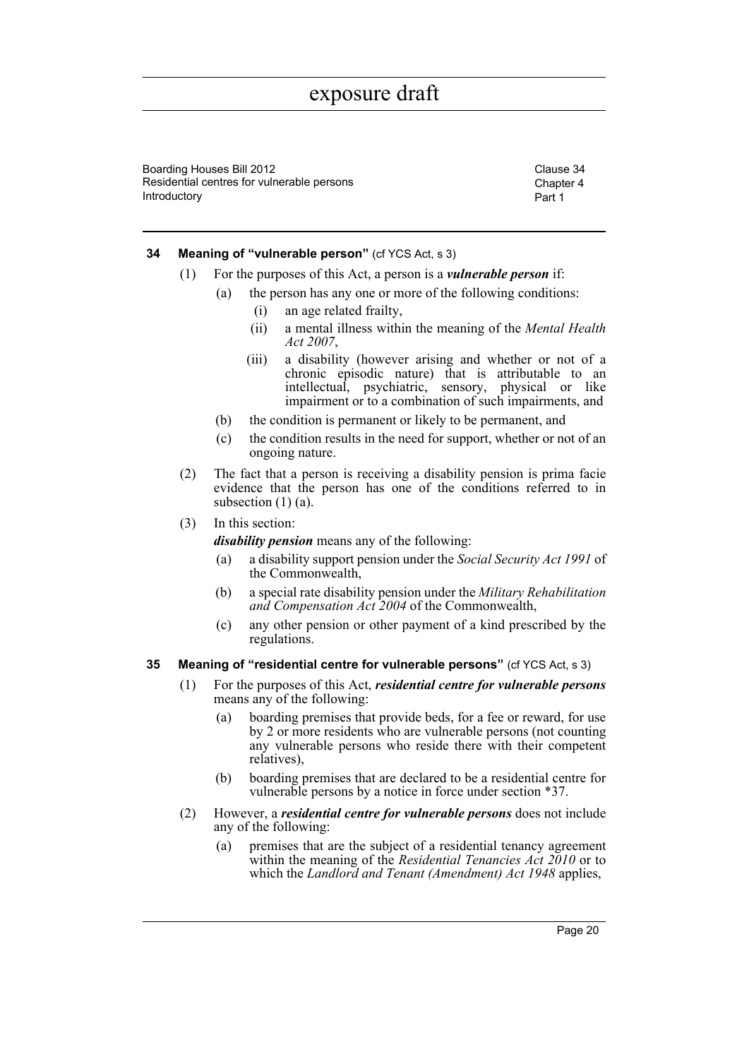### 34 Meaning of "vulnerable person" (cf YCS Act, s 3)

(1) For the purposes of this Act, a person is a ***vulnerable person*** if:

(a) the person has any one or more of the following conditions:

(i) an age related frailty,

(ii) a mental illness within the meaning of the *Mental Health Act 2007*,

(iii) a disability (however arising and whether or not of a chronic episodic nature) that is attributable to an intellectual, psychiatric, sensory, physical or like impairment or to a combination of such impairments, and

(b) the condition is permanent or likely to be permanent, and

(c) the condition results in the need for support, whether or not of an ongoing nature.

(2) The fact that a person is receiving a disability pension is prima facie evidence that the person has one of the conditions referred to in subsection (1) (a).

(3) In this section:

***disability pension*** means any of the following:

(a) a disability support pension under the *Social Security Act 1991* of the Commonwealth,

(b) a special rate disability pension under the *Military Rehabilitation and Compensation Act 2004* of the Commonwealth,

(c) any other pension or other payment of a kind prescribed by the regulations.

### 35 Meaning of "residential centre for vulnerable persons" (cf YCS Act, s 3)

(1) For the purposes of this Act, ***residential centre for vulnerable persons*** means any of the following:

(a) boarding premises that provide beds, for a fee or reward, for use by 2 or more residents who are vulnerable persons (not counting any vulnerable persons who reside there with their competent relatives),

(b) boarding premises that are declared to be a residential centre for vulnerable persons by a notice in force under section *37.

(2) However, a ***residential centre for vulnerable persons*** does not include any of the following:

(a) premises that are the subject of a residential tenancy agreement within the meaning of the *Residential Tenancies Act 2010* or to which the *Landlord and Tenant (Amendment) Act 1948* applies,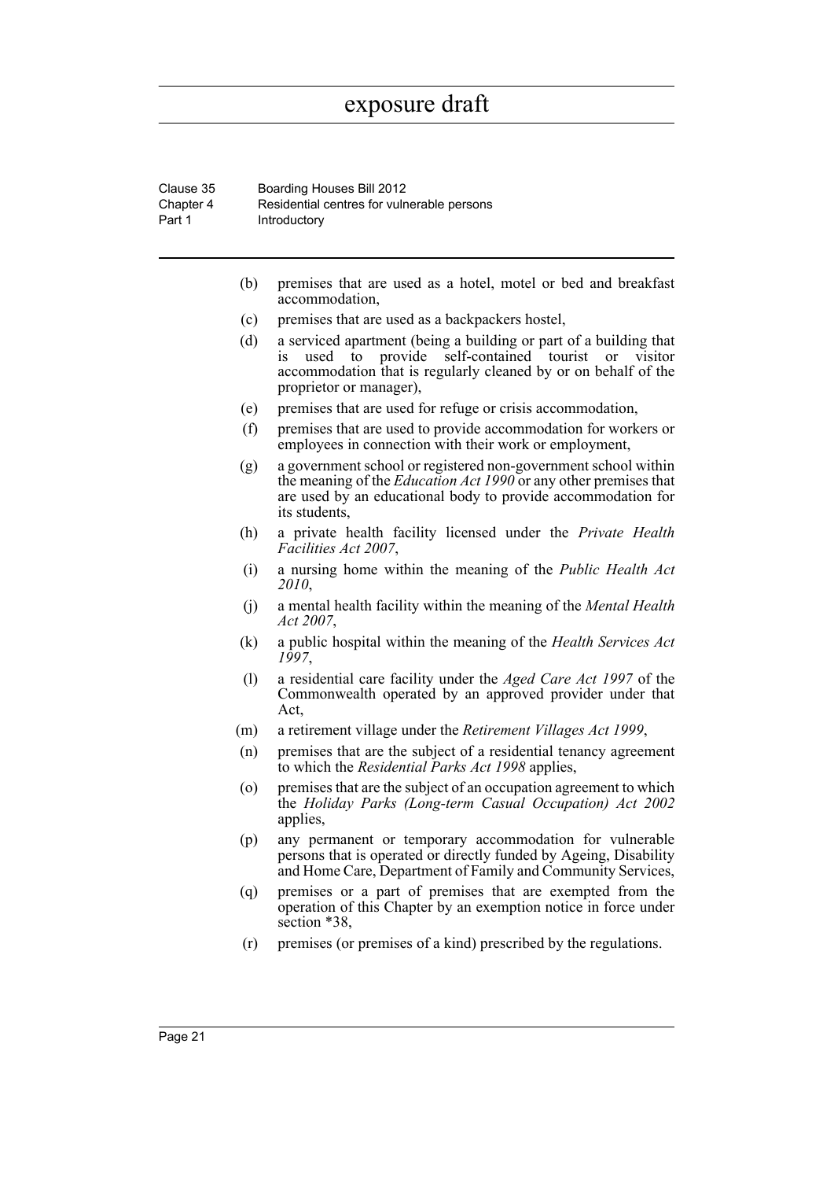(b) premises that are used as a hotel, motel or bed and breakfast accommodation,

(c) premises that are used as a backpackers hostel,

(d) a serviced apartment (being a building or part of a building that is used to provide self-contained tourist or visitor accommodation that is regularly cleaned by or on behalf of the proprietor or manager),

(e) premises that are used for refuge or crisis accommodation,

(f) premises that are used to provide accommodation for workers or employees in connection with their work or employment,

(g) a government school or registered non-government school within the meaning of the *Education Act 1990* or any other premises that are used by an educational body to provide accommodation for its students,

(h) a private health facility licensed under the *Private Health Facilities Act 2007*,

(i) a nursing home within the meaning of the *Public Health Act 2010*,

(j) a mental health facility within the meaning of the *Mental Health Act 2007*,

(k) a public hospital within the meaning of the *Health Services Act 1997*,

(l) a residential care facility under the *Aged Care Act 1997* of the Commonwealth operated by an approved provider under that Act,

(m) a retirement village under the *Retirement Villages Act 1999*,

(n) premises that are the subject of a residential tenancy agreement to which the *Residential Parks Act 1998* applies,

(o) premises that are the subject of an occupation agreement to which the *Holiday Parks (Long-term Casual Occupation) Act 2002* applies,

(p) any permanent or temporary accommodation for vulnerable persons that is operated or directly funded by Ageing, Disability and Home Care, Department of Family and Community Services,

(q) premises or a part of premises that are exempted from the operation of this Chapter by an exemption notice in force under section *38,

(r) premises (or premises of a kind) prescribed by the regulations.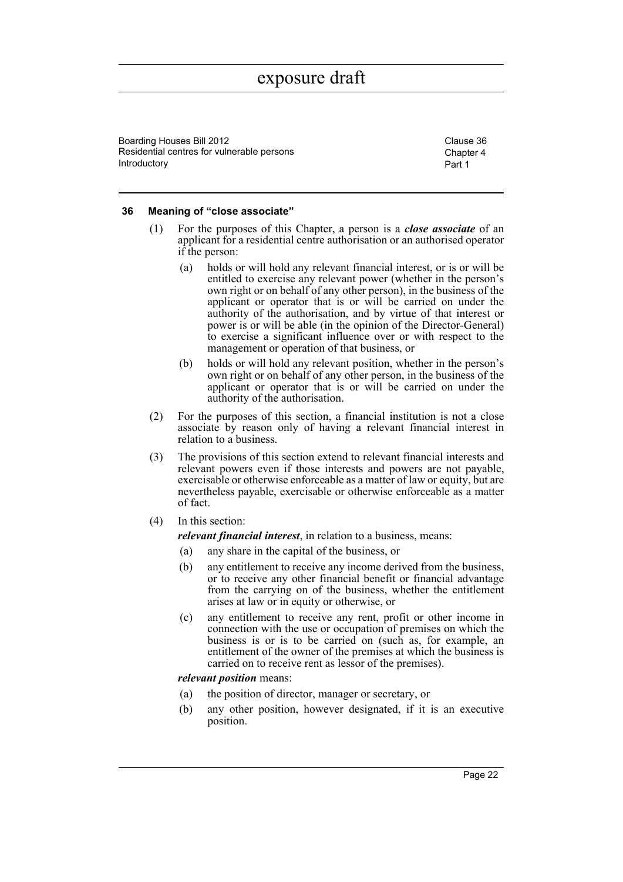## 36 Meaning of "close associate"

(1) For the purposes of this Chapter, a person is a ***close associate*** of an applicant for a residential centre authorisation or an authorised operator if the person:

(a) holds or will hold any relevant financial interest, or is or will be entitled to exercise any relevant power (whether in the person's own right or on behalf of any other person), in the business of the applicant or operator that is or will be carried on under the authority of the authorisation, and by virtue of that interest or power is or will be able (in the opinion of the Director-General) to exercise a significant influence over or with respect to the management or operation of that business, or

(b) holds or will hold any relevant position, whether in the person's own right or on behalf of any other person, in the business of the applicant or operator that is or will be carried on under the authority of the authorisation.

(2) For the purposes of this section, a financial institution is not a close associate by reason only of having a relevant financial interest in relation to a business.

(3) The provisions of this section extend to relevant financial interests and relevant powers even if those interests and powers are not payable, exercisable or otherwise enforceable as a matter of law or equity, but are nevertheless payable, exercisable or otherwise enforceable as a matter of fact.

(4) In this section:

***relevant financial interest***, in relation to a business, means:

(a) any share in the capital of the business, or

(b) any entitlement to receive any income derived from the business, or to receive any other financial benefit or financial advantage from the carrying on of the business, whether the entitlement arises at law or in equity or otherwise, or

(c) any entitlement to receive any rent, profit or other income in connection with the use or occupation of premises on which the business is or is to be carried on (such as, for example, an entitlement of the owner of the premises at which the business is carried on to receive rent as lessor of the premises).

***relevant position*** means:

(a) the position of director, manager or secretary, or

(b) any other position, however designated, if it is an executive position.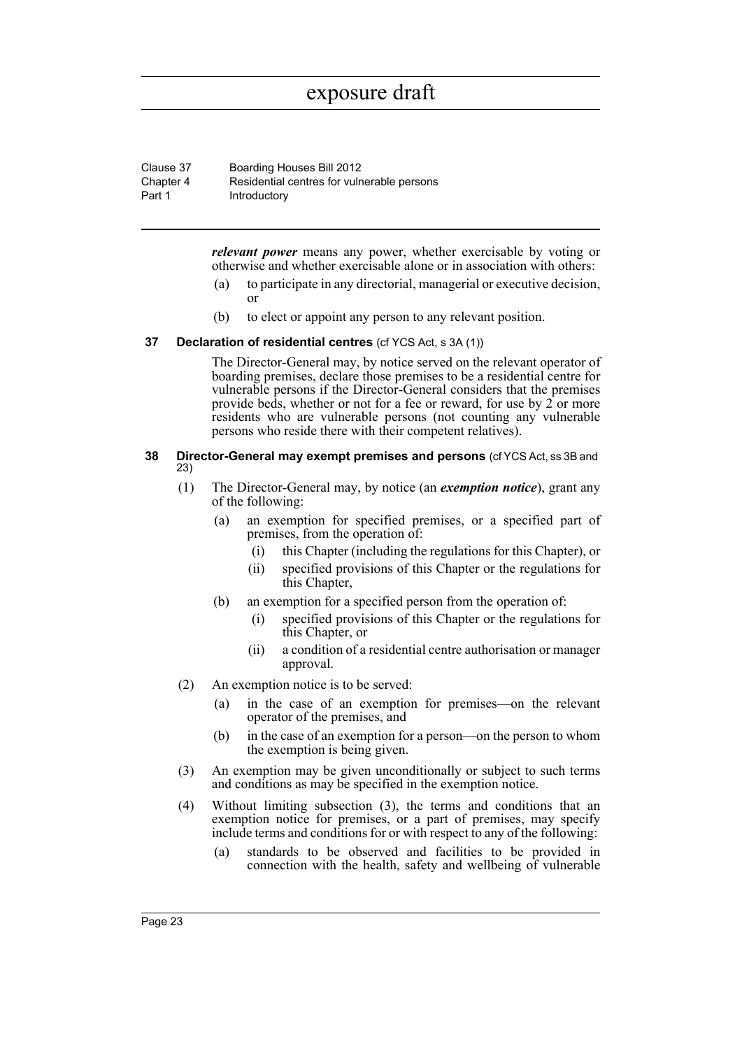***relevant power*** means any power, whether exercisable by voting or otherwise and whether exercisable alone or in association with others:

(a) to participate in any directorial, managerial or executive decision, or

(b) to elect or appoint any person to any relevant position.

### 37 Declaration of residential centres (cf YCS Act, s 3A (1))

The Director-General may, by notice served on the relevant operator of boarding premises, declare those premises to be a residential centre for vulnerable persons if the Director-General considers that the premises provide beds, whether or not for a fee or reward, for use by 2 or more residents who are vulnerable persons (not counting any vulnerable persons who reside there with their competent relatives).

### 38 Director-General may exempt premises and persons (cf YCS Act, ss 3B and 23)

(1) The Director-General may, by notice (an ***exemption notice***), grant any of the following:

(a) an exemption for specified premises, or a specified part of premises, from the operation of:

(i) this Chapter (including the regulations for this Chapter), or

(ii) specified provisions of this Chapter or the regulations for this Chapter,

(b) an exemption for a specified person from the operation of:

(i) specified provisions of this Chapter or the regulations for this Chapter, or

(ii) a condition of a residential centre authorisation or manager approval.

(2) An exemption notice is to be served:

(a) in the case of an exemption for premises—on the relevant operator of the premises, and

(b) in the case of an exemption for a person—on the person to whom the exemption is being given.

(3) An exemption may be given unconditionally or subject to such terms and conditions as may be specified in the exemption notice.

(4) Without limiting subsection (3), the terms and conditions that an exemption notice for premises, or a part of premises, may specify include terms and conditions for or with respect to any of the following:

(a) standards to be observed and facilities to be provided in connection with the health, safety and wellbeing of vulnerable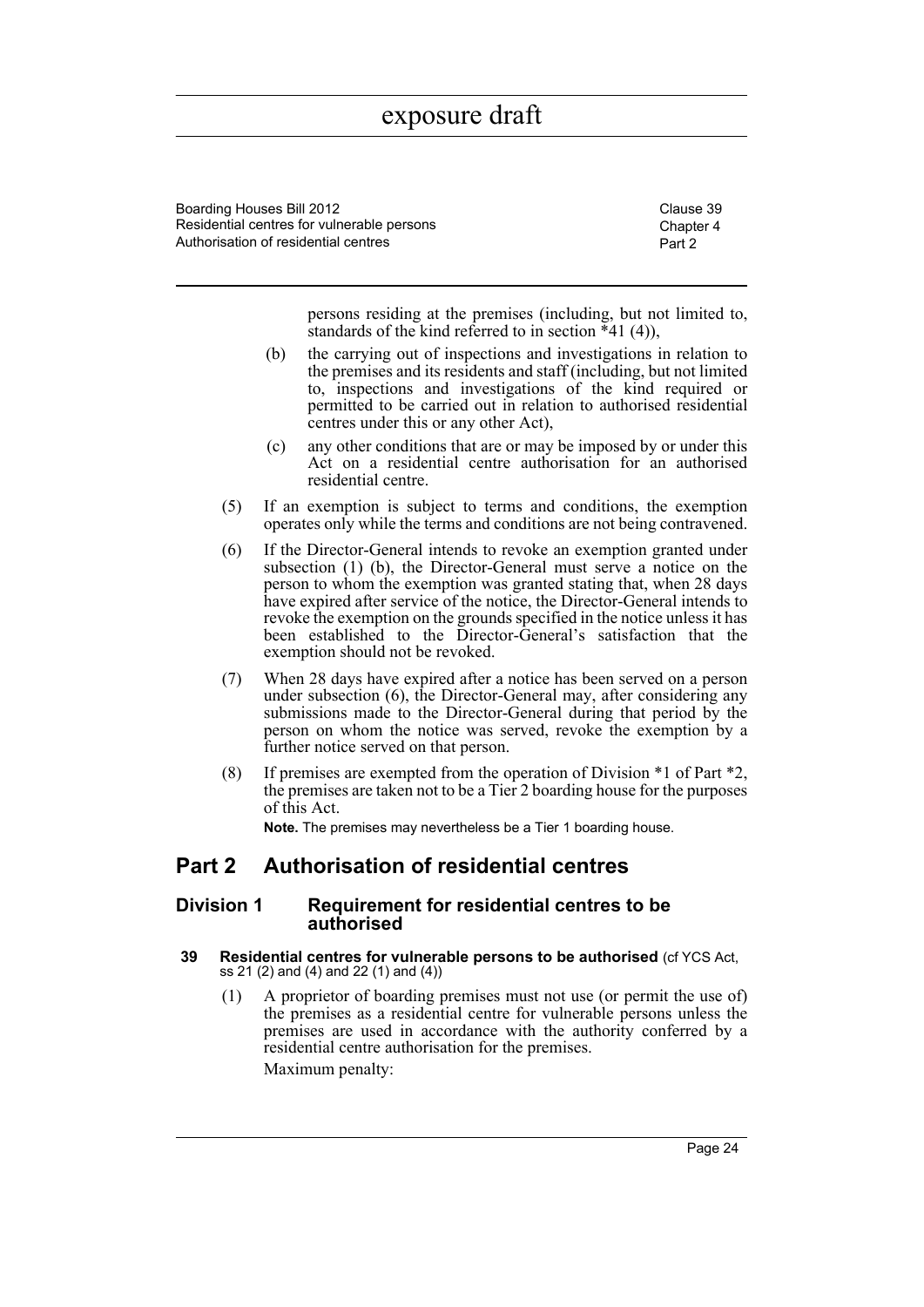persons residing at the premises (including, but not limited to, standards of the kind referred to in section *41 (4)),

(b) the carrying out of inspections and investigations in relation to the premises and its residents and staff (including, but not limited to, inspections and investigations of the kind required or permitted to be carried out in relation to authorised residential centres under this or any other Act),

(c) any other conditions that are or may be imposed by or under this Act on a residential centre authorisation for an authorised residential centre.

(5) If an exemption is subject to terms and conditions, the exemption operates only while the terms and conditions are not being contravened.

(6) If the Director-General intends to revoke an exemption granted under subsection (1) (b), the Director-General must serve a notice on the person to whom the exemption was granted stating that, when 28 days have expired after service of the notice, the Director-General intends to revoke the exemption on the grounds specified in the notice unless it has been established to the Director-General's satisfaction that the exemption should not be revoked.

(7) When 28 days have expired after a notice has been served on a person under subsection (6), the Director-General may, after considering any submissions made to the Director-General during that period by the person on whom the notice was served, revoke the exemption by a further notice served on that person.

(8) If premises are exempted from the operation of Division *1 of Part *2, the premises are taken not to be a Tier 2 boarding house for the purposes of this Act.

**Note.** The premises may nevertheless be a Tier 1 boarding house.

## Part 2 Authorisation of residential centres

### Division 1 Requirement for residential centres to be authorised

**39 Residential centres for vulnerable persons to be authorised** (cf YCS Act, ss 21 (2) and (4) and 22 (1) and (4))

(1) A proprietor of boarding premises must not use (or permit the use of) the premises as a residential centre for vulnerable persons unless the premises are used in accordance with the authority conferred by a residential centre authorisation for the premises.

Maximum penalty: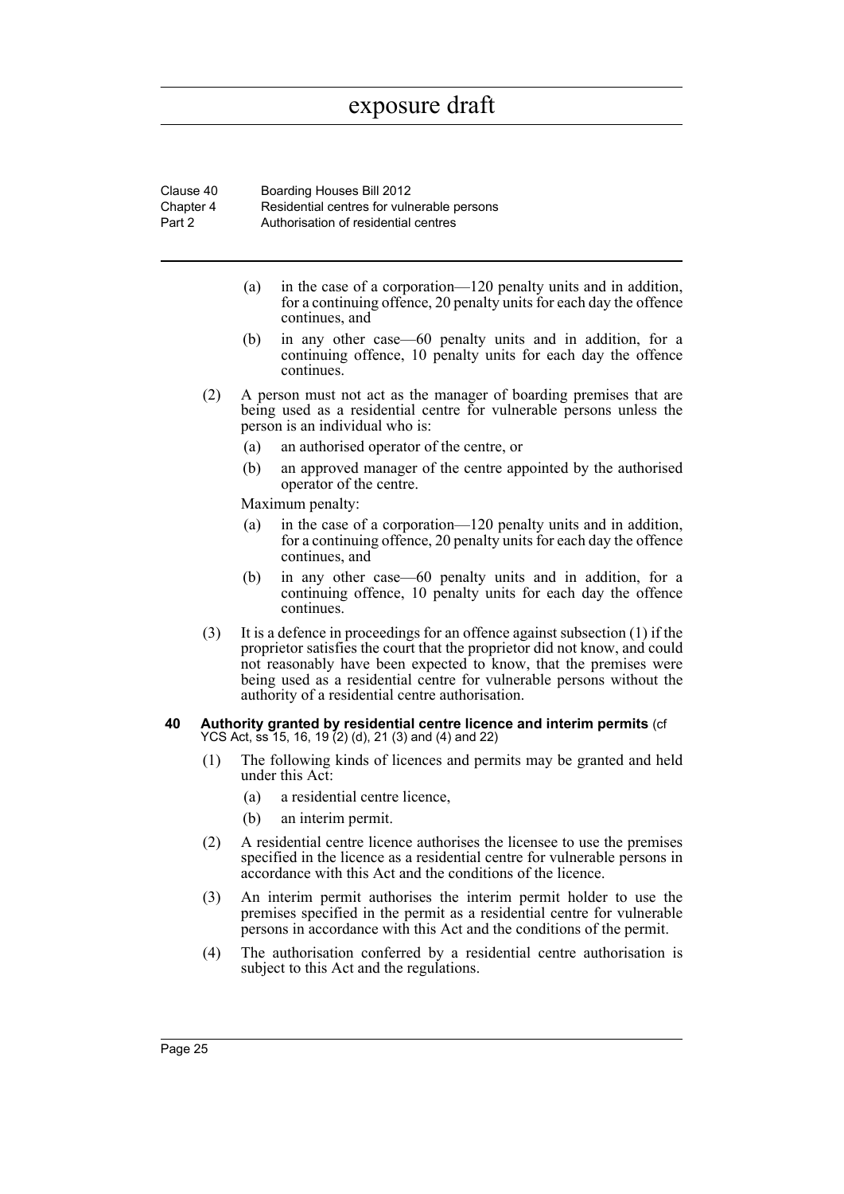(a) in the case of a corporation—120 penalty units and in addition, for a continuing offence, 20 penalty units for each day the offence continues, and

(b) in any other case—60 penalty units and in addition, for a continuing offence, 10 penalty units for each day the offence continues.

(2) A person must not act as the manager of boarding premises that are being used as a residential centre for vulnerable persons unless the person is an individual who is:

(a) an authorised operator of the centre, or

(b) an approved manager of the centre appointed by the authorised operator of the centre.

Maximum penalty:

(a) in the case of a corporation—120 penalty units and in addition, for a continuing offence, 20 penalty units for each day the offence continues, and

(b) in any other case—60 penalty units and in addition, for a continuing offence, 10 penalty units for each day the offence continues.

(3) It is a defence in proceedings for an offence against subsection (1) if the proprietor satisfies the court that the proprietor did not know, and could not reasonably have been expected to know, that the premises were being used as a residential centre for vulnerable persons without the authority of a residential centre authorisation.

### 40 Authority granted by residential centre licence and interim permits (cf YCS Act, ss 15, 16, 19 (2) (d), 21 (3) and (4) and 22)

(1) The following kinds of licences and permits may be granted and held under this Act:

(a) a residential centre licence,

(b) an interim permit.

(2) A residential centre licence authorises the licensee to use the premises specified in the licence as a residential centre for vulnerable persons in accordance with this Act and the conditions of the licence.

(3) An interim permit authorises the interim permit holder to use the premises specified in the permit as a residential centre for vulnerable persons in accordance with this Act and the conditions of the permit.

(4) The authorisation conferred by a residential centre authorisation is subject to this Act and the regulations.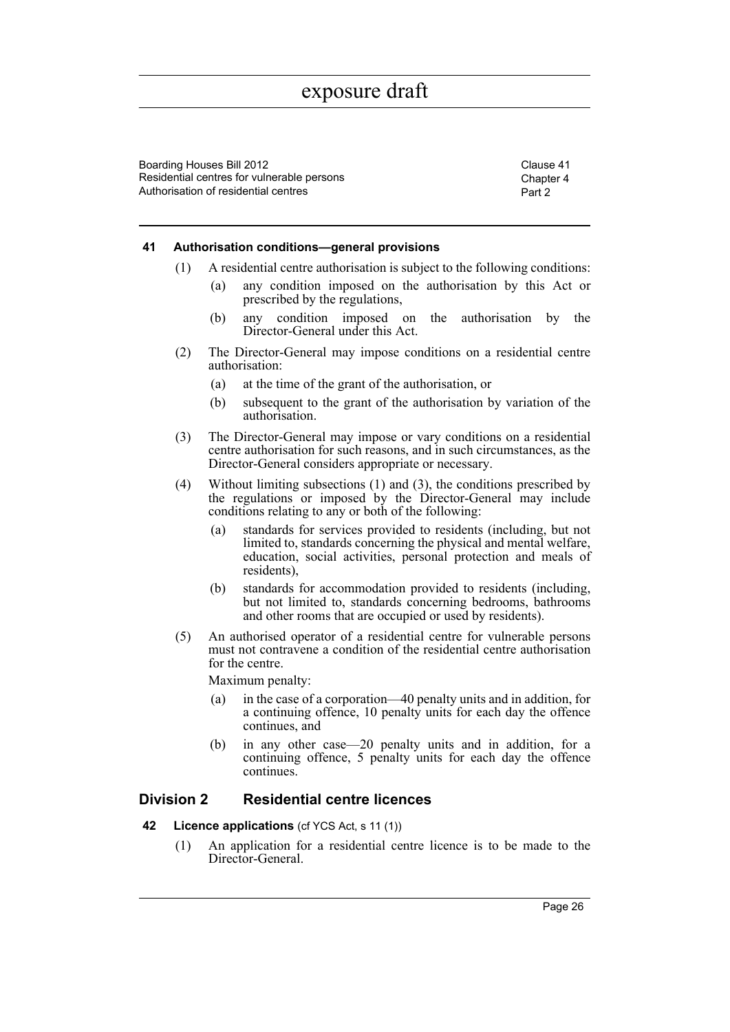#### 41 Authorisation conditions—general provisions

(1) A residential centre authorisation is subject to the following conditions:

- (a) any condition imposed on the authorisation by this Act or prescribed by the regulations,
- (b) any condition imposed on the authorisation by the Director-General under this Act.

(2) The Director-General may impose conditions on a residential centre authorisation:

- (a) at the time of the grant of the authorisation, or
- (b) subsequent to the grant of the authorisation by variation of the authorisation.

(3) The Director-General may impose or vary conditions on a residential centre authorisation for such reasons, and in such circumstances, as the Director-General considers appropriate or necessary.

(4) Without limiting subsections (1) and (3), the conditions prescribed by the regulations or imposed by the Director-General may include conditions relating to any or both of the following:

- (a) standards for services provided to residents (including, but not limited to, standards concerning the physical and mental welfare, education, social activities, personal protection and meals of residents),
- (b) standards for accommodation provided to residents (including, but not limited to, standards concerning bedrooms, bathrooms and other rooms that are occupied or used by residents).

(5) An authorised operator of a residential centre for vulnerable persons must not contravene a condition of the residential centre authorisation for the centre.

Maximum penalty:

- (a) in the case of a corporation—40 penalty units and in addition, for a continuing offence, 10 penalty units for each day the offence continues, and
- (b) in any other case—20 penalty units and in addition, for a continuing offence, 5 penalty units for each day the offence continues.

### Division 2 Residential centre licences

#### 42 Licence applications (cf YCS Act, s 11 (1))

(1) An application for a residential centre licence is to be made to the Director-General.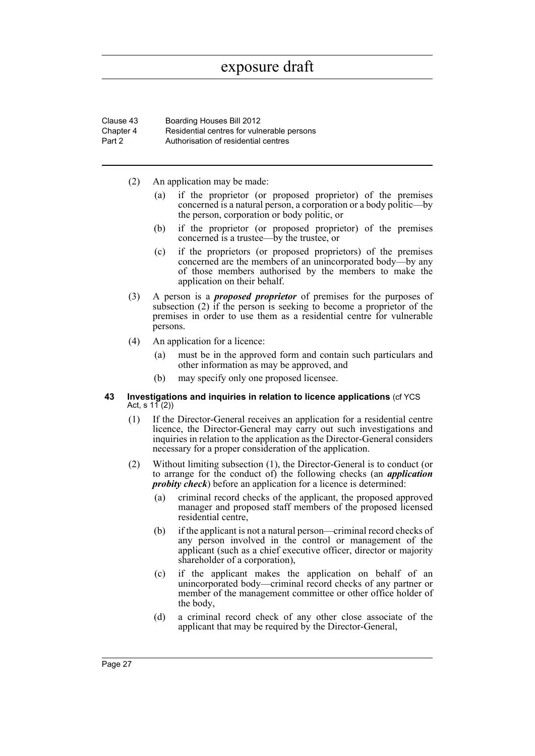(2) An application may be made:

(a) if the proprietor (or proposed proprietor) of the premises concerned is a natural person, a corporation or a body politic—by the person, corporation or body politic, or

(b) if the proprietor (or proposed proprietor) of the premises concerned is a trustee—by the trustee, or

(c) if the proprietors (or proposed proprietors) of the premises concerned are the members of an unincorporated body—by any of those members authorised by the members to make the application on their behalf.

(3) A person is a ***proposed proprietor*** of premises for the purposes of subsection (2) if the person is seeking to become a proprietor of the premises in order to use them as a residential centre for vulnerable persons.

(4) An application for a licence:

(a) must be in the approved form and contain such particulars and other information as may be approved, and

(b) may specify only one proposed licensee.

### 43 Investigations and inquiries in relation to licence applications (cf YCS Act, s 11 (2))

(1) If the Director-General receives an application for a residential centre licence, the Director-General may carry out such investigations and inquiries in relation to the application as the Director-General considers necessary for a proper consideration of the application.

(2) Without limiting subsection (1), the Director-General is to conduct (or to arrange for the conduct of) the following checks (an ***application probity check***) before an application for a licence is determined:

(a) criminal record checks of the applicant, the proposed approved manager and proposed staff members of the proposed licensed residential centre,

(b) if the applicant is not a natural person—criminal record checks of any person involved in the control or management of the applicant (such as a chief executive officer, director or majority shareholder of a corporation),

(c) if the applicant makes the application on behalf of an unincorporated body—criminal record checks of any partner or member of the management committee or other office holder of the body,

(d) a criminal record check of any other close associate of the applicant that may be required by the Director-General,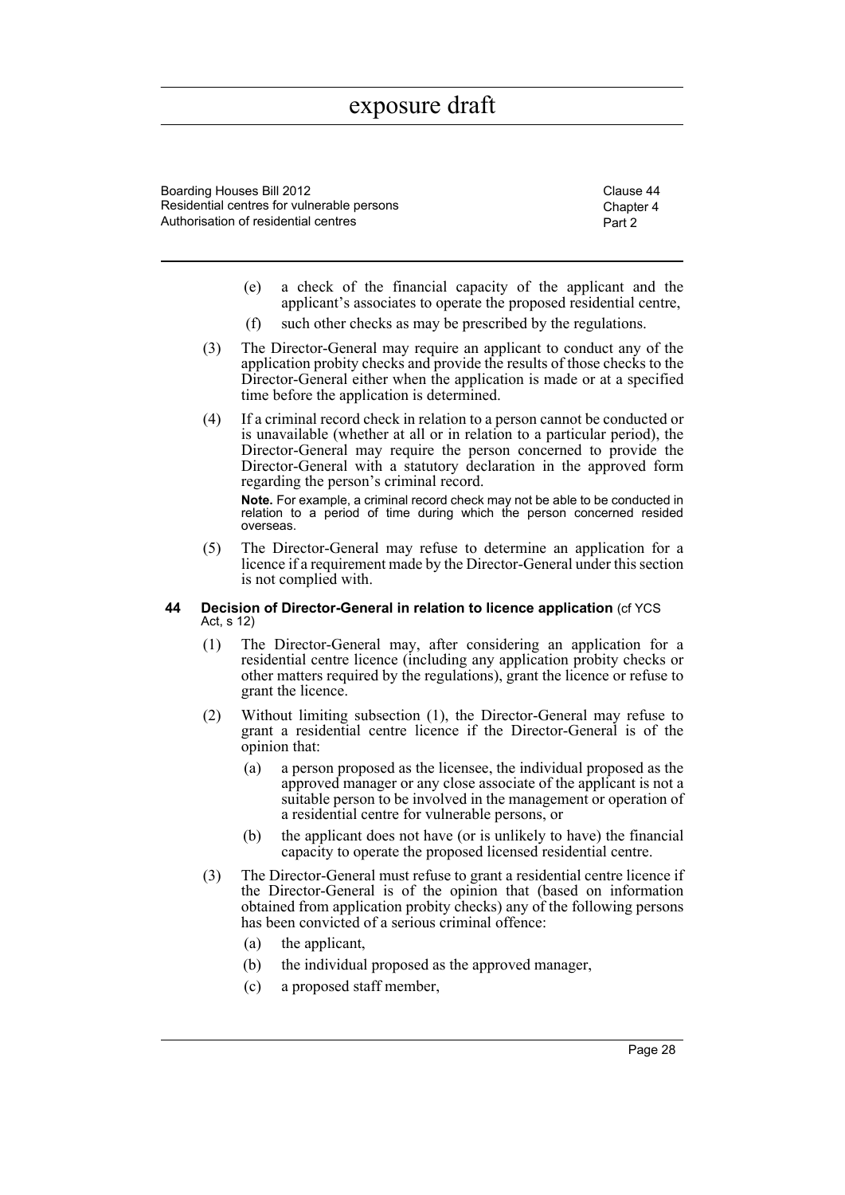(e) a check of the financial capacity of the applicant and the applicant's associates to operate the proposed residential centre,

(f) such other checks as may be prescribed by the regulations.

(3) The Director-General may require an applicant to conduct any of the application probity checks and provide the results of those checks to the Director-General either when the application is made or at a specified time before the application is determined.

(4) If a criminal record check in relation to a person cannot be conducted or is unavailable (whether at all or in relation to a particular period), the Director-General may require the person concerned to provide the Director-General with a statutory declaration in the approved form regarding the person's criminal record.

**Note.** For example, a criminal record check may not be able to be conducted in relation to a period of time during which the person concerned resided overseas.

(5) The Director-General may refuse to determine an application for a licence if a requirement made by the Director-General under this section is not complied with.

### 44 Decision of Director-General in relation to licence application (cf YCS Act, s 12)

(1) The Director-General may, after considering an application for a residential centre licence (including any application probity checks or other matters required by the regulations), grant the licence or refuse to grant the licence.

(2) Without limiting subsection (1), the Director-General may refuse to grant a residential centre licence if the Director-General is of the opinion that:

(a) a person proposed as the licensee, the individual proposed as the approved manager or any close associate of the applicant is not a suitable person to be involved in the management or operation of a residential centre for vulnerable persons, or

(b) the applicant does not have (or is unlikely to have) the financial capacity to operate the proposed licensed residential centre.

(3) The Director-General must refuse to grant a residential centre licence if the Director-General is of the opinion that (based on information obtained from application probity checks) any of the following persons has been convicted of a serious criminal offence:

(a) the applicant,

(b) the individual proposed as the approved manager,

(c) a proposed staff member,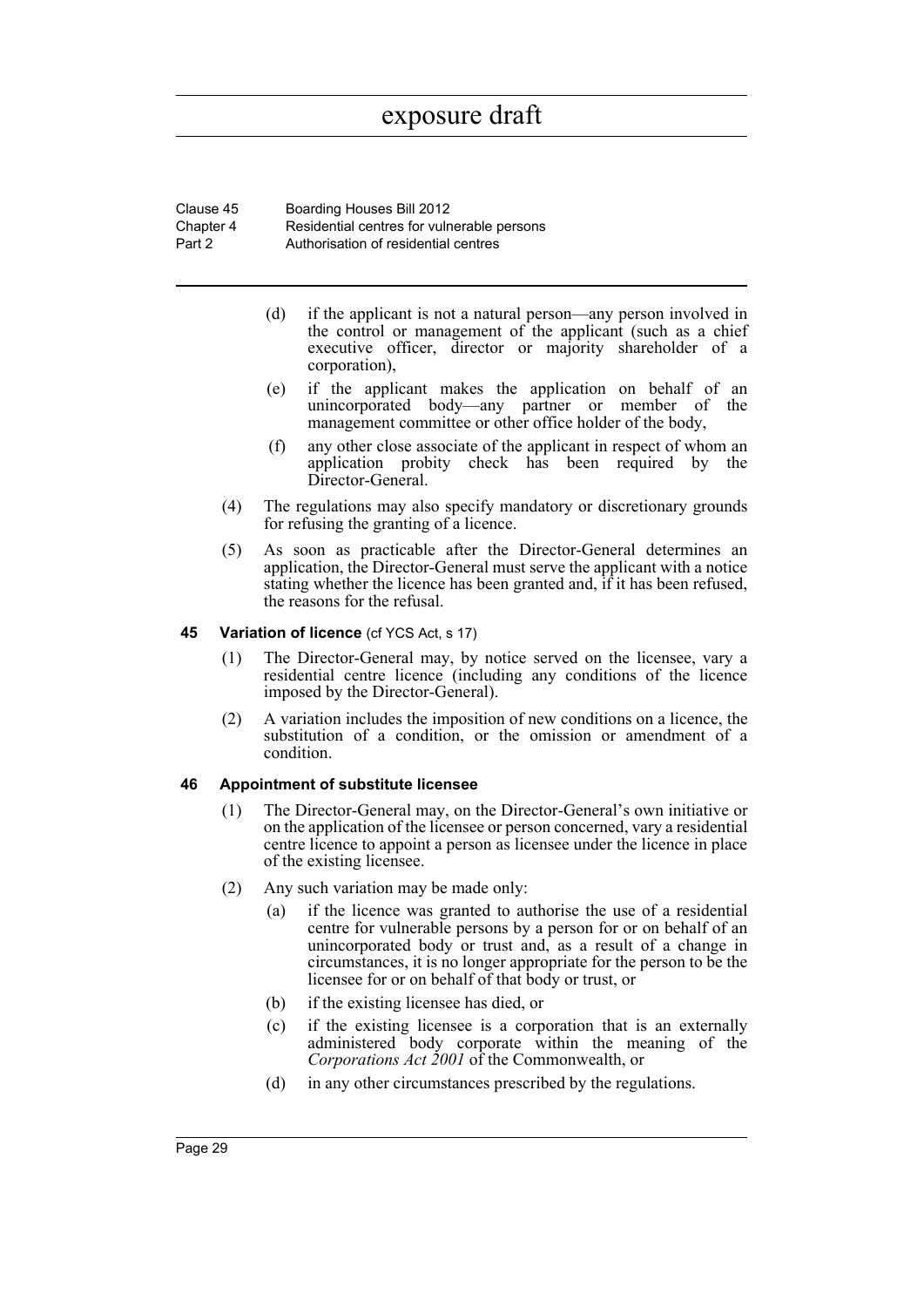(d) if the applicant is not a natural person—any person involved in the control or management of the applicant (such as a chief executive officer, director or majority shareholder of a corporation),

(e) if the applicant makes the application on behalf of an unincorporated body—any partner or member of the management committee or other office holder of the body,

(f) any other close associate of the applicant in respect of whom an application probity check has been required by the Director-General.

(4) The regulations may also specify mandatory or discretionary grounds for refusing the granting of a licence.

(5) As soon as practicable after the Director-General determines an application, the Director-General must serve the applicant with a notice stating whether the licence has been granted and, if it has been refused, the reasons for the refusal.

#### 45 Variation of licence (cf YCS Act, s 17)

(1) The Director-General may, by notice served on the licensee, vary a residential centre licence (including any conditions of the licence imposed by the Director-General).

(2) A variation includes the imposition of new conditions on a licence, the substitution of a condition, or the omission or amendment of a condition.

#### 46 Appointment of substitute licensee

(1) The Director-General may, on the Director-General's own initiative or on the application of the licensee or person concerned, vary a residential centre licence to appoint a person as licensee under the licence in place of the existing licensee.

(2) Any such variation may be made only:

(a) if the licence was granted to authorise the use of a residential centre for vulnerable persons by a person for or on behalf of an unincorporated body or trust and, as a result of a change in circumstances, it is no longer appropriate for the person to be the licensee for or on behalf of that body or trust, or

(b) if the existing licensee has died, or

(c) if the existing licensee is a corporation that is an externally administered body corporate within the meaning of the *Corporations Act 2001* of the Commonwealth, or

(d) in any other circumstances prescribed by the regulations.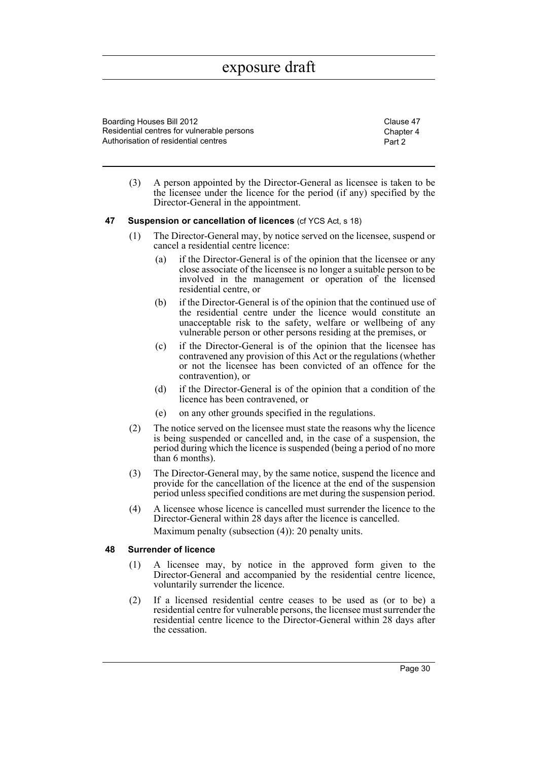(3) A person appointed by the Director-General as licensee is taken to be the licensee under the licence for the period (if any) specified by the Director-General in the appointment.

### 47 Suspension or cancellation of licences (cf YCS Act, s 18)

(1) The Director-General may, by notice served on the licensee, suspend or cancel a residential centre licence:

- (a) if the Director-General is of the opinion that the licensee or any close associate of the licensee is no longer a suitable person to be involved in the management or operation of the licensed residential centre, or
- (b) if the Director-General is of the opinion that the continued use of the residential centre under the licence would constitute an unacceptable risk to the safety, welfare or wellbeing of any vulnerable person or other persons residing at the premises, or
- (c) if the Director-General is of the opinion that the licensee has contravened any provision of this Act or the regulations (whether or not the licensee has been convicted of an offence for the contravention), or
- (d) if the Director-General is of the opinion that a condition of the licence has been contravened, or
- (e) on any other grounds specified in the regulations.

(2) The notice served on the licensee must state the reasons why the licence is being suspended or cancelled and, in the case of a suspension, the period during which the licence is suspended (being a period of no more than 6 months).

(3) The Director-General may, by the same notice, suspend the licence and provide for the cancellation of the licence at the end of the suspension period unless specified conditions are met during the suspension period.

(4) A licensee whose licence is cancelled must surrender the licence to the Director-General within 28 days after the licence is cancelled.

Maximum penalty (subsection (4)): 20 penalty units.

### 48 Surrender of licence

(1) A licensee may, by notice in the approved form given to the Director-General and accompanied by the residential centre licence, voluntarily surrender the licence.

(2) If a licensed residential centre ceases to be used as (or to be) a residential centre for vulnerable persons, the licensee must surrender the residential centre licence to the Director-General within 28 days after the cessation.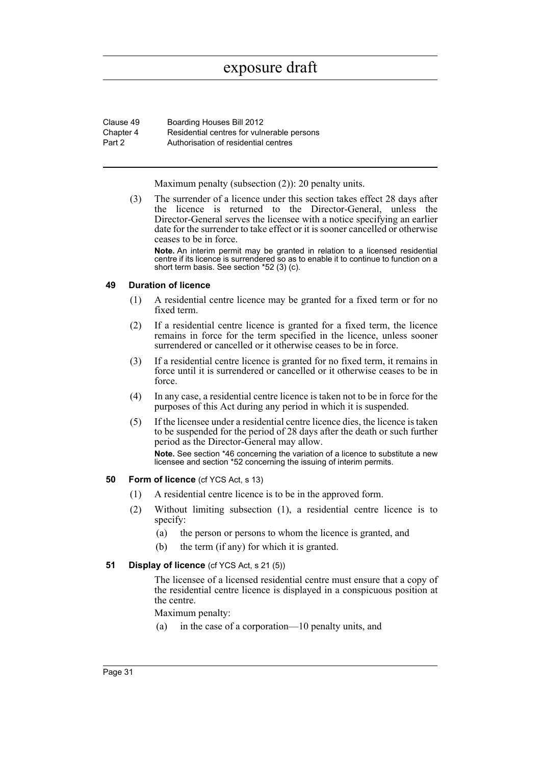Maximum penalty (subsection (2)): 20 penalty units.

(3) The surrender of a licence under this section takes effect 28 days after the licence is returned to the Director-General, unless the Director-General serves the licensee with a notice specifying an earlier date for the surrender to take effect or it is sooner cancelled or otherwise ceases to be in force.

**Note.** An interim permit may be granted in relation to a licensed residential centre if its licence is surrendered so as to enable it to continue to function on a short term basis. See section *52 (3) (c).

### 49 Duration of licence

(1) A residential centre licence may be granted for a fixed term or for no fixed term.

(2) If a residential centre licence is granted for a fixed term, the licence remains in force for the term specified in the licence, unless sooner surrendered or cancelled or it otherwise ceases to be in force.

(3) If a residential centre licence is granted for no fixed term, it remains in force until it is surrendered or cancelled or it otherwise ceases to be in force.

(4) In any case, a residential centre licence is taken not to be in force for the purposes of this Act during any period in which it is suspended.

(5) If the licensee under a residential centre licence dies, the licence is taken to be suspended for the period of 28 days after the death or such further period as the Director-General may allow.

**Note.** See section *46 concerning the variation of a licence to substitute a new licensee and section *52 concerning the issuing of interim permits.

### 50 Form of licence (cf YCS Act, s 13)

(1) A residential centre licence is to be in the approved form.

(2) Without limiting subsection (1), a residential centre licence is to specify:

(a) the person or persons to whom the licence is granted, and

(b) the term (if any) for which it is granted.

### 51 Display of licence (cf YCS Act, s 21 (5))

The licensee of a licensed residential centre must ensure that a copy of the residential centre licence is displayed in a conspicuous position at the centre.

Maximum penalty:

(a) in the case of a corporation—10 penalty units, and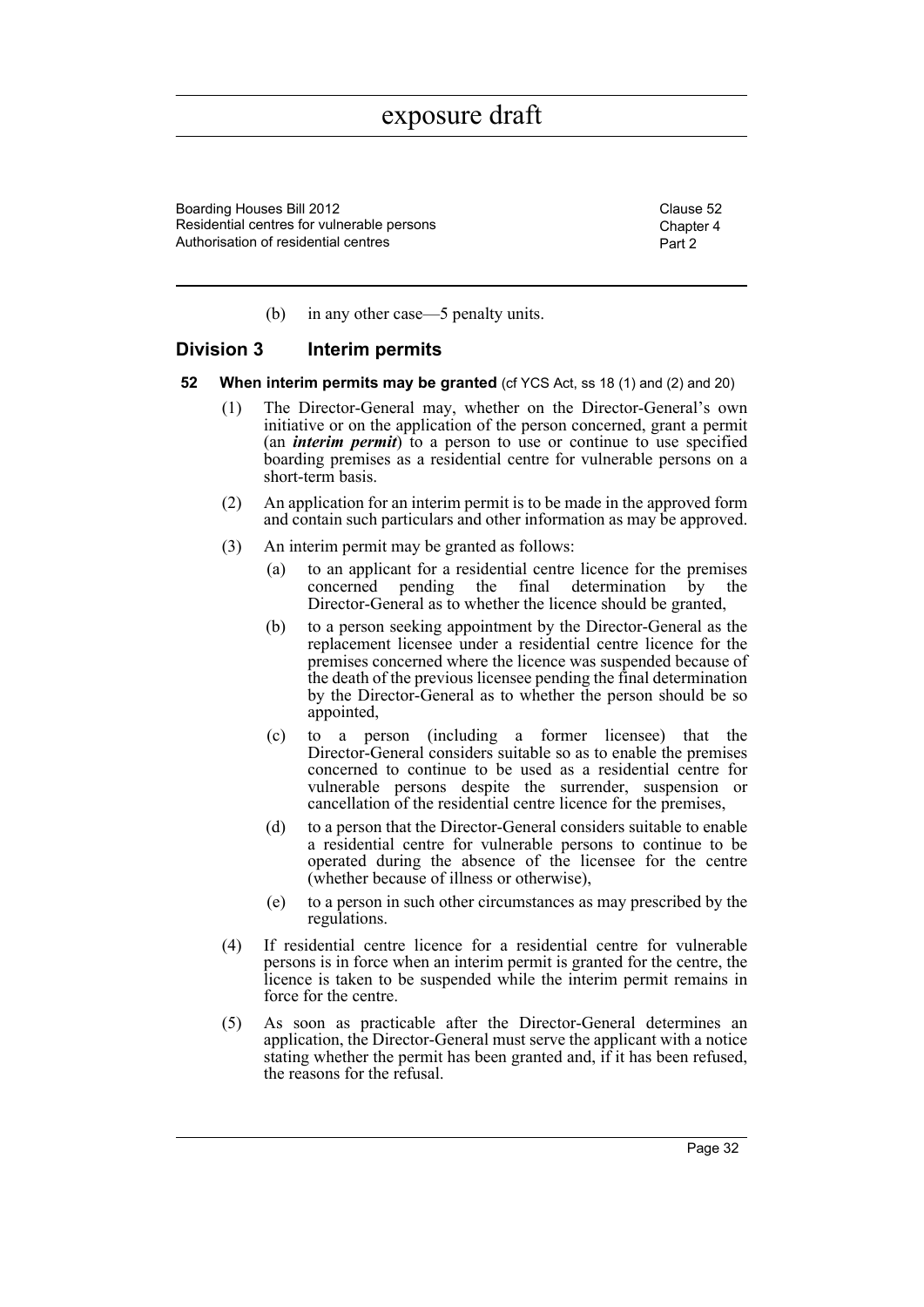(b) in any other case—5 penalty units.

## Division 3 Interim permits

### 52 When interim permits may be granted (cf YCS Act, ss 18 (1) and (2) and 20)

(1) The Director-General may, whether on the Director-General's own initiative or on the application of the person concerned, grant a permit (an ***interim permit***) to a person to use or continue to use specified boarding premises as a residential centre for vulnerable persons on a short-term basis.

(2) An application for an interim permit is to be made in the approved form and contain such particulars and other information as may be approved.

(3) An interim permit may be granted as follows:

- (a) to an applicant for a residential centre licence for the premises concerned pending the final determination by the Director-General as to whether the licence should be granted,
- (b) to a person seeking appointment by the Director-General as the replacement licensee under a residential centre licence for the premises concerned where the licence was suspended because of the death of the previous licensee pending the final determination by the Director-General as to whether the person should be so appointed,
- (c) to a person (including a former licensee) that the Director-General considers suitable so as to enable the premises concerned to continue to be used as a residential centre for vulnerable persons despite the surrender, suspension or cancellation of the residential centre licence for the premises,
- (d) to a person that the Director-General considers suitable to enable a residential centre for vulnerable persons to continue to be operated during the absence of the licensee for the centre (whether because of illness or otherwise),
- (e) to a person in such other circumstances as may prescribed by the regulations.

(4) If residential centre licence for a residential centre for vulnerable persons is in force when an interim permit is granted for the centre, the licence is taken to be suspended while the interim permit remains in force for the centre.

(5) As soon as practicable after the Director-General determines an application, the Director-General must serve the applicant with a notice stating whether the permit has been granted and, if it has been refused, the reasons for the refusal.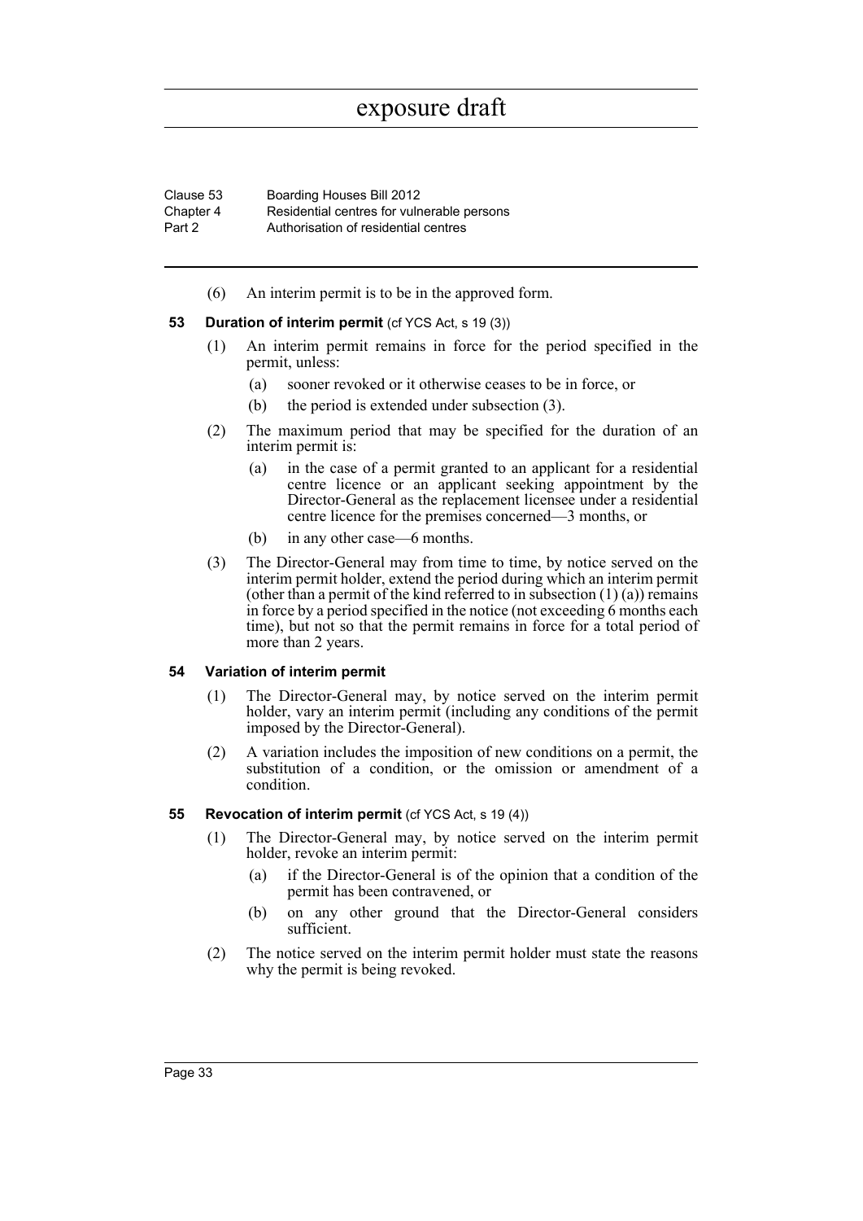(6) An interim permit is to be in the approved form.

**53 Duration of interim permit** (cf YCS Act, s 19 (3))

(1) An interim permit remains in force for the period specified in the permit, unless:

- (a) sooner revoked or it otherwise ceases to be in force, or
- (b) the period is extended under subsection (3).

(2) The maximum period that may be specified for the duration of an interim permit is:

- (a) in the case of a permit granted to an applicant for a residential centre licence or an applicant seeking appointment by the Director-General as the replacement licensee under a residential centre licence for the premises concerned—3 months, or
- (b) in any other case—6 months.

(3) The Director-General may from time to time, by notice served on the interim permit holder, extend the period during which an interim permit (other than a permit of the kind referred to in subsection (1) (a)) remains in force by a period specified in the notice (not exceeding 6 months each time), but not so that the permit remains in force for a total period of more than 2 years.

**54 Variation of interim permit**

(1) The Director-General may, by notice served on the interim permit holder, vary an interim permit (including any conditions of the permit imposed by the Director-General).

(2) A variation includes the imposition of new conditions on a permit, the substitution of a condition, or the omission or amendment of a condition.

**55 Revocation of interim permit** (cf YCS Act, s 19 (4))

(1) The Director-General may, by notice served on the interim permit holder, revoke an interim permit:

- (a) if the Director-General is of the opinion that a condition of the permit has been contravened, or
- (b) on any other ground that the Director-General considers sufficient.

(2) The notice served on the interim permit holder must state the reasons why the permit is being revoked.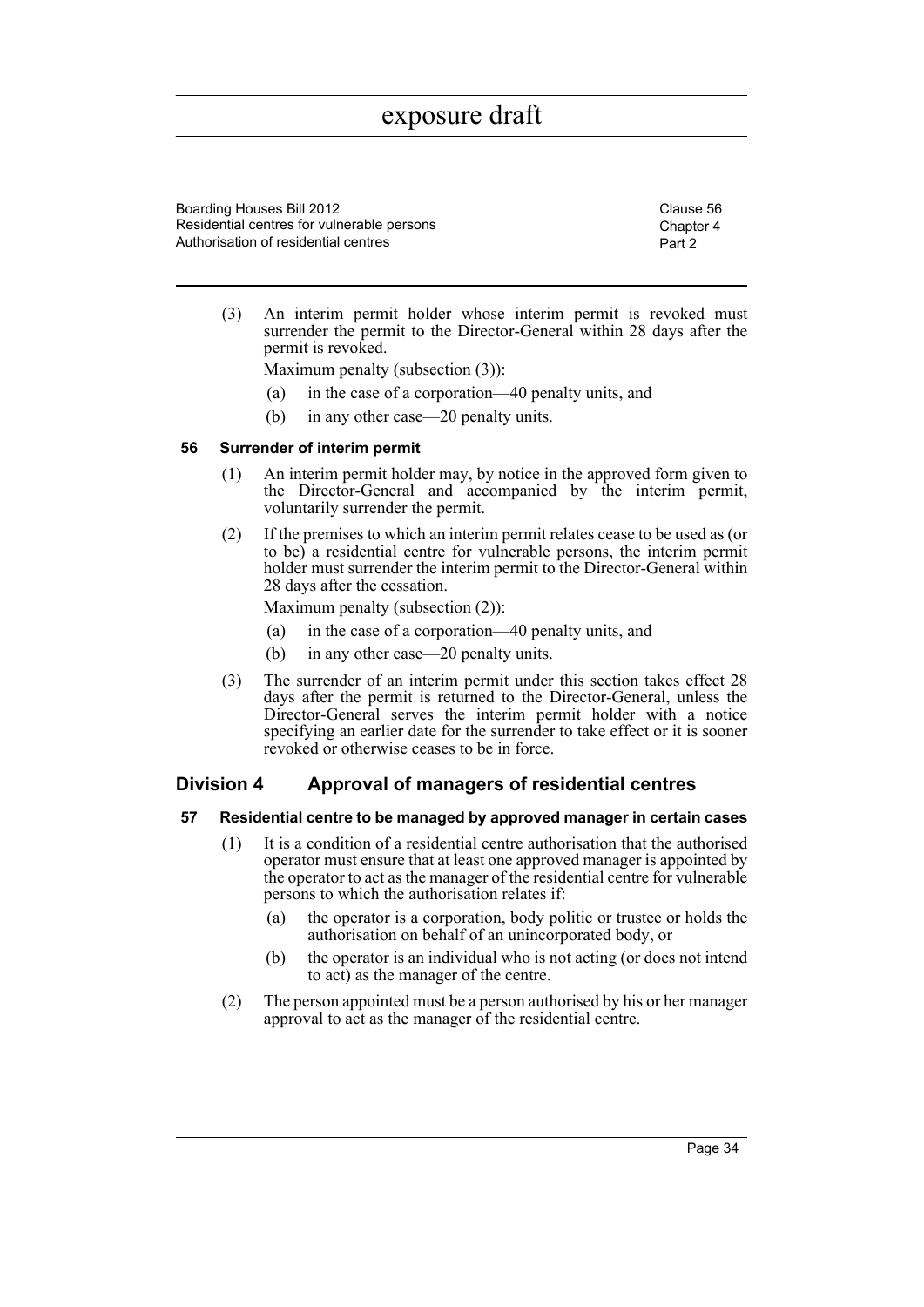(3) An interim permit holder whose interim permit is revoked must surrender the permit to the Director-General within 28 days after the permit is revoked.

Maximum penalty (subsection (3)):

(a) in the case of a corporation—40 penalty units, and

(b) in any other case—20 penalty units.

### 56 Surrender of interim permit

(1) An interim permit holder may, by notice in the approved form given to the Director-General and accompanied by the interim permit, voluntarily surrender the permit.

(2) If the premises to which an interim permit relates cease to be used as (or to be) a residential centre for vulnerable persons, the interim permit holder must surrender the interim permit to the Director-General within 28 days after the cessation.

Maximum penalty (subsection (2)):

(a) in the case of a corporation—40 penalty units, and

(b) in any other case—20 penalty units.

(3) The surrender of an interim permit under this section takes effect 28 days after the permit is returned to the Director-General, unless the Director-General serves the interim permit holder with a notice specifying an earlier date for the surrender to take effect or it is sooner revoked or otherwise ceases to be in force.

## Division 4 Approval of managers of residential centres

### 57 Residential centre to be managed by approved manager in certain cases

(1) It is a condition of a residential centre authorisation that the authorised operator must ensure that at least one approved manager is appointed by the operator to act as the manager of the residential centre for vulnerable persons to which the authorisation relates if:

(a) the operator is a corporation, body politic or trustee or holds the authorisation on behalf of an unincorporated body, or

(b) the operator is an individual who is not acting (or does not intend to act) as the manager of the centre.

(2) The person appointed must be a person authorised by his or her manager approval to act as the manager of the residential centre.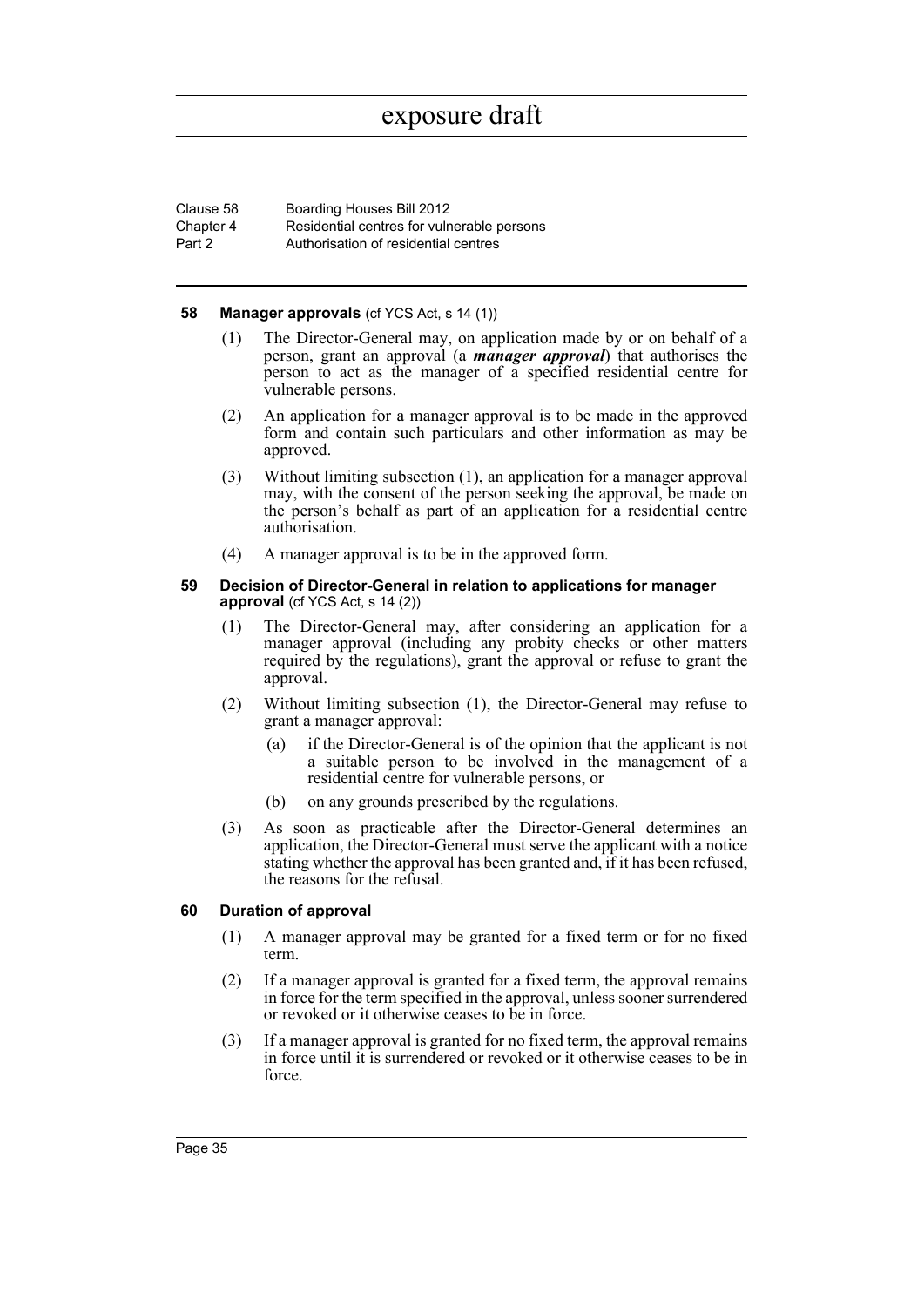#### 58 Manager approvals (cf YCS Act, s 14 (1))

(1) The Director-General may, on application made by or on behalf of a person, grant an approval (a ***manager approval***) that authorises the person to act as the manager of a specified residential centre for vulnerable persons.

(2) An application for a manager approval is to be made in the approved form and contain such particulars and other information as may be approved.

(3) Without limiting subsection (1), an application for a manager approval may, with the consent of the person seeking the approval, be made on the person's behalf as part of an application for a residential centre authorisation.

(4) A manager approval is to be in the approved form.

#### 59 Decision of Director-General in relation to applications for manager approval (cf YCS Act, s 14 (2))

(1) The Director-General may, after considering an application for a manager approval (including any probity checks or other matters required by the regulations), grant the approval or refuse to grant the approval.

(2) Without limiting subsection (1), the Director-General may refuse to grant a manager approval:

(a) if the Director-General is of the opinion that the applicant is not a suitable person to be involved in the management of a residential centre for vulnerable persons, or

(b) on any grounds prescribed by the regulations.

(3) As soon as practicable after the Director-General determines an application, the Director-General must serve the applicant with a notice stating whether the approval has been granted and, if it has been refused, the reasons for the refusal.

#### 60 Duration of approval

(1) A manager approval may be granted for a fixed term or for no fixed term.

(2) If a manager approval is granted for a fixed term, the approval remains in force for the term specified in the approval, unless sooner surrendered or revoked or it otherwise ceases to be in force.

(3) If a manager approval is granted for no fixed term, the approval remains in force until it is surrendered or revoked or it otherwise ceases to be in force.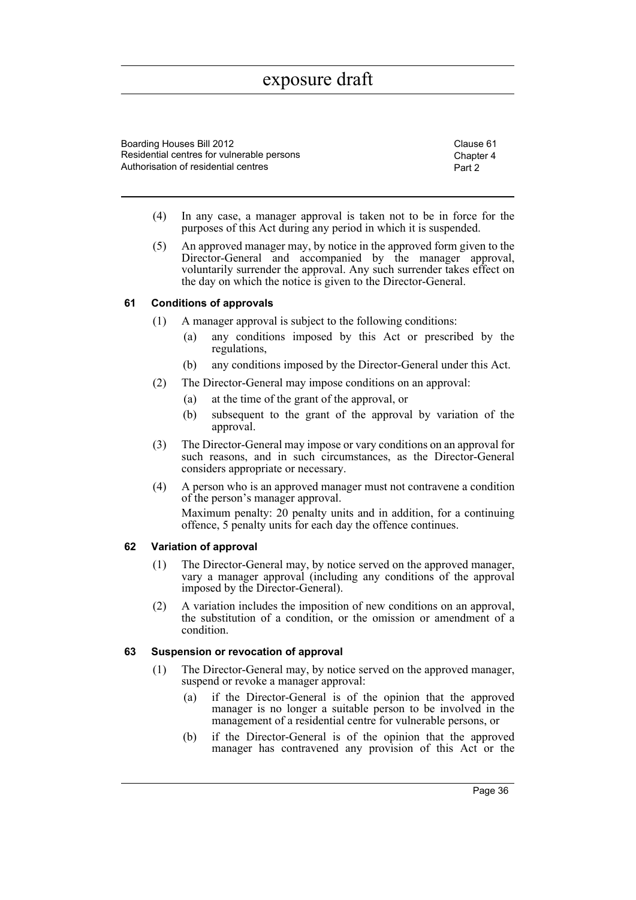(4) In any case, a manager approval is taken not to be in force for the purposes of this Act during any period in which it is suspended.

(5) An approved manager may, by notice in the approved form given to the Director-General and accompanied by the manager approval, voluntarily surrender the approval. Any such surrender takes effect on the day on which the notice is given to the Director-General.

### 61 Conditions of approvals

(1) A manager approval is subject to the following conditions:

(a) any conditions imposed by this Act or prescribed by the regulations,

(b) any conditions imposed by the Director-General under this Act.

(2) The Director-General may impose conditions on an approval:

(a) at the time of the grant of the approval, or

(b) subsequent to the grant of the approval by variation of the approval.

(3) The Director-General may impose or vary conditions on an approval for such reasons, and in such circumstances, as the Director-General considers appropriate or necessary.

(4) A person who is an approved manager must not contravene a condition of the person's manager approval.

Maximum penalty: 20 penalty units and in addition, for a continuing offence, 5 penalty units for each day the offence continues.

### 62 Variation of approval

(1) The Director-General may, by notice served on the approved manager, vary a manager approval (including any conditions of the approval imposed by the Director-General).

(2) A variation includes the imposition of new conditions on an approval, the substitution of a condition, or the omission or amendment of a condition.

### 63 Suspension or revocation of approval

(1) The Director-General may, by notice served on the approved manager, suspend or revoke a manager approval:

(a) if the Director-General is of the opinion that the approved manager is no longer a suitable person to be involved in the management of a residential centre for vulnerable persons, or

(b) if the Director-General is of the opinion that the approved manager has contravened any provision of this Act or the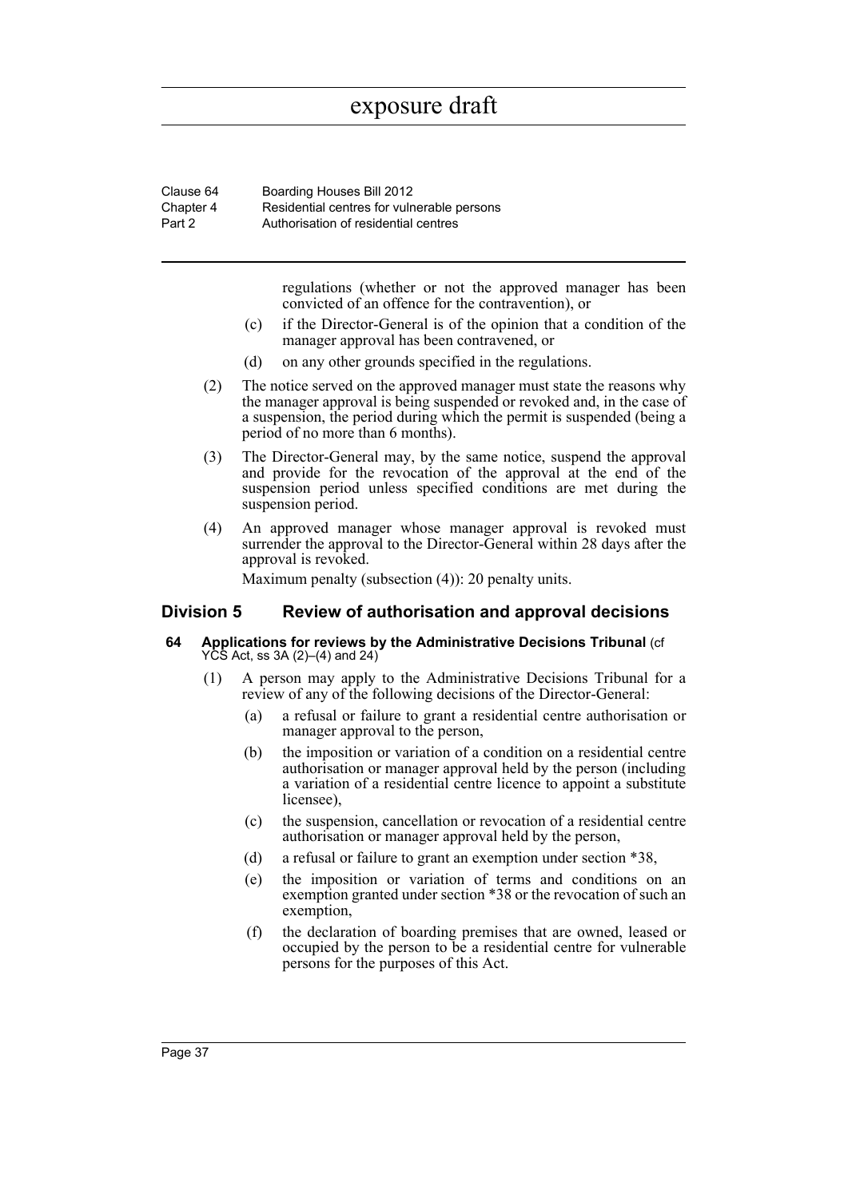regulations (whether or not the approved manager has been convicted of an offence for the contravention), or

(c) if the Director-General is of the opinion that a condition of the manager approval has been contravened, or

(d) on any other grounds specified in the regulations.

(2) The notice served on the approved manager must state the reasons why the manager approval is being suspended or revoked and, in the case of a suspension, the period during which the permit is suspended (being a period of no more than 6 months).

(3) The Director-General may, by the same notice, suspend the approval and provide for the revocation of the approval at the end of the suspension period unless specified conditions are met during the suspension period.

(4) An approved manager whose manager approval is revoked must surrender the approval to the Director-General within 28 days after the approval is revoked.

Maximum penalty (subsection (4)): 20 penalty units.

## Division 5 Review of authorisation and approval decisions

### 64 Applications for reviews by the Administrative Decisions Tribunal (cf YCS Act, ss 3A (2)–(4) and 24)

(1) A person may apply to the Administrative Decisions Tribunal for a review of any of the following decisions of the Director-General:

(a) a refusal or failure to grant a residential centre authorisation or manager approval to the person,

(b) the imposition or variation of a condition on a residential centre authorisation or manager approval held by the person (including a variation of a residential centre licence to appoint a substitute licensee),

(c) the suspension, cancellation or revocation of a residential centre authorisation or manager approval held by the person,

(d) a refusal or failure to grant an exemption under section *38,

(e) the imposition or variation of terms and conditions on an exemption granted under section *38 or the revocation of such an exemption,

(f) the declaration of boarding premises that are owned, leased or occupied by the person to be a residential centre for vulnerable persons for the purposes of this Act.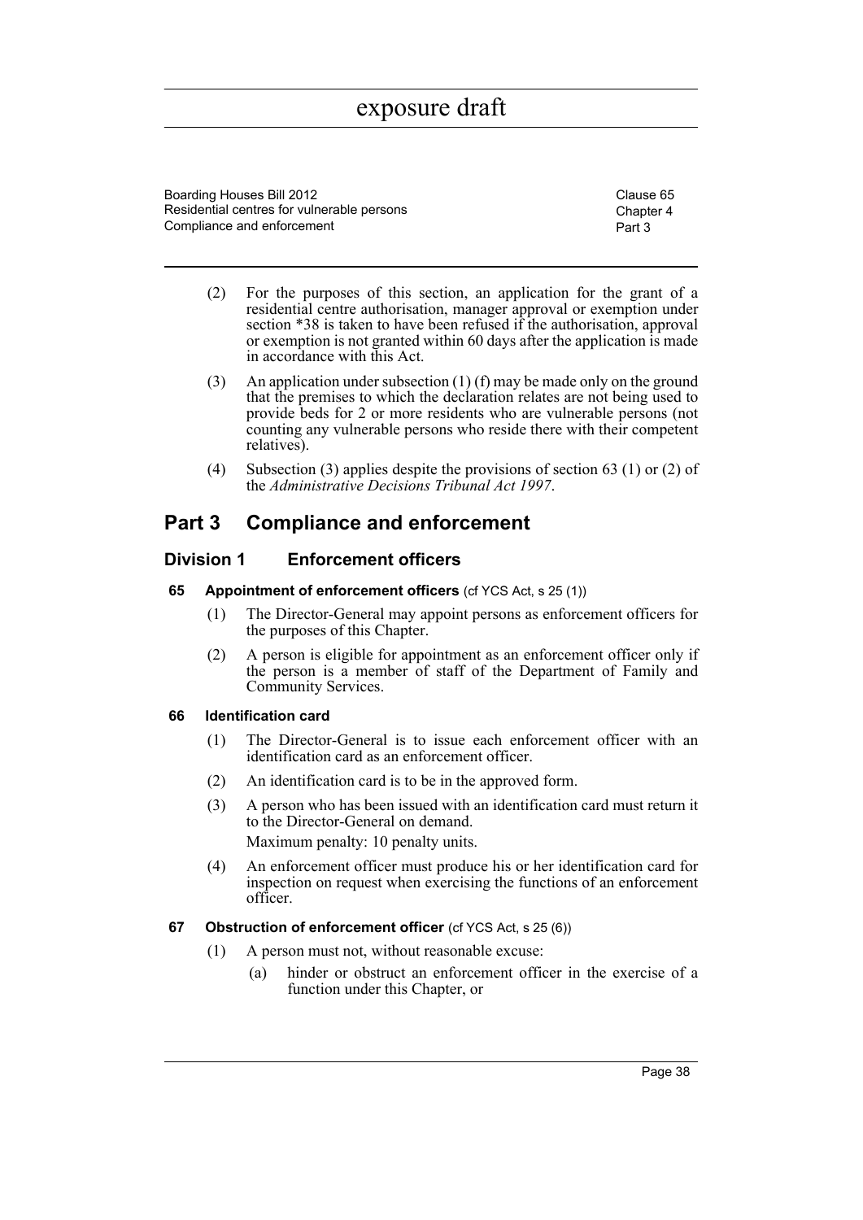(2) For the purposes of this section, an application for the grant of a residential centre authorisation, manager approval or exemption under section *38 is taken to have been refused if the authorisation, approval or exemption is not granted within 60 days after the application is made in accordance with this Act.

(3) An application under subsection (1) (f) may be made only on the ground that the premises to which the declaration relates are not being used to provide beds for 2 or more residents who are vulnerable persons (not counting any vulnerable persons who reside there with their competent relatives).

(4) Subsection (3) applies despite the provisions of section 63 (1) or (2) of the *Administrative Decisions Tribunal Act 1997*.

## Part 3 Compliance and enforcement

### Division 1 Enforcement officers

#### 65 Appointment of enforcement officers (cf YCS Act, s 25 (1))

(1) The Director-General may appoint persons as enforcement officers for the purposes of this Chapter.

(2) A person is eligible for appointment as an enforcement officer only if the person is a member of staff of the Department of Family and Community Services.

#### 66 Identification card

(1) The Director-General is to issue each enforcement officer with an identification card as an enforcement officer.

(2) An identification card is to be in the approved form.

(3) A person who has been issued with an identification card must return it to the Director-General on demand.

Maximum penalty: 10 penalty units.

(4) An enforcement officer must produce his or her identification card for inspection on request when exercising the functions of an enforcement officer.

#### 67 Obstruction of enforcement officer (cf YCS Act, s 25 (6))

(1) A person must not, without reasonable excuse:

(a) hinder or obstruct an enforcement officer in the exercise of a function under this Chapter, or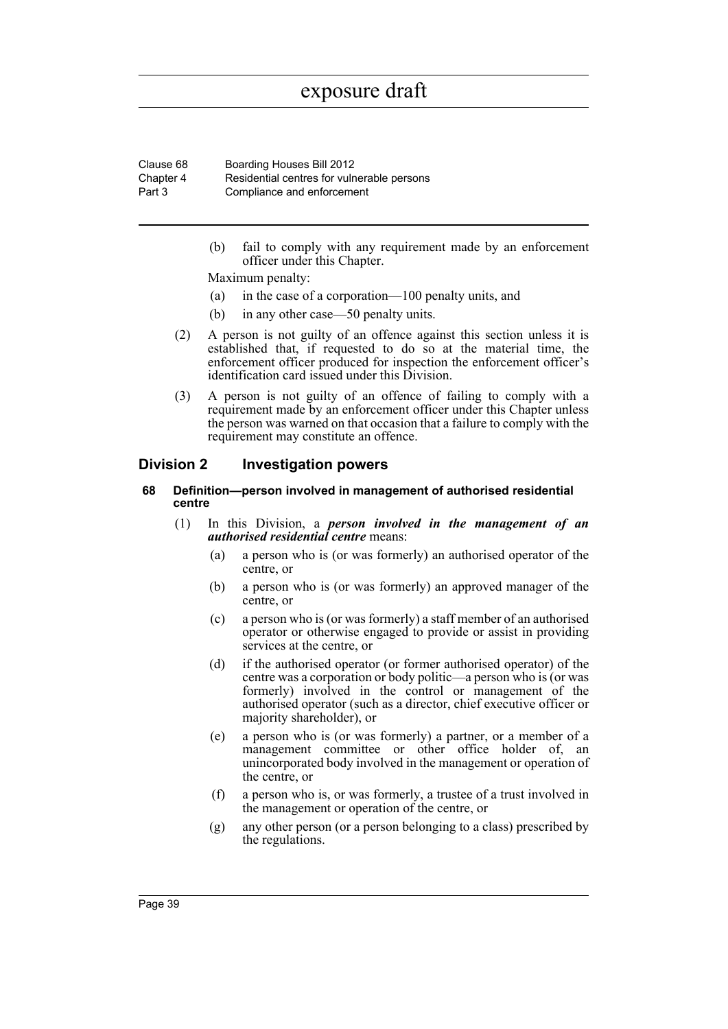(b) fail to comply with any requirement made by an enforcement officer under this Chapter.

Maximum penalty:

(a) in the case of a corporation—100 penalty units, and

(b) in any other case—50 penalty units.

(2) A person is not guilty of an offence against this section unless it is established that, if requested to do so at the material time, the enforcement officer produced for inspection the enforcement officer's identification card issued under this Division.

(3) A person is not guilty of an offence of failing to comply with a requirement made by an enforcement officer under this Chapter unless the person was warned on that occasion that a failure to comply with the requirement may constitute an offence.

## Division 2 Investigation powers

### 68 Definition—person involved in management of authorised residential centre

(1) In this Division, a ***person involved in the management of an authorised residential centre*** means:

(a) a person who is (or was formerly) an authorised operator of the centre, or

(b) a person who is (or was formerly) an approved manager of the centre, or

(c) a person who is (or was formerly) a staff member of an authorised operator or otherwise engaged to provide or assist in providing services at the centre, or

(d) if the authorised operator (or former authorised operator) of the centre was a corporation or body politic—a person who is (or was formerly) involved in the control or management of the authorised operator (such as a director, chief executive officer or majority shareholder), or

(e) a person who is (or was formerly) a partner, or a member of a management committee or other office holder of, an unincorporated body involved in the management or operation of the centre, or

(f) a person who is, or was formerly, a trustee of a trust involved in the management or operation of the centre, or

(g) any other person (or a person belonging to a class) prescribed by the regulations.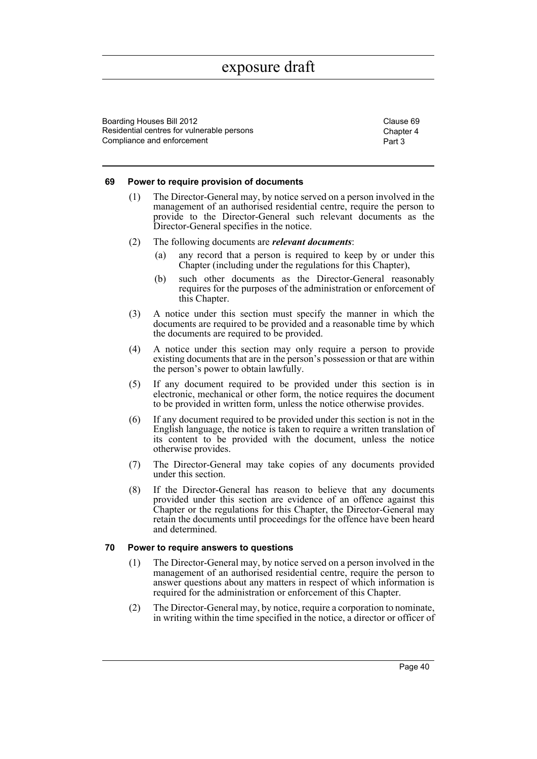#### 69 Power to require provision of documents

(1) The Director-General may, by notice served on a person involved in the management of an authorised residential centre, require the person to provide to the Director-General such relevant documents as the Director-General specifies in the notice.

(2) The following documents are ***relevant documents***:

(a) any record that a person is required to keep by or under this Chapter (including under the regulations for this Chapter),

(b) such other documents as the Director-General reasonably requires for the purposes of the administration or enforcement of this Chapter.

(3) A notice under this section must specify the manner in which the documents are required to be provided and a reasonable time by which the documents are required to be provided.

(4) A notice under this section may only require a person to provide existing documents that are in the person's possession or that are within the person's power to obtain lawfully.

(5) If any document required to be provided under this section is in electronic, mechanical or other form, the notice requires the document to be provided in written form, unless the notice otherwise provides.

(6) If any document required to be provided under this section is not in the English language, the notice is taken to require a written translation of its content to be provided with the document, unless the notice otherwise provides.

(7) The Director-General may take copies of any documents provided under this section.

(8) If the Director-General has reason to believe that any documents provided under this section are evidence of an offence against this Chapter or the regulations for this Chapter, the Director-General may retain the documents until proceedings for the offence have been heard and determined.

#### 70 Power to require answers to questions

(1) The Director-General may, by notice served on a person involved in the management of an authorised residential centre, require the person to answer questions about any matters in respect of which information is required for the administration or enforcement of this Chapter.

(2) The Director-General may, by notice, require a corporation to nominate, in writing within the time specified in the notice, a director or officer of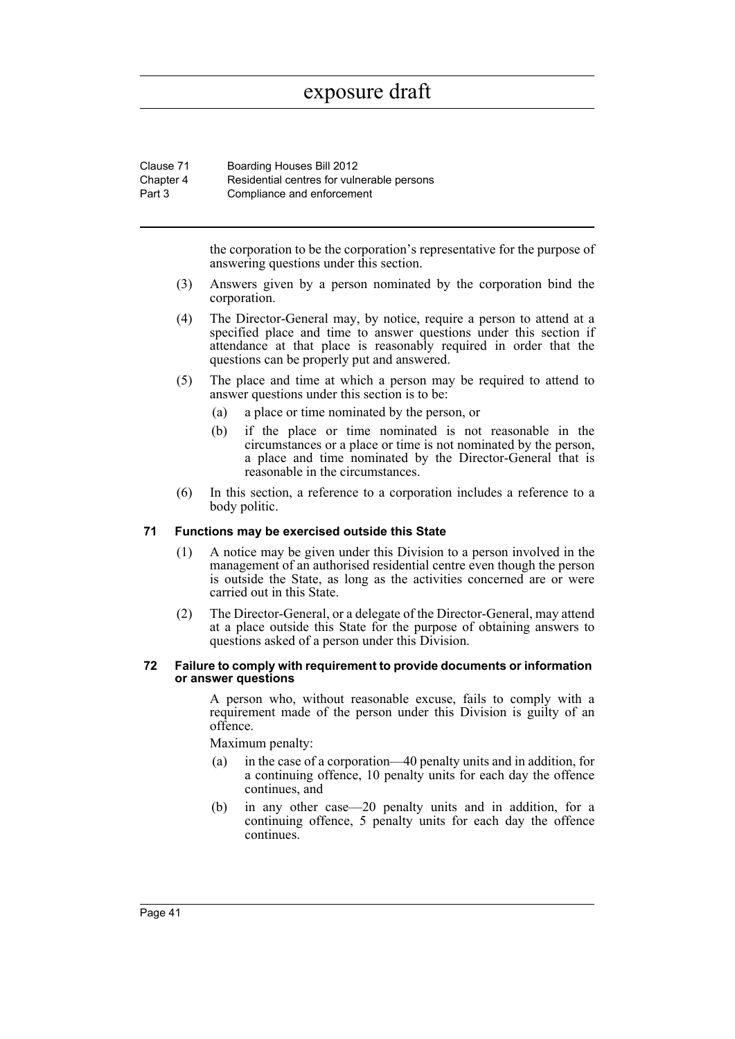the corporation to be the corporation's representative for the purpose of answering questions under this section.

(3) Answers given by a person nominated by the corporation bind the corporation.

(4) The Director-General may, by notice, require a person to attend at a specified place and time to answer questions under this section if attendance at that place is reasonably required in order that the questions can be properly put and answered.

(5) The place and time at which a person may be required to attend to answer questions under this section is to be:

- (a) a place or time nominated by the person, or
- (b) if the place or time nominated is not reasonable in the circumstances or a place or time is not nominated by the person, a place and time nominated by the Director-General that is reasonable in the circumstances.

(6) In this section, a reference to a corporation includes a reference to a body politic.

### 71 Functions may be exercised outside this State

(1) A notice may be given under this Division to a person involved in the management of an authorised residential centre even though the person is outside the State, as long as the activities concerned are or were carried out in this State.

(2) The Director-General, or a delegate of the Director-General, may attend at a place outside this State for the purpose of obtaining answers to questions asked of a person under this Division.

### 72 Failure to comply with requirement to provide documents or information or answer questions

A person who, without reasonable excuse, fails to comply with a requirement made of the person under this Division is guilty of an offence.

Maximum penalty:

- (a) in the case of a corporation—40 penalty units and in addition, for a continuing offence, 10 penalty units for each day the offence continues, and
- (b) in any other case—20 penalty units and in addition, for a continuing offence, 5 penalty units for each day the offence continues.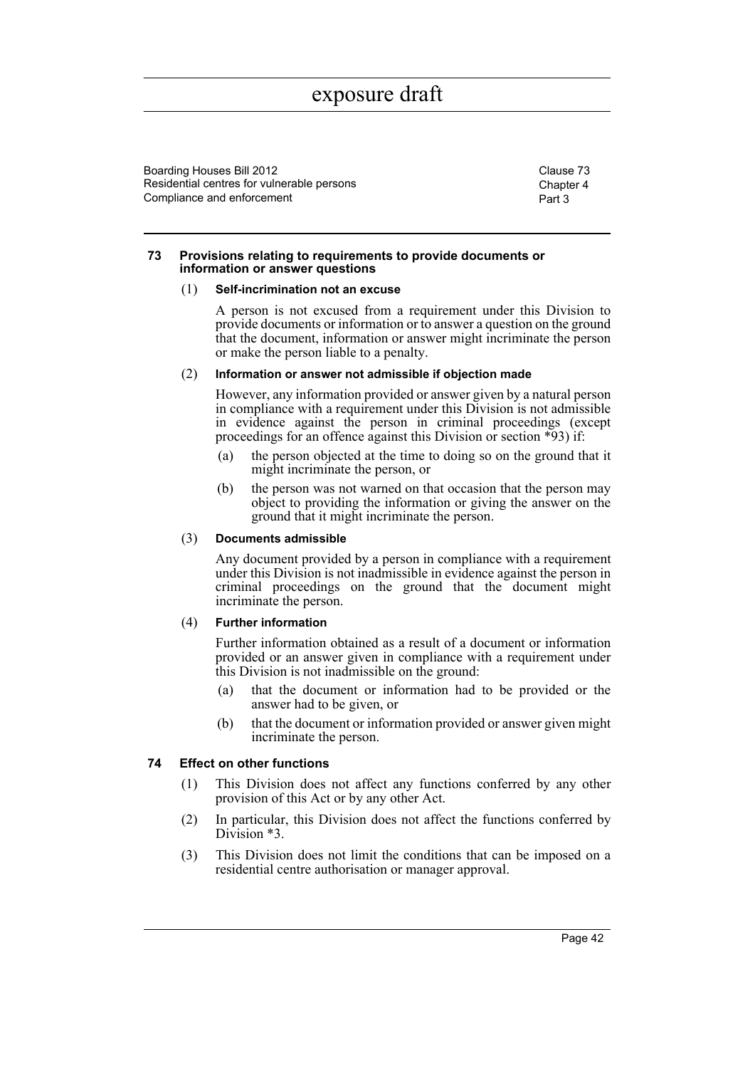### 73 Provisions relating to requirements to provide documents or information or answer questions

(1) **Self-incrimination not an excuse**

A person is not excused from a requirement under this Division to provide documents or information or to answer a question on the ground that the document, information or answer might incriminate the person or make the person liable to a penalty.

(2) **Information or answer not admissible if objection made**

However, any information provided or answer given by a natural person in compliance with a requirement under this Division is not admissible in evidence against the person in criminal proceedings (except proceedings for an offence against this Division or section *93) if:

- (a) the person objected at the time to doing so on the ground that it might incriminate the person, or
- (b) the person was not warned on that occasion that the person may object to providing the information or giving the answer on the ground that it might incriminate the person.

(3) **Documents admissible**

Any document provided by a person in compliance with a requirement under this Division is not inadmissible in evidence against the person in criminal proceedings on the ground that the document might incriminate the person.

(4) **Further information**

Further information obtained as a result of a document or information provided or an answer given in compliance with a requirement under this Division is not inadmissible on the ground:

- (a) that the document or information had to be provided or the answer had to be given, or
- (b) that the document or information provided or answer given might incriminate the person.

### 74 Effect on other functions

(1) This Division does not affect any functions conferred by any other provision of this Act or by any other Act.

(2) In particular, this Division does not affect the functions conferred by Division *3.

(3) This Division does not limit the conditions that can be imposed on a residential centre authorisation or manager approval.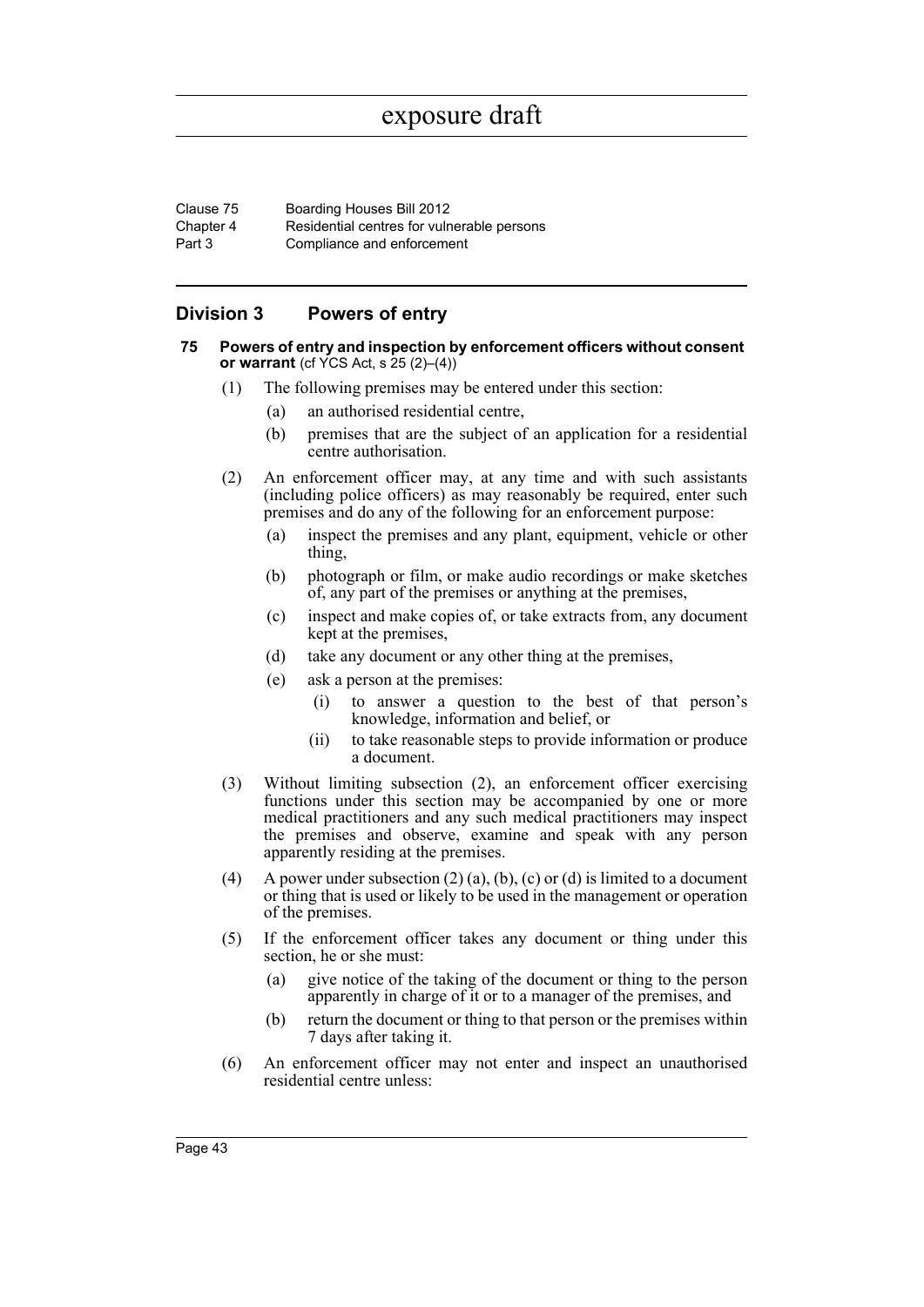## Division 3 Powers of entry

### 75 Powers of entry and inspection by enforcement officers without consent or warrant (cf YCS Act, s 25 (2)–(4))

(1) The following premises may be entered under this section:

- (a) an authorised residential centre,
- (b) premises that are the subject of an application for a residential centre authorisation.

(2) An enforcement officer may, at any time and with such assistants (including police officers) as may reasonably be required, enter such premises and do any of the following for an enforcement purpose:

- (a) inspect the premises and any plant, equipment, vehicle or other thing,
- (b) photograph or film, or make audio recordings or make sketches of, any part of the premises or anything at the premises,
- (c) inspect and make copies of, or take extracts from, any document kept at the premises,
- (d) take any document or any other thing at the premises,
- (e) ask a person at the premises:
  - (i) to answer a question to the best of that person's knowledge, information and belief, or
  - (ii) to take reasonable steps to provide information or produce a document.

(3) Without limiting subsection (2), an enforcement officer exercising functions under this section may be accompanied by one or more medical practitioners and any such medical practitioners may inspect the premises and observe, examine and speak with any person apparently residing at the premises.

(4) A power under subsection (2) (a), (b), (c) or (d) is limited to a document or thing that is used or likely to be used in the management or operation of the premises.

(5) If the enforcement officer takes any document or thing under this section, he or she must:

- (a) give notice of the taking of the document or thing to the person apparently in charge of it or to a manager of the premises, and
- (b) return the document or thing to that person or the premises within 7 days after taking it.

(6) An enforcement officer may not enter and inspect an unauthorised residential centre unless: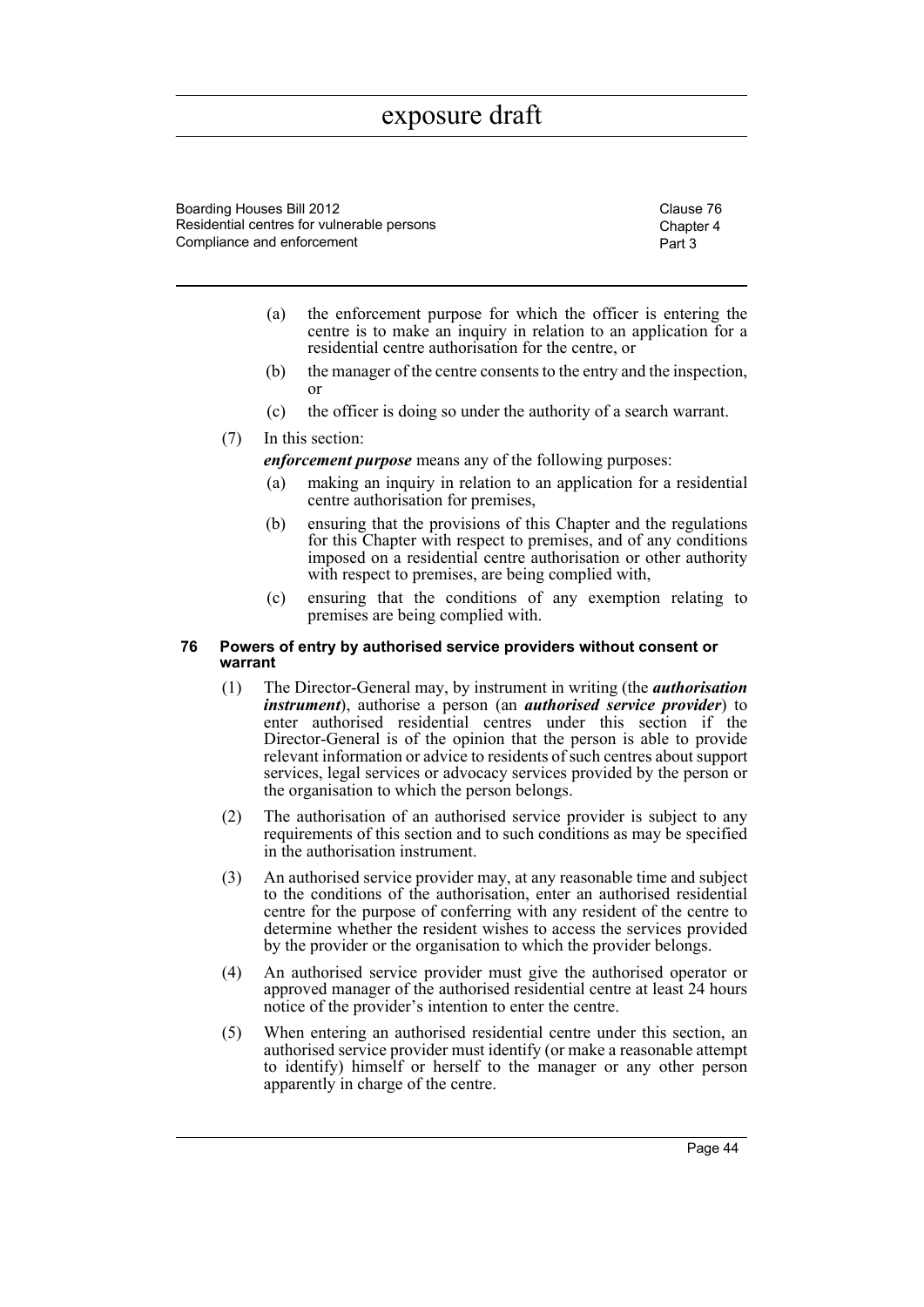(a) the enforcement purpose for which the officer is entering the centre is to make an inquiry in relation to an application for a residential centre authorisation for the centre, or

(b) the manager of the centre consents to the entry and the inspection, or

(c) the officer is doing so under the authority of a search warrant.

(7) In this section:

***enforcement purpose*** means any of the following purposes:

(a) making an inquiry in relation to an application for a residential centre authorisation for premises,

(b) ensuring that the provisions of this Chapter and the regulations for this Chapter with respect to premises, and of any conditions imposed on a residential centre authorisation or other authority with respect to premises, are being complied with,

(c) ensuring that the conditions of any exemption relating to premises are being complied with.

#### 76 Powers of entry by authorised service providers without consent or warrant

(1) The Director-General may, by instrument in writing (the ***authorisation instrument***), authorise a person (an ***authorised service provider***) to enter authorised residential centres under this section if the Director-General is of the opinion that the person is able to provide relevant information or advice to residents of such centres about support services, legal services or advocacy services provided by the person or the organisation to which the person belongs.

(2) The authorisation of an authorised service provider is subject to any requirements of this section and to such conditions as may be specified in the authorisation instrument.

(3) An authorised service provider may, at any reasonable time and subject to the conditions of the authorisation, enter an authorised residential centre for the purpose of conferring with any resident of the centre to determine whether the resident wishes to access the services provided by the provider or the organisation to which the provider belongs.

(4) An authorised service provider must give the authorised operator or approved manager of the authorised residential centre at least 24 hours notice of the provider's intention to enter the centre.

(5) When entering an authorised residential centre under this section, an authorised service provider must identify (or make a reasonable attempt to identify) himself or herself to the manager or any other person apparently in charge of the centre.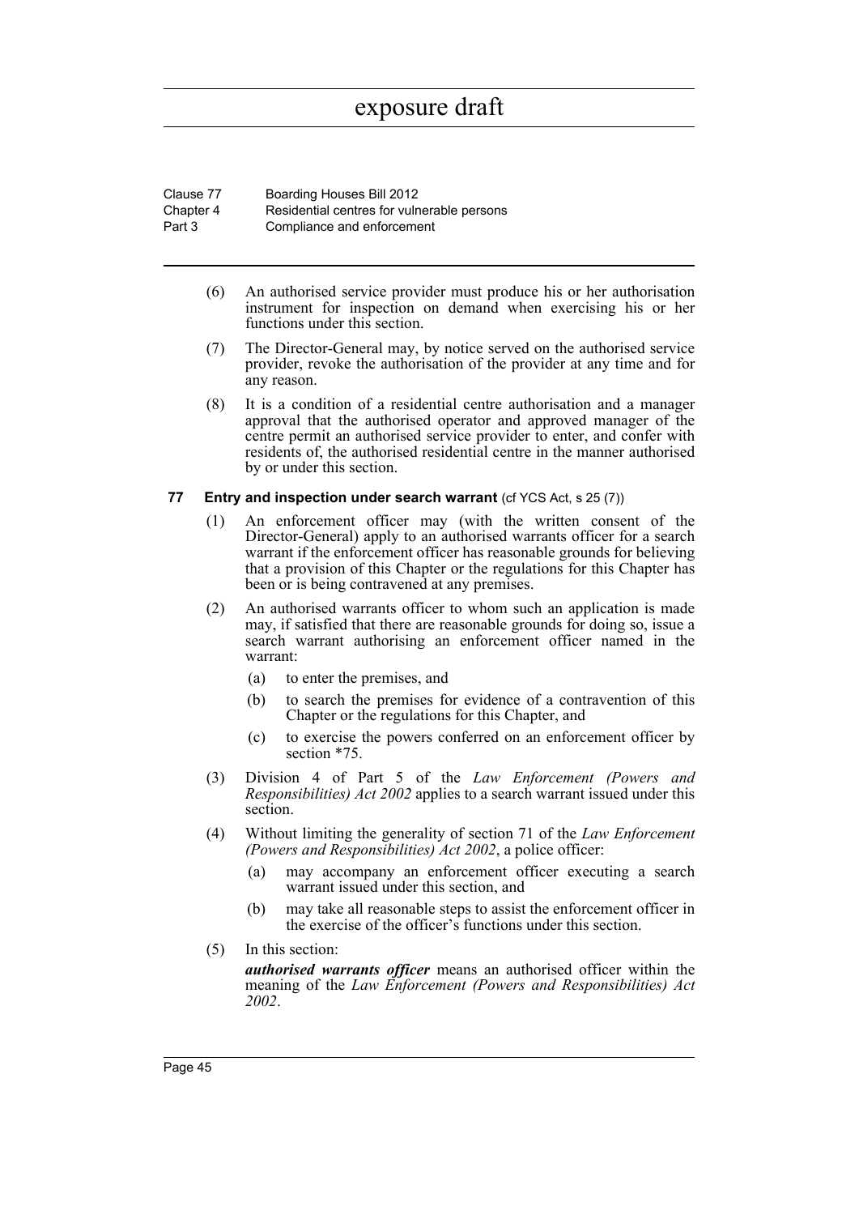(6) An authorised service provider must produce his or her authorisation instrument for inspection on demand when exercising his or her functions under this section.

(7) The Director-General may, by notice served on the authorised service provider, revoke the authorisation of the provider at any time and for any reason.

(8) It is a condition of a residential centre authorisation and a manager approval that the authorised operator and approved manager of the centre permit an authorised service provider to enter, and confer with residents of, the authorised residential centre in the manner authorised by or under this section.

### 77 Entry and inspection under search warrant (cf YCS Act, s 25 (7))

(1) An enforcement officer may (with the written consent of the Director-General) apply to an authorised warrants officer for a search warrant if the enforcement officer has reasonable grounds for believing that a provision of this Chapter or the regulations for this Chapter has been or is being contravened at any premises.

(2) An authorised warrants officer to whom such an application is made may, if satisfied that there are reasonable grounds for doing so, issue a search warrant authorising an enforcement officer named in the warrant:

- (a) to enter the premises, and
- (b) to search the premises for evidence of a contravention of this Chapter or the regulations for this Chapter, and
- (c) to exercise the powers conferred on an enforcement officer by section *75.

(3) Division 4 of Part 5 of the *Law Enforcement (Powers and Responsibilities) Act 2002* applies to a search warrant issued under this section.

(4) Without limiting the generality of section 71 of the *Law Enforcement (Powers and Responsibilities) Act 2002*, a police officer:

- (a) may accompany an enforcement officer executing a search warrant issued under this section, and
- (b) may take all reasonable steps to assist the enforcement officer in the exercise of the officer's functions under this section.

(5) In this section:

***authorised warrants officer*** means an authorised officer within the meaning of the *Law Enforcement (Powers and Responsibilities) Act 2002*.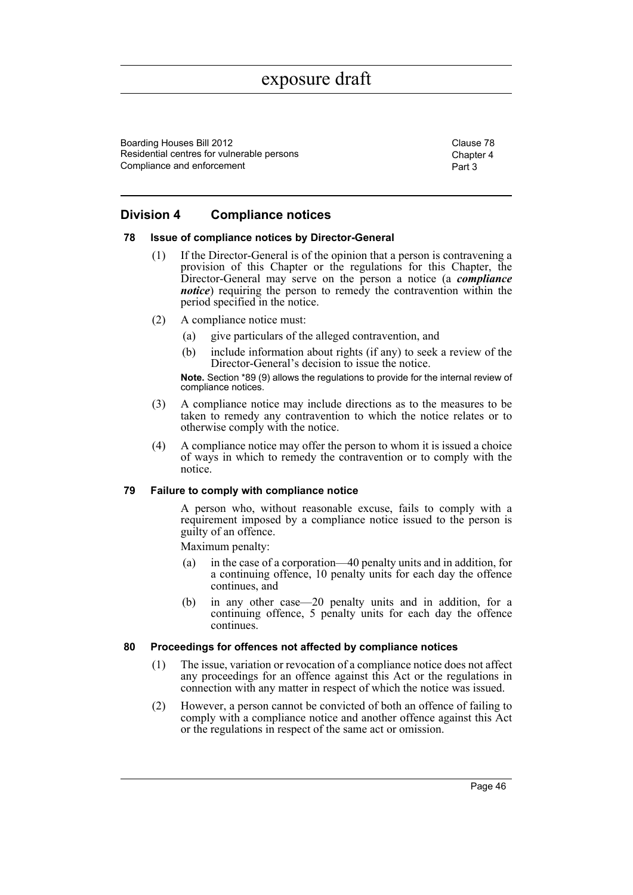## Division 4 Compliance notices

### 78 Issue of compliance notices by Director-General

(1) If the Director-General is of the opinion that a person is contravening a provision of this Chapter or the regulations for this Chapter, the Director-General may serve on the person a notice (a ***compliance notice***) requiring the person to remedy the contravention within the period specified in the notice.

(2) A compliance notice must:

(a) give particulars of the alleged contravention, and

(b) include information about rights (if any) to seek a review of the Director-General's decision to issue the notice.

**Note.** Section *89 (9) allows the regulations to provide for the internal review of compliance notices.

(3) A compliance notice may include directions as to the measures to be taken to remedy any contravention to which the notice relates or to otherwise comply with the notice.

(4) A compliance notice may offer the person to whom it is issued a choice of ways in which to remedy the contravention or to comply with the notice.

### 79 Failure to comply with compliance notice

A person who, without reasonable excuse, fails to comply with a requirement imposed by a compliance notice issued to the person is guilty of an offence.

Maximum penalty:

(a) in the case of a corporation—40 penalty units and in addition, for a continuing offence, 10 penalty units for each day the offence continues, and

(b) in any other case—20 penalty units and in addition, for a continuing offence, 5 penalty units for each day the offence continues.

### 80 Proceedings for offences not affected by compliance notices

(1) The issue, variation or revocation of a compliance notice does not affect any proceedings for an offence against this Act or the regulations in connection with any matter in respect of which the notice was issued.

(2) However, a person cannot be convicted of both an offence of failing to comply with a compliance notice and another offence against this Act or the regulations in respect of the same act or omission.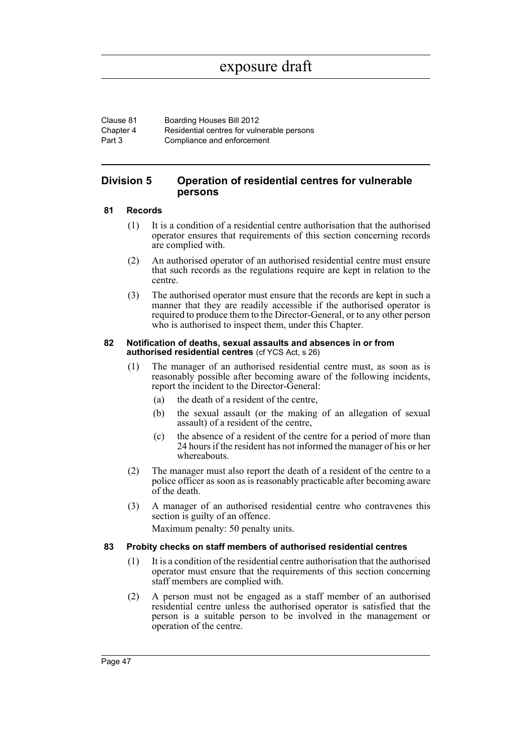## Division 5 Operation of residential centres for vulnerable persons

### 81 Records

(1) It is a condition of a residential centre authorisation that the authorised operator ensures that requirements of this section concerning records are complied with.

(2) An authorised operator of an authorised residential centre must ensure that such records as the regulations require are kept in relation to the centre.

(3) The authorised operator must ensure that the records are kept in such a manner that they are readily accessible if the authorised operator is required to produce them to the Director-General, or to any other person who is authorised to inspect them, under this Chapter.

### 82 Notification of deaths, sexual assaults and absences in or from authorised residential centres (cf YCS Act, s 26)

(1) The manager of an authorised residential centre must, as soon as is reasonably possible after becoming aware of the following incidents, report the incident to the Director-General:

- (a) the death of a resident of the centre,
- (b) the sexual assault (or the making of an allegation of sexual assault) of a resident of the centre,
- (c) the absence of a resident of the centre for a period of more than 24 hours if the resident has not informed the manager of his or her whereabouts.

(2) The manager must also report the death of a resident of the centre to a police officer as soon as is reasonably practicable after becoming aware of the death.

(3) A manager of an authorised residential centre who contravenes this section is guilty of an offence.

Maximum penalty: 50 penalty units.

### 83 Probity checks on staff members of authorised residential centres

(1) It is a condition of the residential centre authorisation that the authorised operator must ensure that the requirements of this section concerning staff members are complied with.

(2) A person must not be engaged as a staff member of an authorised residential centre unless the authorised operator is satisfied that the person is a suitable person to be involved in the management or operation of the centre.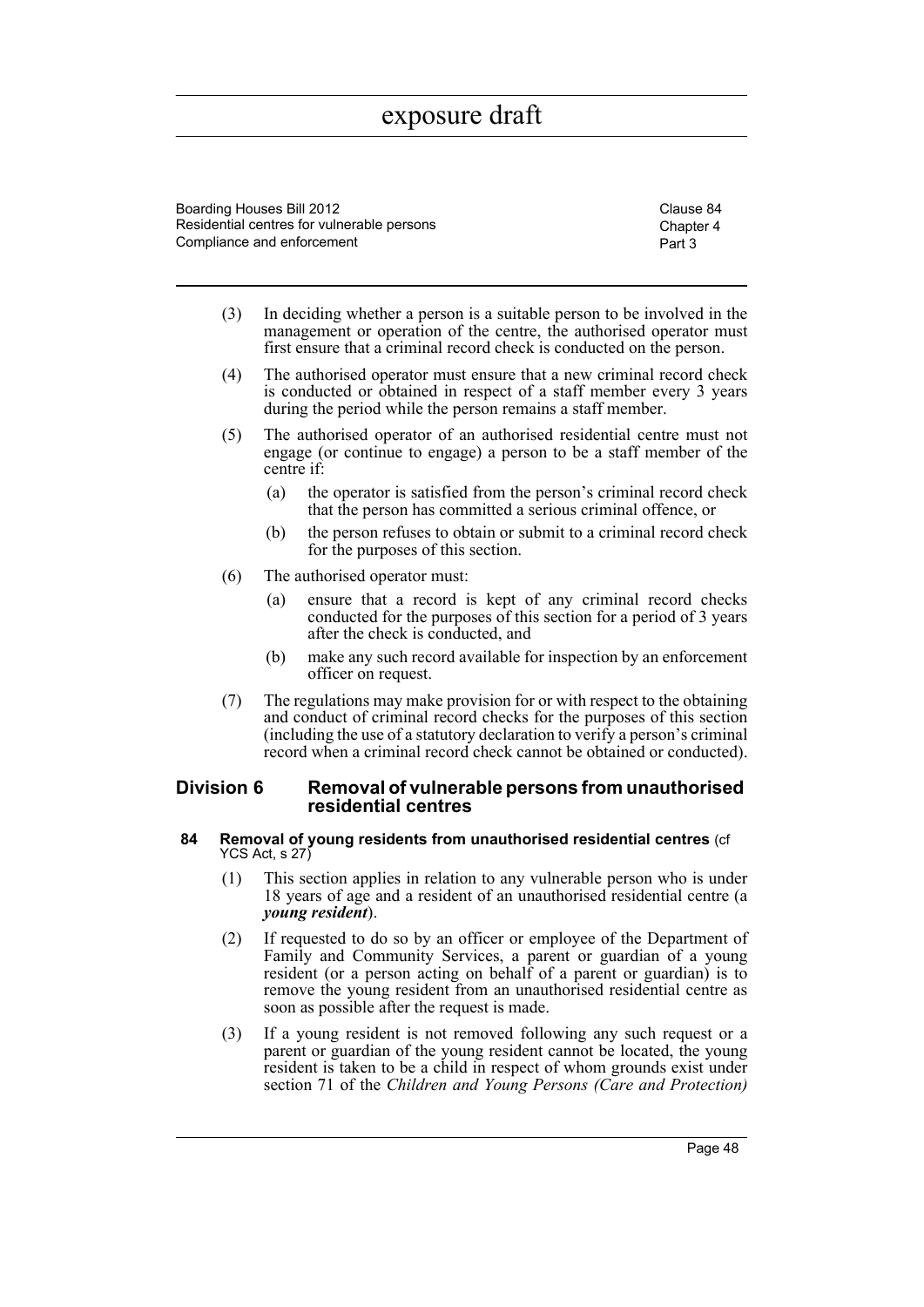(3) In deciding whether a person is a suitable person to be involved in the management or operation of the centre, the authorised operator must first ensure that a criminal record check is conducted on the person.

(4) The authorised operator must ensure that a new criminal record check is conducted or obtained in respect of a staff member every 3 years during the period while the person remains a staff member.

(5) The authorised operator of an authorised residential centre must not engage (or continue to engage) a person to be a staff member of the centre if:

(a) the operator is satisfied from the person's criminal record check that the person has committed a serious criminal offence, or

(b) the person refuses to obtain or submit to a criminal record check for the purposes of this section.

(6) The authorised operator must:

(a) ensure that a record is kept of any criminal record checks conducted for the purposes of this section for a period of 3 years after the check is conducted, and

(b) make any such record available for inspection by an enforcement officer on request.

(7) The regulations may make provision for or with respect to the obtaining and conduct of criminal record checks for the purposes of this section (including the use of a statutory declaration to verify a person's criminal record when a criminal record check cannot be obtained or conducted).

## Division 6 Removal of vulnerable persons from unauthorised residential centres

### 84 Removal of young residents from unauthorised residential centres (cf YCS Act, s 27)

(1) This section applies in relation to any vulnerable person who is under 18 years of age and a resident of an unauthorised residential centre (a ***young resident***).

(2) If requested to do so by an officer or employee of the Department of Family and Community Services, a parent or guardian of a young resident (or a person acting on behalf of a parent or guardian) is to remove the young resident from an unauthorised residential centre as soon as possible after the request is made.

(3) If a young resident is not removed following any such request or a parent or guardian of the young resident cannot be located, the young resident is taken to be a child in respect of whom grounds exist under section 71 of the *Children and Young Persons (Care and Protection)*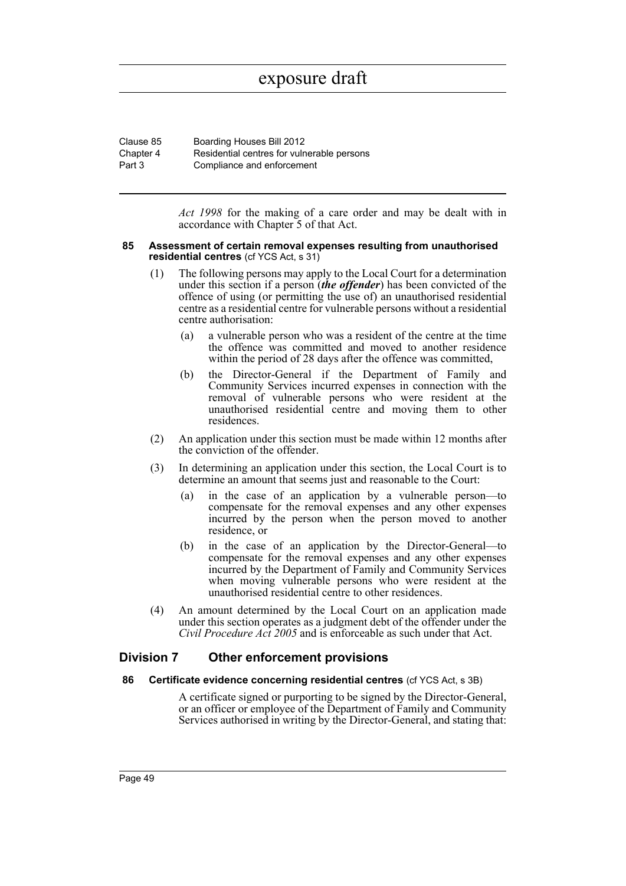*Act 1998* for the making of a care order and may be dealt with in accordance with Chapter 5 of that Act.

#### 85 Assessment of certain removal expenses resulting from unauthorised residential centres (cf YCS Act, s 31)

(1) The following persons may apply to the Local Court for a determination under this section if a person (***the offender***) has been convicted of the offence of using (or permitting the use of) an unauthorised residential centre as a residential centre for vulnerable persons without a residential centre authorisation:

(a) a vulnerable person who was a resident of the centre at the time the offence was committed and moved to another residence within the period of 28 days after the offence was committed,

(b) the Director-General if the Department of Family and Community Services incurred expenses in connection with the removal of vulnerable persons who were resident at the unauthorised residential centre and moving them to other residences.

(2) An application under this section must be made within 12 months after the conviction of the offender.

(3) In determining an application under this section, the Local Court is to determine an amount that seems just and reasonable to the Court:

(a) in the case of an application by a vulnerable person—to compensate for the removal expenses and any other expenses incurred by the person when the person moved to another residence, or

(b) in the case of an application by the Director-General—to compensate for the removal expenses and any other expenses incurred by the Department of Family and Community Services when moving vulnerable persons who were resident at the unauthorised residential centre to other residences.

(4) An amount determined by the Local Court on an application made under this section operates as a judgment debt of the offender under the *Civil Procedure Act 2005* and is enforceable as such under that Act.

### Division 7 Other enforcement provisions

#### 86 Certificate evidence concerning residential centres (cf YCS Act, s 3B)

A certificate signed or purporting to be signed by the Director-General, or an officer or employee of the Department of Family and Community Services authorised in writing by the Director-General, and stating that: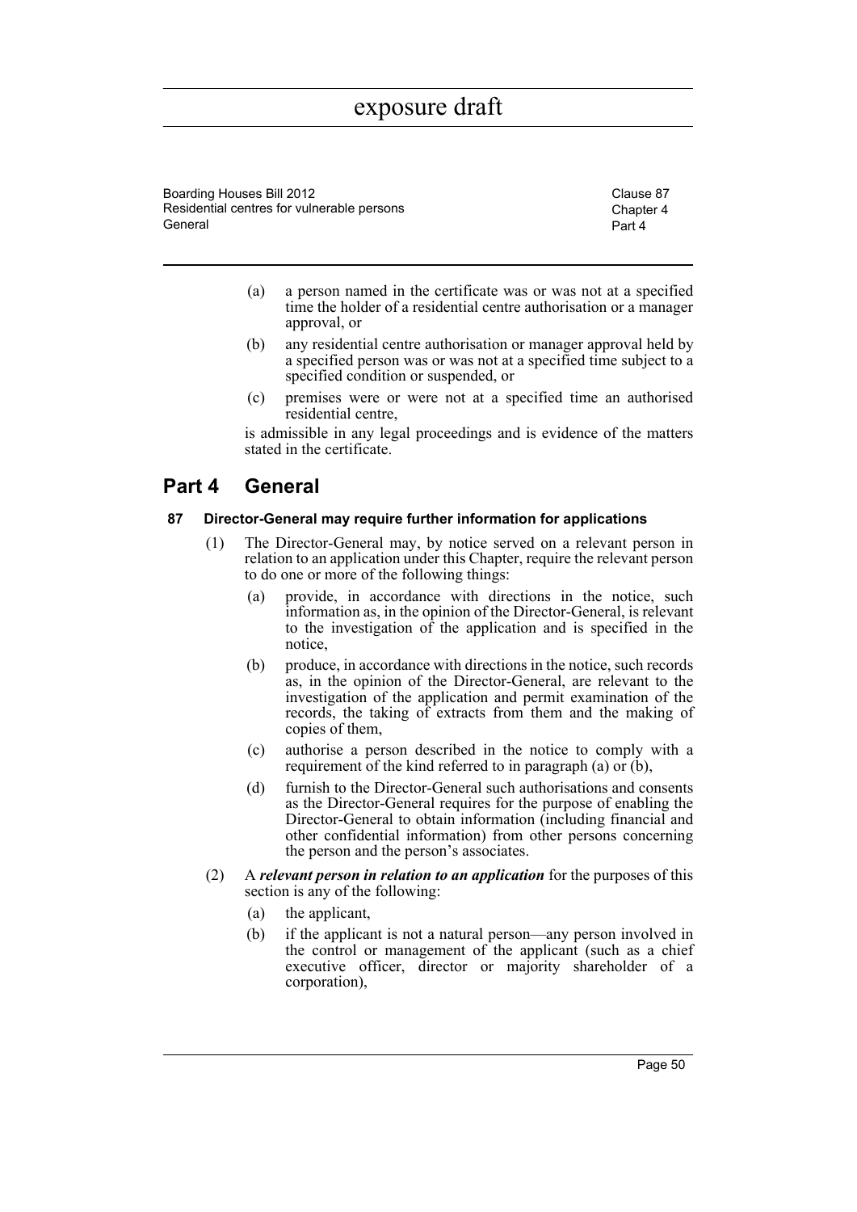(a) a person named in the certificate was or was not at a specified time the holder of a residential centre authorisation or a manager approval, or

(b) any residential centre authorisation or manager approval held by a specified person was or was not at a specified time subject to a specified condition or suspended, or

(c) premises were or were not at a specified time an authorised residential centre,

is admissible in any legal proceedings and is evidence of the matters stated in the certificate.

## Part 4 General

### 87 Director-General may require further information for applications

(1) The Director-General may, by notice served on a relevant person in relation to an application under this Chapter, require the relevant person to do one or more of the following things:

(a) provide, in accordance with directions in the notice, such information as, in the opinion of the Director-General, is relevant to the investigation of the application and is specified in the notice,

(b) produce, in accordance with directions in the notice, such records as, in the opinion of the Director-General, are relevant to the investigation of the application and permit examination of the records, the taking of extracts from them and the making of copies of them,

(c) authorise a person described in the notice to comply with a requirement of the kind referred to in paragraph (a) or (b),

(d) furnish to the Director-General such authorisations and consents as the Director-General requires for the purpose of enabling the Director-General to obtain information (including financial and other confidential information) from other persons concerning the person and the person's associates.

(2) A ***relevant person in relation to an application*** for the purposes of this section is any of the following:

(a) the applicant,

(b) if the applicant is not a natural person—any person involved in the control or management of the applicant (such as a chief executive officer, director or majority shareholder of a corporation),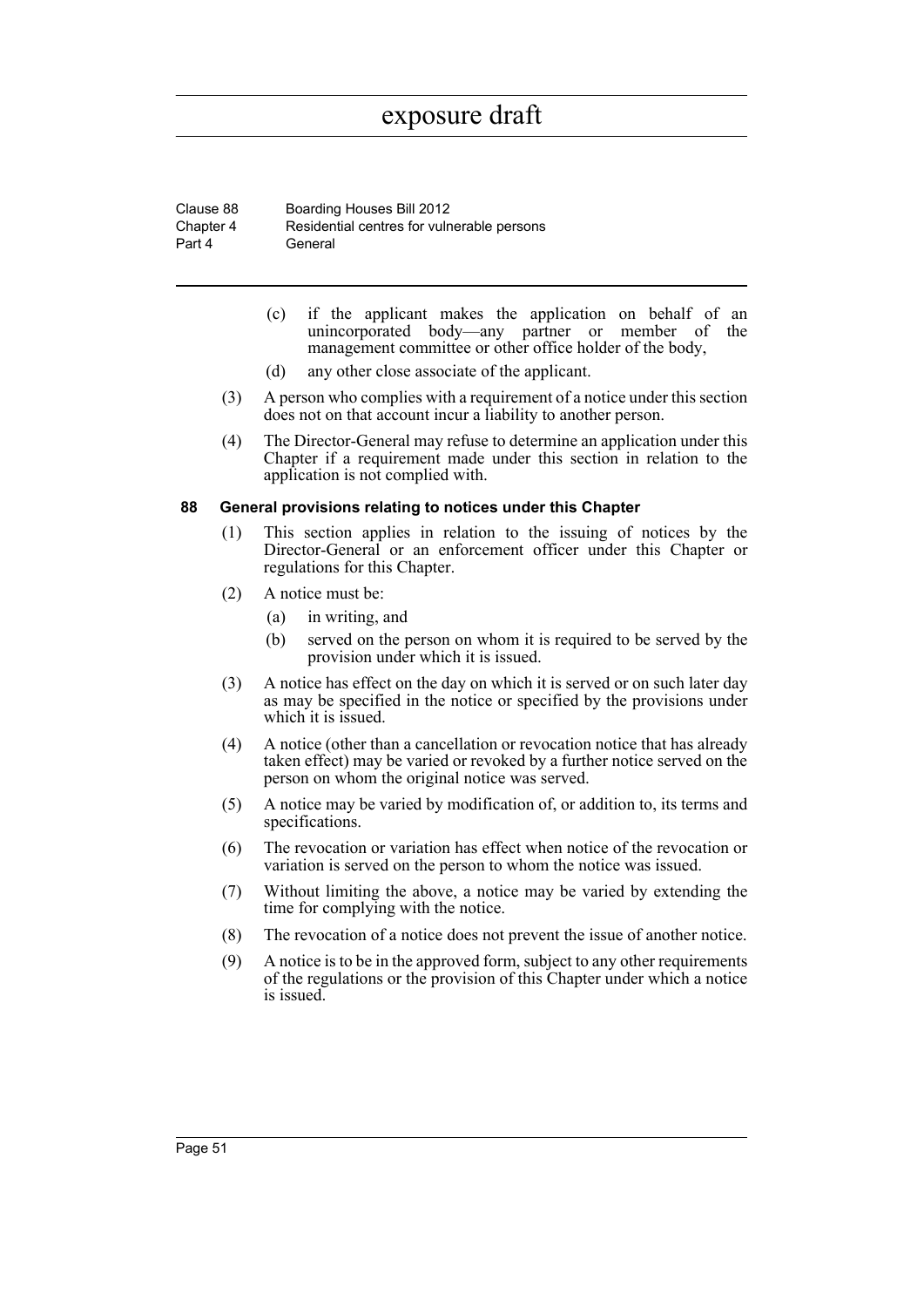(c) if the applicant makes the application on behalf of an unincorporated body—any partner or member of the management committee or other office holder of the body,

(d) any other close associate of the applicant.

(3) A person who complies with a requirement of a notice under this section does not on that account incur a liability to another person.

(4) The Director-General may refuse to determine an application under this Chapter if a requirement made under this section in relation to the application is not complied with.

### 88 General provisions relating to notices under this Chapter

(1) This section applies in relation to the issuing of notices by the Director-General or an enforcement officer under this Chapter or regulations for this Chapter.

(2) A notice must be:

(a) in writing, and

(b) served on the person on whom it is required to be served by the provision under which it is issued.

(3) A notice has effect on the day on which it is served or on such later day as may be specified in the notice or specified by the provisions under which it is issued.

(4) A notice (other than a cancellation or revocation notice that has already taken effect) may be varied or revoked by a further notice served on the person on whom the original notice was served.

(5) A notice may be varied by modification of, or addition to, its terms and specifications.

(6) The revocation or variation has effect when notice of the revocation or variation is served on the person to whom the notice was issued.

(7) Without limiting the above, a notice may be varied by extending the time for complying with the notice.

(8) The revocation of a notice does not prevent the issue of another notice.

(9) A notice is to be in the approved form, subject to any other requirements of the regulations or the provision of this Chapter under which a notice is issued.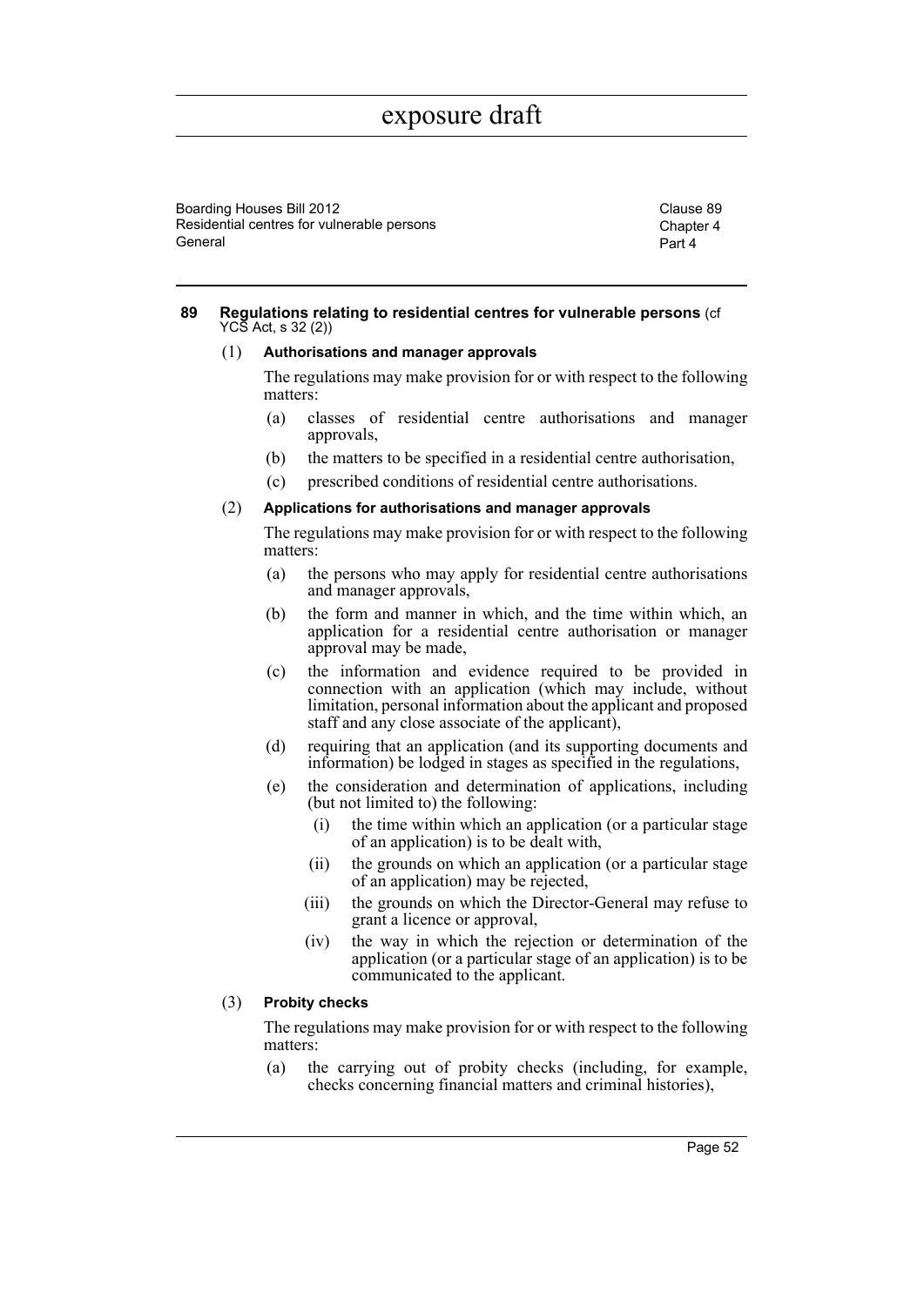## 89 Regulations relating to residential centres for vulnerable persons (cf YCS Act, s 32 (2))

(1) **Authorisations and manager approvals**

The regulations may make provision for or with respect to the following matters:

(a) classes of residential centre authorisations and manager approvals,

(b) the matters to be specified in a residential centre authorisation,

(c) prescribed conditions of residential centre authorisations.

(2) **Applications for authorisations and manager approvals**

The regulations may make provision for or with respect to the following matters:

(a) the persons who may apply for residential centre authorisations and manager approvals,

(b) the form and manner in which, and the time within which, an application for a residential centre authorisation or manager approval may be made,

(c) the information and evidence required to be provided in connection with an application (which may include, without limitation, personal information about the applicant and proposed staff and any close associate of the applicant),

(d) requiring that an application (and its supporting documents and information) be lodged in stages as specified in the regulations,

(e) the consideration and determination of applications, including (but not limited to) the following:

(i) the time within which an application (or a particular stage of an application) is to be dealt with,

(ii) the grounds on which an application (or a particular stage of an application) may be rejected,

(iii) the grounds on which the Director-General may refuse to grant a licence or approval,

(iv) the way in which the rejection or determination of the application (or a particular stage of an application) is to be communicated to the applicant.

(3) **Probity checks**

The regulations may make provision for or with respect to the following matters:

(a) the carrying out of probity checks (including, for example, checks concerning financial matters and criminal histories),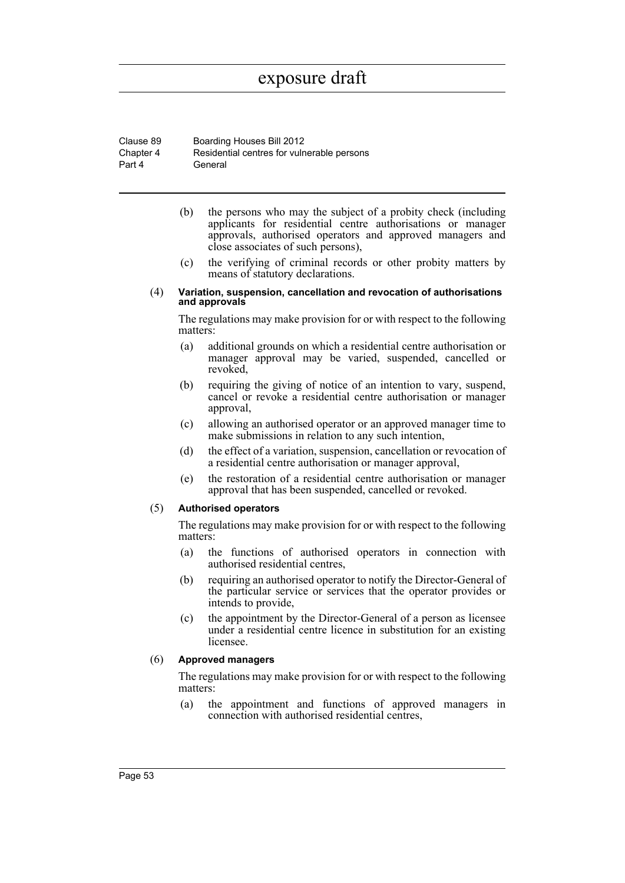- (b) the persons who may the subject of a probity check (including applicants for residential centre authorisations or manager approvals, authorised operators and approved managers and close associates of such persons),
- (c) the verifying of criminal records or other probity matters by means of statutory declarations.

(4) **Variation, suspension, cancellation and revocation of authorisations and approvals**

The regulations may make provision for or with respect to the following matters:

- (a) additional grounds on which a residential centre authorisation or manager approval may be varied, suspended, cancelled or revoked,
- (b) requiring the giving of notice of an intention to vary, suspend, cancel or revoke a residential centre authorisation or manager approval,
- (c) allowing an authorised operator or an approved manager time to make submissions in relation to any such intention,
- (d) the effect of a variation, suspension, cancellation or revocation of a residential centre authorisation or manager approval,
- (e) the restoration of a residential centre authorisation or manager approval that has been suspended, cancelled or revoked.

(5) **Authorised operators**

The regulations may make provision for or with respect to the following matters:

- (a) the functions of authorised operators in connection with authorised residential centres,
- (b) requiring an authorised operator to notify the Director-General of the particular service or services that the operator provides or intends to provide,
- (c) the appointment by the Director-General of a person as licensee under a residential centre licence in substitution for an existing licensee.

(6) **Approved managers**

The regulations may make provision for or with respect to the following matters:

- (a) the appointment and functions of approved managers in connection with authorised residential centres,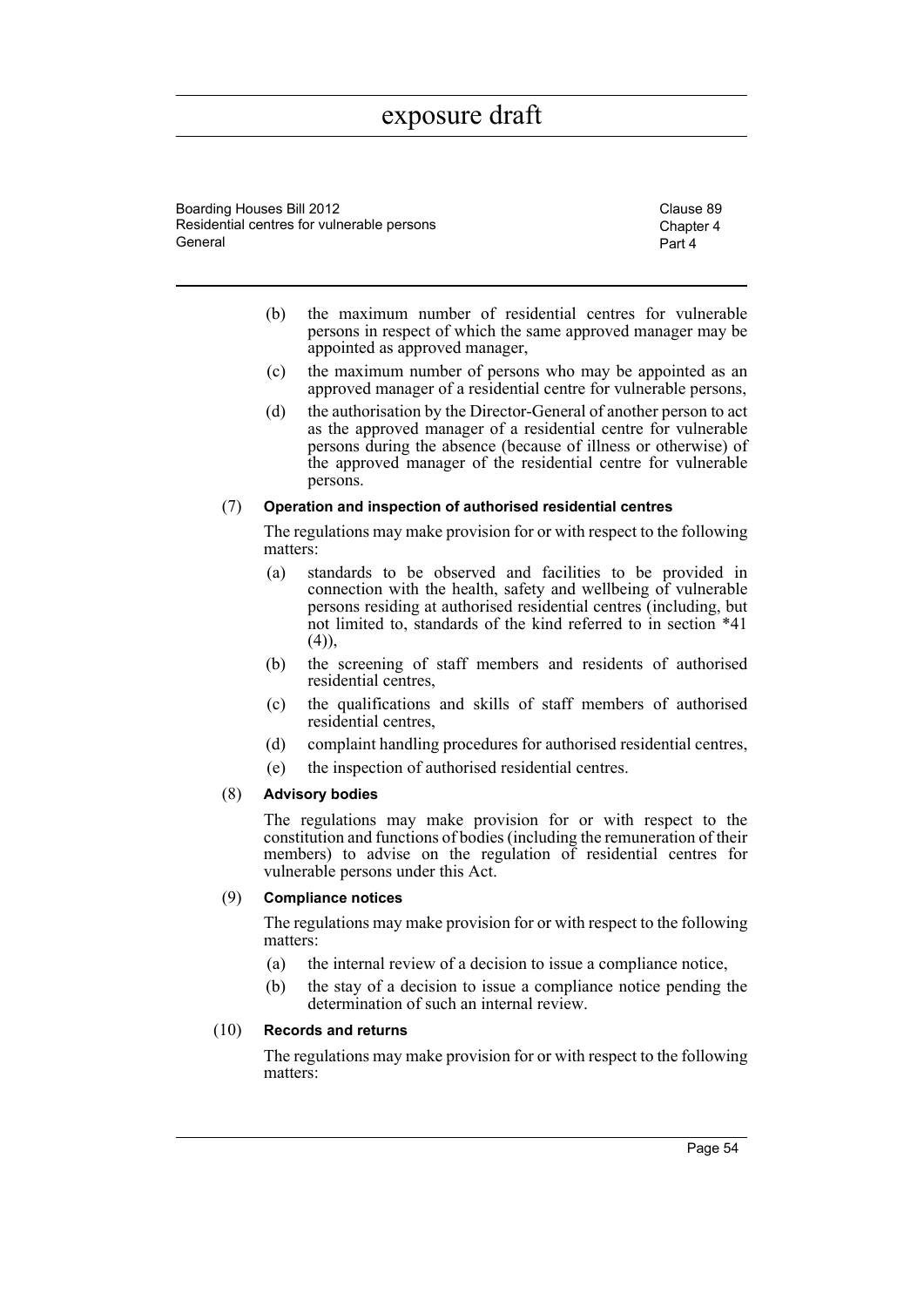(b) the maximum number of residential centres for vulnerable persons in respect of which the same approved manager may be appointed as approved manager,

(c) the maximum number of persons who may be appointed as an approved manager of a residential centre for vulnerable persons,

(d) the authorisation by the Director-General of another person to act as the approved manager of a residential centre for vulnerable persons during the absence (because of illness or otherwise) of the approved manager of the residential centre for vulnerable persons.

(7) **Operation and inspection of authorised residential centres**

The regulations may make provision for or with respect to the following matters:

(a) standards to be observed and facilities to be provided in connection with the health, safety and wellbeing of vulnerable persons residing at authorised residential centres (including, but not limited to, standards of the kind referred to in section *41 (4)),

(b) the screening of staff members and residents of authorised residential centres,

(c) the qualifications and skills of staff members of authorised residential centres,

(d) complaint handling procedures for authorised residential centres,

(e) the inspection of authorised residential centres.

(8) **Advisory bodies**

The regulations may make provision for or with respect to the constitution and functions of bodies (including the remuneration of their members) to advise on the regulation of residential centres for vulnerable persons under this Act.

(9) **Compliance notices**

The regulations may make provision for or with respect to the following matters:

(a) the internal review of a decision to issue a compliance notice,

(b) the stay of a decision to issue a compliance notice pending the determination of such an internal review.

(10) **Records and returns**

The regulations may make provision for or with respect to the following matters: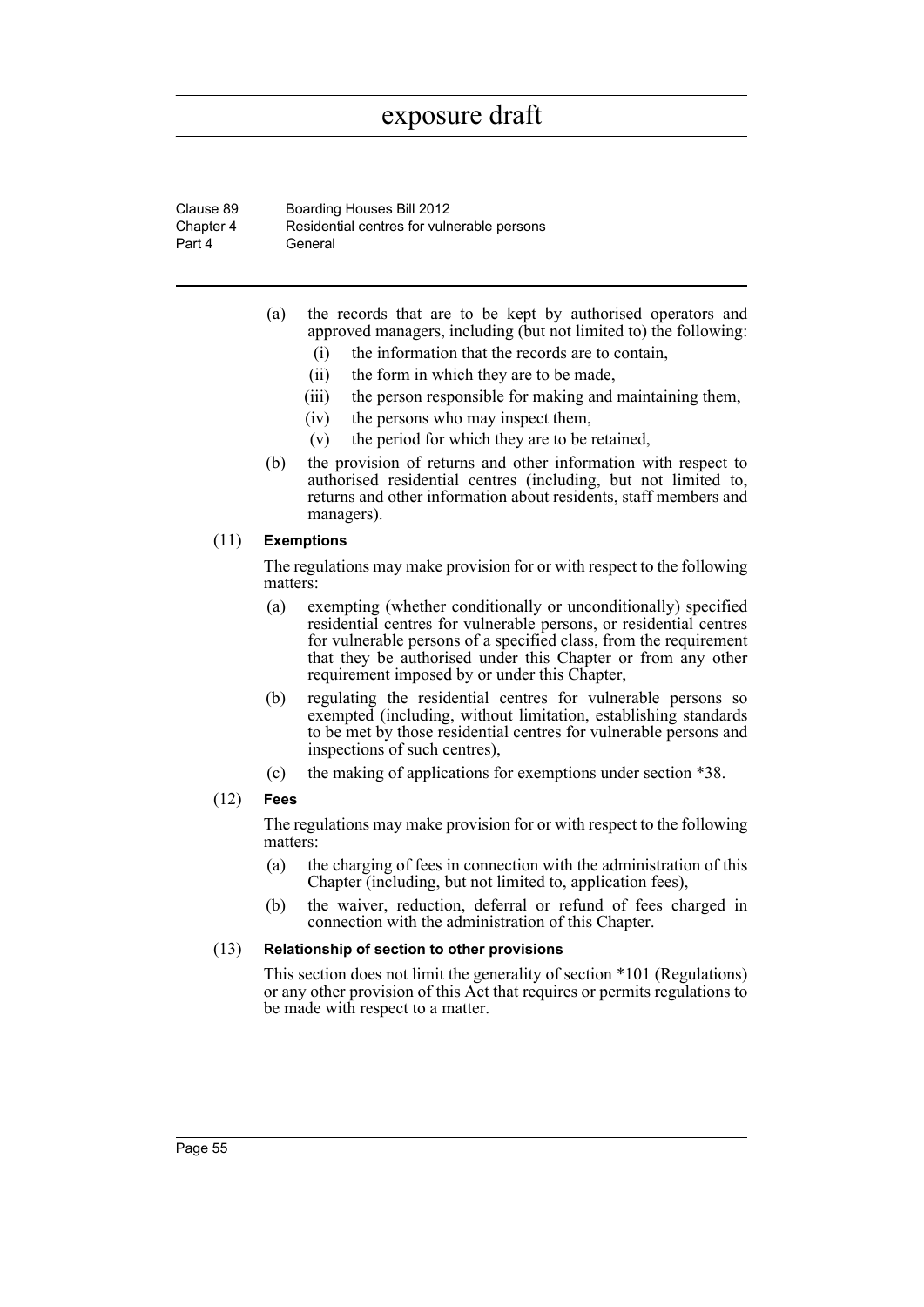(a) the records that are to be kept by authorised operators and approved managers, including (but not limited to) the following:
  - (i) the information that the records are to contain,
  - (ii) the form in which they are to be made,
  - (iii) the person responsible for making and maintaining them,
  - (iv) the persons who may inspect them,
  - (v) the period for which they are to be retained,

(b) the provision of returns and other information with respect to authorised residential centres (including, but not limited to, returns and other information about residents, staff members and managers).

(11) **Exemptions**

The regulations may make provision for or with respect to the following matters:

(a) exempting (whether conditionally or unconditionally) specified residential centres for vulnerable persons, or residential centres for vulnerable persons of a specified class, from the requirement that they be authorised under this Chapter or from any other requirement imposed by or under this Chapter,

(b) regulating the residential centres for vulnerable persons so exempted (including, without limitation, establishing standards to be met by those residential centres for vulnerable persons and inspections of such centres),

(c) the making of applications for exemptions under section *38.

(12) **Fees**

The regulations may make provision for or with respect to the following matters:

(a) the charging of fees in connection with the administration of this Chapter (including, but not limited to, application fees),

(b) the waiver, reduction, deferral or refund of fees charged in connection with the administration of this Chapter.

(13) **Relationship of section to other provisions**

This section does not limit the generality of section *101 (Regulations) or any other provision of this Act that requires or permits regulations to be made with respect to a matter.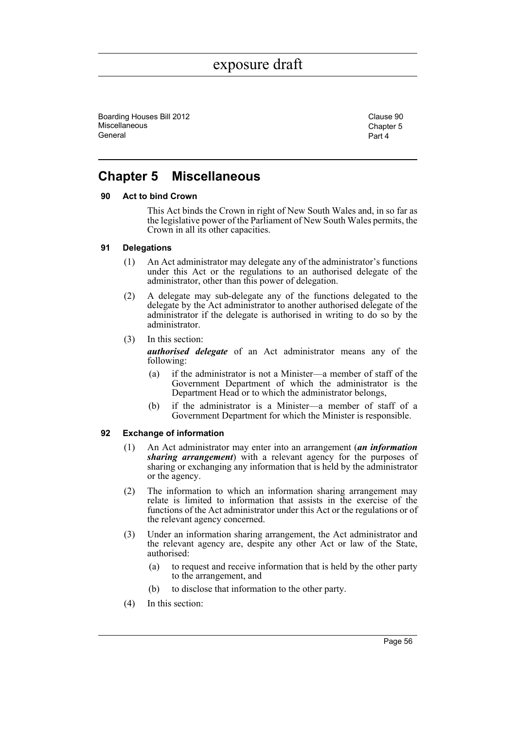# Chapter 5 Miscellaneous

### 90 Act to bind Crown

This Act binds the Crown in right of New South Wales and, in so far as the legislative power of the Parliament of New South Wales permits, the Crown in all its other capacities.

### 91 Delegations

(1) An Act administrator may delegate any of the administrator's functions under this Act or the regulations to an authorised delegate of the administrator, other than this power of delegation.

(2) A delegate may sub-delegate any of the functions delegated to the delegate by the Act administrator to another authorised delegate of the administrator if the delegate is authorised in writing to do so by the administrator.

(3) In this section:

***authorised delegate*** of an Act administrator means any of the following:

- (a) if the administrator is not a Minister—a member of staff of the Government Department of which the administrator is the Department Head or to which the administrator belongs,
- (b) if the administrator is a Minister—a member of staff of a Government Department for which the Minister is responsible.

### 92 Exchange of information

(1) An Act administrator may enter into an arrangement (***an information sharing arrangement***) with a relevant agency for the purposes of sharing or exchanging any information that is held by the administrator or the agency.

(2) The information to which an information sharing arrangement may relate is limited to information that assists in the exercise of the functions of the Act administrator under this Act or the regulations or of the relevant agency concerned.

(3) Under an information sharing arrangement, the Act administrator and the relevant agency are, despite any other Act or law of the State, authorised:

- (a) to request and receive information that is held by the other party to the arrangement, and
- (b) to disclose that information to the other party.

(4) In this section: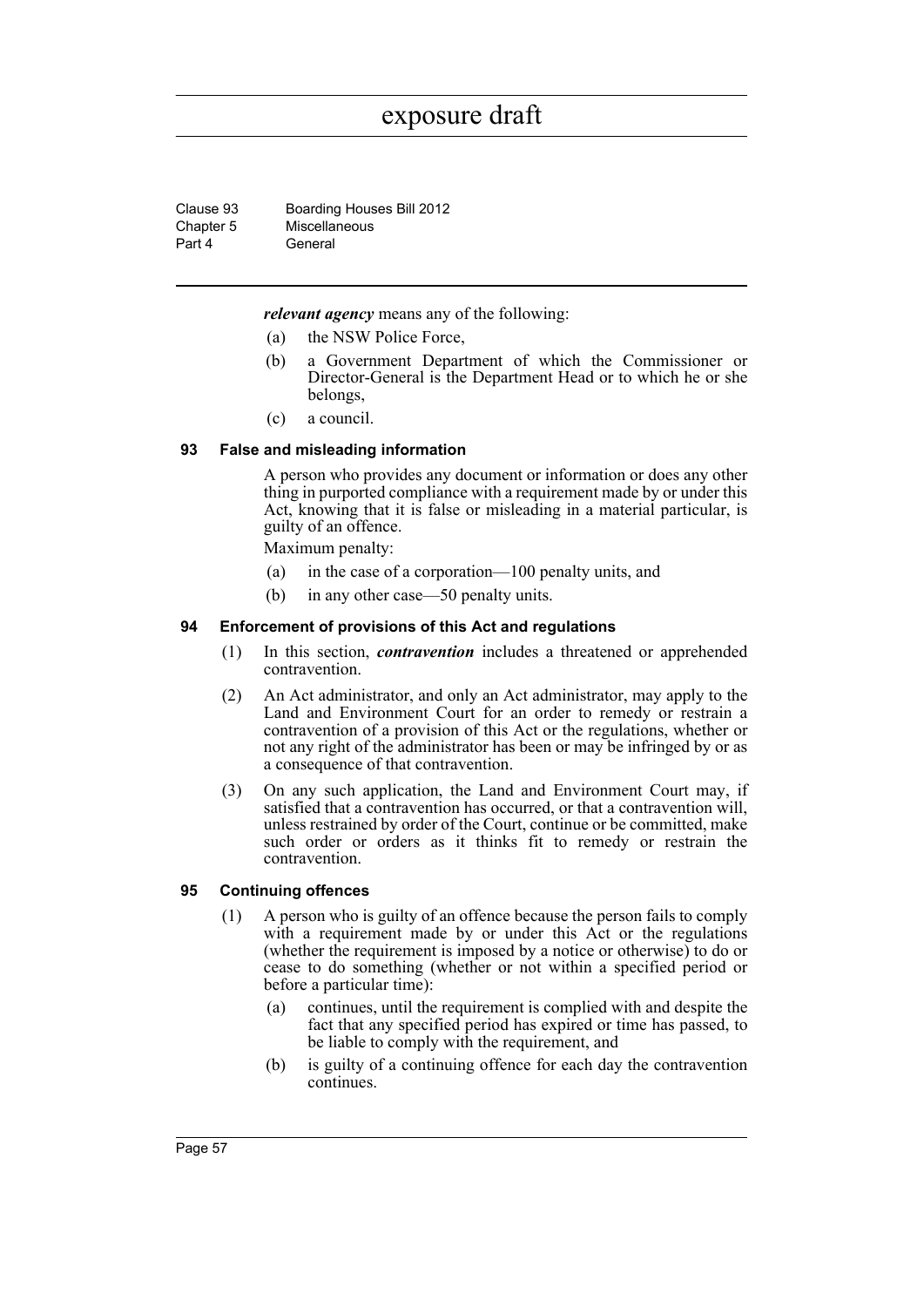***relevant agency*** means any of the following:

- (a) the NSW Police Force,
- (b) a Government Department of which the Commissioner or Director-General is the Department Head or to which he or she belongs,
- (c) a council.

### 93 False and misleading information

A person who provides any document or information or does any other thing in purported compliance with a requirement made by or under this Act, knowing that it is false or misleading in a material particular, is guilty of an offence.

Maximum penalty:

- (a) in the case of a corporation—100 penalty units, and
- (b) in any other case—50 penalty units.

### 94 Enforcement of provisions of this Act and regulations

(1) In this section, ***contravention*** includes a threatened or apprehended contravention.

(2) An Act administrator, and only an Act administrator, may apply to the Land and Environment Court for an order to remedy or restrain a contravention of a provision of this Act or the regulations, whether or not any right of the administrator has been or may be infringed by or as a consequence of that contravention.

(3) On any such application, the Land and Environment Court may, if satisfied that a contravention has occurred, or that a contravention will, unless restrained by order of the Court, continue or be committed, make such order or orders as it thinks fit to remedy or restrain the contravention.

### 95 Continuing offences

(1) A person who is guilty of an offence because the person fails to comply with a requirement made by or under this Act or the regulations (whether the requirement is imposed by a notice or otherwise) to do or cease to do something (whether or not within a specified period or before a particular time):

- (a) continues, until the requirement is complied with and despite the fact that any specified period has expired or time has passed, to be liable to comply with the requirement, and
- (b) is guilty of a continuing offence for each day the contravention continues.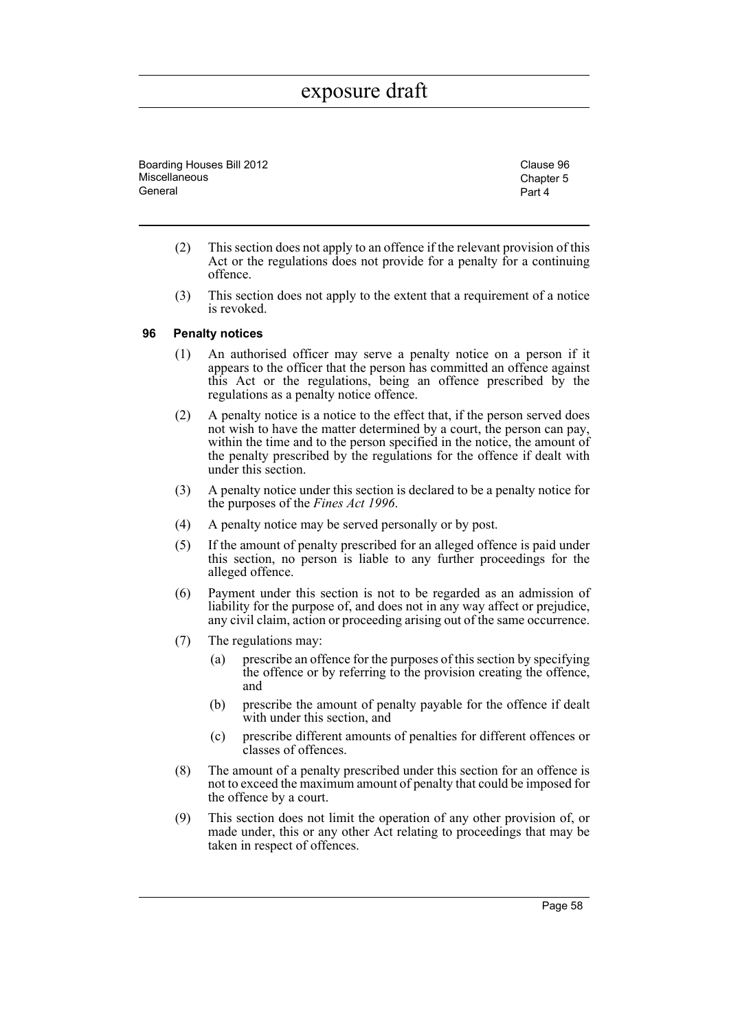(2) This section does not apply to an offence if the relevant provision of this Act or the regulations does not provide for a penalty for a continuing offence.

(3) This section does not apply to the extent that a requirement of a notice is revoked.

### 96 Penalty notices

(1) An authorised officer may serve a penalty notice on a person if it appears to the officer that the person has committed an offence against this Act or the regulations, being an offence prescribed by the regulations as a penalty notice offence.

(2) A penalty notice is a notice to the effect that, if the person served does not wish to have the matter determined by a court, the person can pay, within the time and to the person specified in the notice, the amount of the penalty prescribed by the regulations for the offence if dealt with under this section.

(3) A penalty notice under this section is declared to be a penalty notice for the purposes of the *Fines Act 1996*.

(4) A penalty notice may be served personally or by post.

(5) If the amount of penalty prescribed for an alleged offence is paid under this section, no person is liable to any further proceedings for the alleged offence.

(6) Payment under this section is not to be regarded as an admission of liability for the purpose of, and does not in any way affect or prejudice, any civil claim, action or proceeding arising out of the same occurrence.

(7) The regulations may:

- (a) prescribe an offence for the purposes of this section by specifying the offence or by referring to the provision creating the offence, and
- (b) prescribe the amount of penalty payable for the offence if dealt with under this section, and
- (c) prescribe different amounts of penalties for different offences or classes of offences.

(8) The amount of a penalty prescribed under this section for an offence is not to exceed the maximum amount of penalty that could be imposed for the offence by a court.

(9) This section does not limit the operation of any other provision of, or made under, this or any other Act relating to proceedings that may be taken in respect of offences.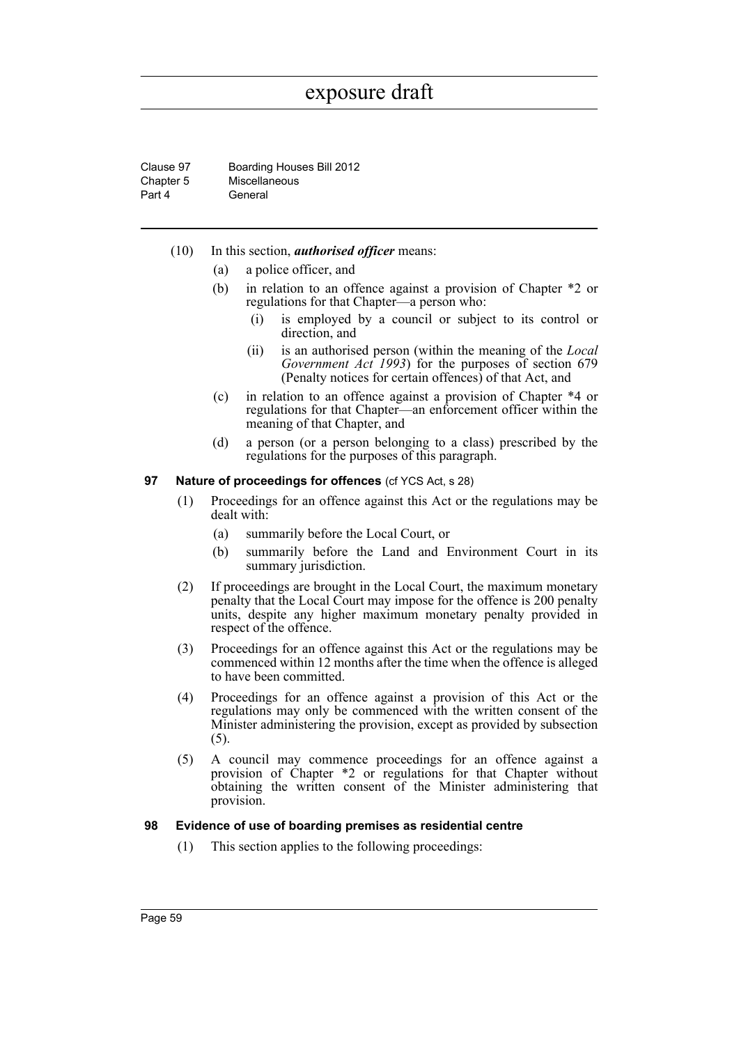(10) In this section, ***authorised officer*** means:

(a) a police officer, and

(b) in relation to an offence against a provision of Chapter *2 or regulations for that Chapter—a person who:

(i) is employed by a council or subject to its control or direction, and

(ii) is an authorised person (within the meaning of the *Local Government Act 1993*) for the purposes of section 679 (Penalty notices for certain offences) of that Act, and

(c) in relation to an offence against a provision of Chapter *4 or regulations for that Chapter—an enforcement officer within the meaning of that Chapter, and

(d) a person (or a person belonging to a class) prescribed by the regulations for the purposes of this paragraph.

### 97 Nature of proceedings for offences (cf YCS Act, s 28)

(1) Proceedings for an offence against this Act or the regulations may be dealt with:

(a) summarily before the Local Court, or

(b) summarily before the Land and Environment Court in its summary jurisdiction.

(2) If proceedings are brought in the Local Court, the maximum monetary penalty that the Local Court may impose for the offence is 200 penalty units, despite any higher maximum monetary penalty provided in respect of the offence.

(3) Proceedings for an offence against this Act or the regulations may be commenced within 12 months after the time when the offence is alleged to have been committed.

(4) Proceedings for an offence against a provision of this Act or the regulations may only be commenced with the written consent of the Minister administering the provision, except as provided by subsection (5).

(5) A council may commence proceedings for an offence against a provision of Chapter *2 or regulations for that Chapter without obtaining the written consent of the Minister administering that provision.

### 98 Evidence of use of boarding premises as residential centre

(1) This section applies to the following proceedings: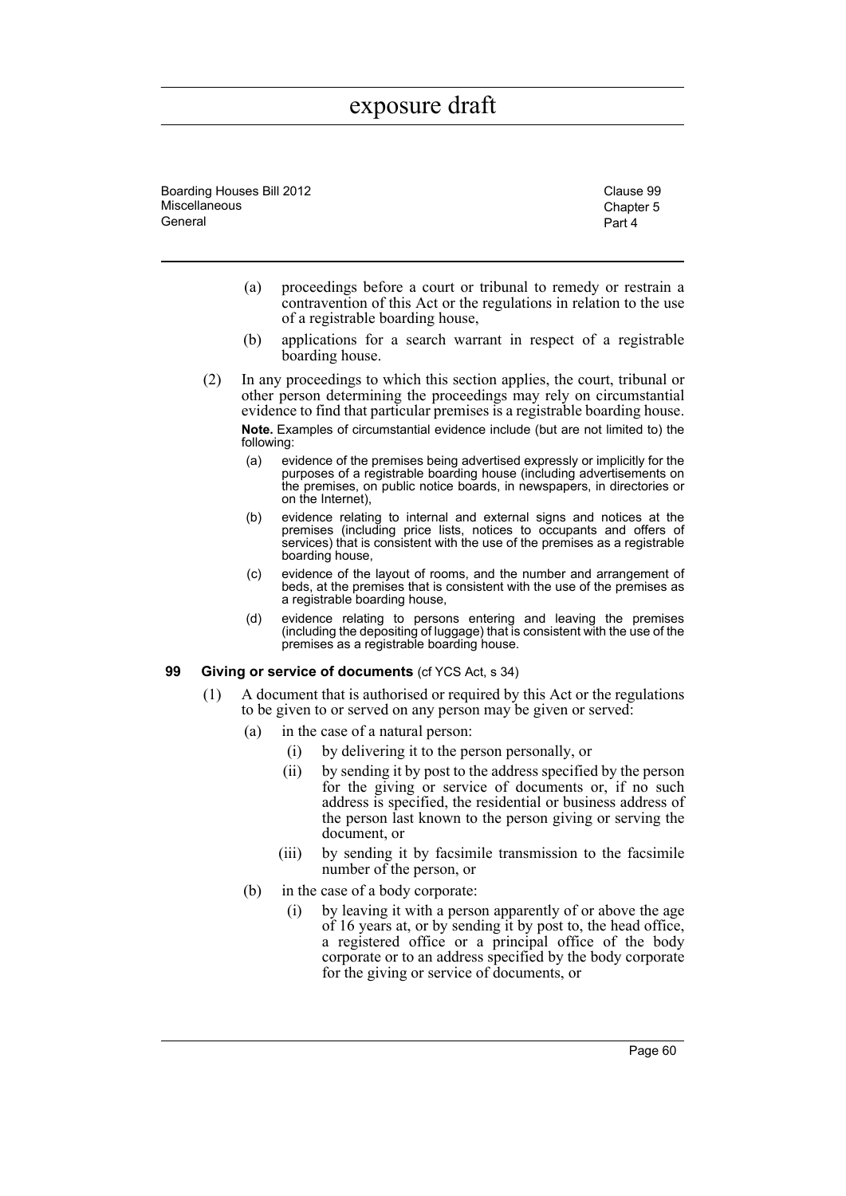(a) proceedings before a court or tribunal to remedy or restrain a contravention of this Act or the regulations in relation to the use of a registrable boarding house,

(b) applications for a search warrant in respect of a registrable boarding house.

(2) In any proceedings to which this section applies, the court, tribunal or other person determining the proceedings may rely on circumstantial evidence to find that particular premises is a registrable boarding house.

**Note.** Examples of circumstantial evidence include (but are not limited to) the following:

(a) evidence of the premises being advertised expressly or implicitly for the purposes of a registrable boarding house (including advertisements on the premises, on public notice boards, in newspapers, in directories or on the Internet),

(b) evidence relating to internal and external signs and notices at the premises (including price lists, notices to occupants and offers of services) that is consistent with the use of the premises as a registrable boarding house,

(c) evidence of the layout of rooms, and the number and arrangement of beds, at the premises that is consistent with the use of the premises as a registrable boarding house,

(d) evidence relating to persons entering and leaving the premises (including the depositing of luggage) that is consistent with the use of the premises as a registrable boarding house.

### 99 Giving or service of documents (cf YCS Act, s 34)

(1) A document that is authorised or required by this Act or the regulations to be given to or served on any person may be given or served:

(a) in the case of a natural person:

(i) by delivering it to the person personally, or

(ii) by sending it by post to the address specified by the person for the giving or service of documents or, if no such address is specified, the residential or business address of the person last known to the person giving or serving the document, or

(iii) by sending it by facsimile transmission to the facsimile number of the person, or

(b) in the case of a body corporate:

(i) by leaving it with a person apparently of or above the age of 16 years at, or by sending it by post to, the head office, a registered office or a principal office of the body corporate or to an address specified by the body corporate for the giving or service of documents, or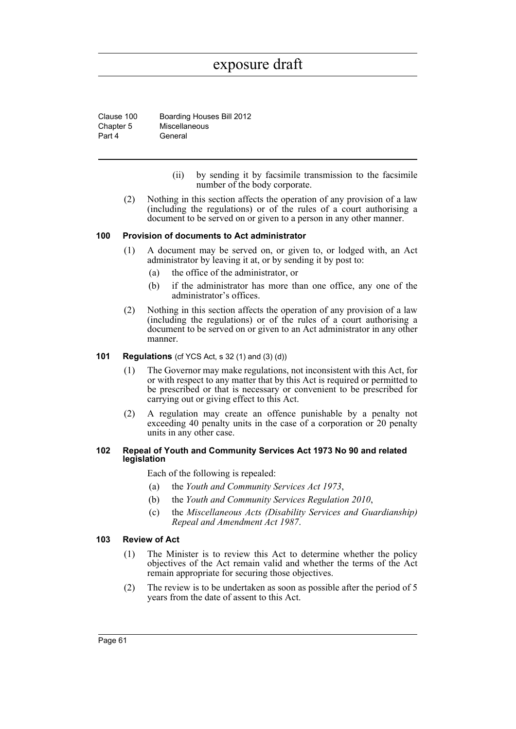(ii) by sending it by facsimile transmission to the facsimile number of the body corporate.

(2) Nothing in this section affects the operation of any provision of a law (including the regulations) or of the rules of a court authorising a document to be served on or given to a person in any other manner.

### 100 Provision of documents to Act administrator

(1) A document may be served on, or given to, or lodged with, an Act administrator by leaving it at, or by sending it by post to:

(a) the office of the administrator, or

(b) if the administrator has more than one office, any one of the administrator's offices.

(2) Nothing in this section affects the operation of any provision of a law (including the regulations) or of the rules of a court authorising a document to be served on or given to an Act administrator in any other manner.

### 101 Regulations (cf YCS Act, s 32 (1) and (3) (d))

(1) The Governor may make regulations, not inconsistent with this Act, for or with respect to any matter that by this Act is required or permitted to be prescribed or that is necessary or convenient to be prescribed for carrying out or giving effect to this Act.

(2) A regulation may create an offence punishable by a penalty not exceeding 40 penalty units in the case of a corporation or 20 penalty units in any other case.

### 102 Repeal of Youth and Community Services Act 1973 No 90 and related legislation

Each of the following is repealed:

(a) the *Youth and Community Services Act 1973*,

(b) the *Youth and Community Services Regulation 2010*,

(c) the *Miscellaneous Acts (Disability Services and Guardianship) Repeal and Amendment Act 1987*.

### 103 Review of Act

(1) The Minister is to review this Act to determine whether the policy objectives of the Act remain valid and whether the terms of the Act remain appropriate for securing those objectives.

(2) The review is to be undertaken as soon as possible after the period of 5 years from the date of assent to this Act.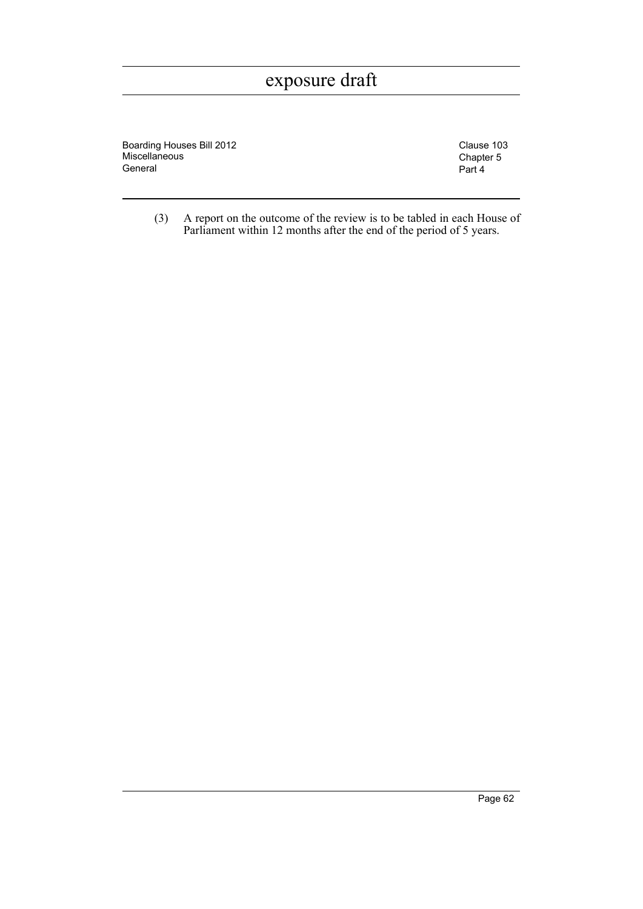(3) A report on the outcome of the review is to be tabled in each House of Parliament within 12 months after the end of the period of 5 years.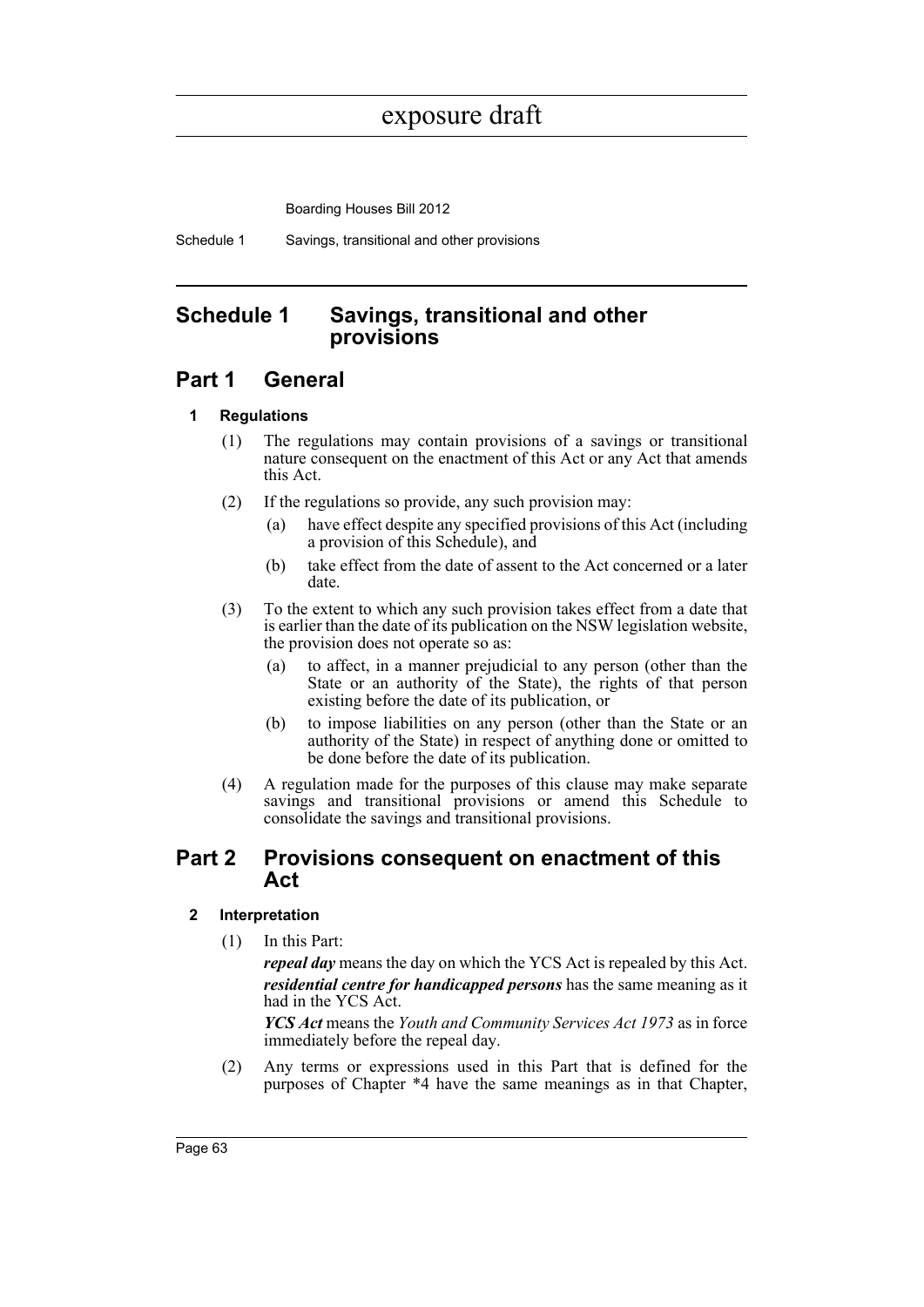# Schedule 1 Savings, transitional and other provisions

## Part 1 General

### 1 Regulations

(1) The regulations may contain provisions of a savings or transitional nature consequent on the enactment of this Act or any Act that amends this Act.

(2) If the regulations so provide, any such provision may:

- (a) have effect despite any specified provisions of this Act (including a provision of this Schedule), and
- (b) take effect from the date of assent to the Act concerned or a later date.

(3) To the extent to which any such provision takes effect from a date that is earlier than the date of its publication on the NSW legislation website, the provision does not operate so as:

- (a) to affect, in a manner prejudicial to any person (other than the State or an authority of the State), the rights of that person existing before the date of its publication, or
- (b) to impose liabilities on any person (other than the State or an authority of the State) in respect of anything done or omitted to be done before the date of its publication.

(4) A regulation made for the purposes of this clause may make separate savings and transitional provisions or amend this Schedule to consolidate the savings and transitional provisions.

## Part 2 Provisions consequent on enactment of this Act

### 2 Interpretation

(1) In this Part:

***repeal day*** means the day on which the YCS Act is repealed by this Act.

***residential centre for handicapped persons*** has the same meaning as it had in the YCS Act.

***YCS Act*** means the *Youth and Community Services Act 1973* as in force immediately before the repeal day.

(2) Any terms or expressions used in this Part that is defined for the purposes of Chapter *4 have the same meanings as in that Chapter,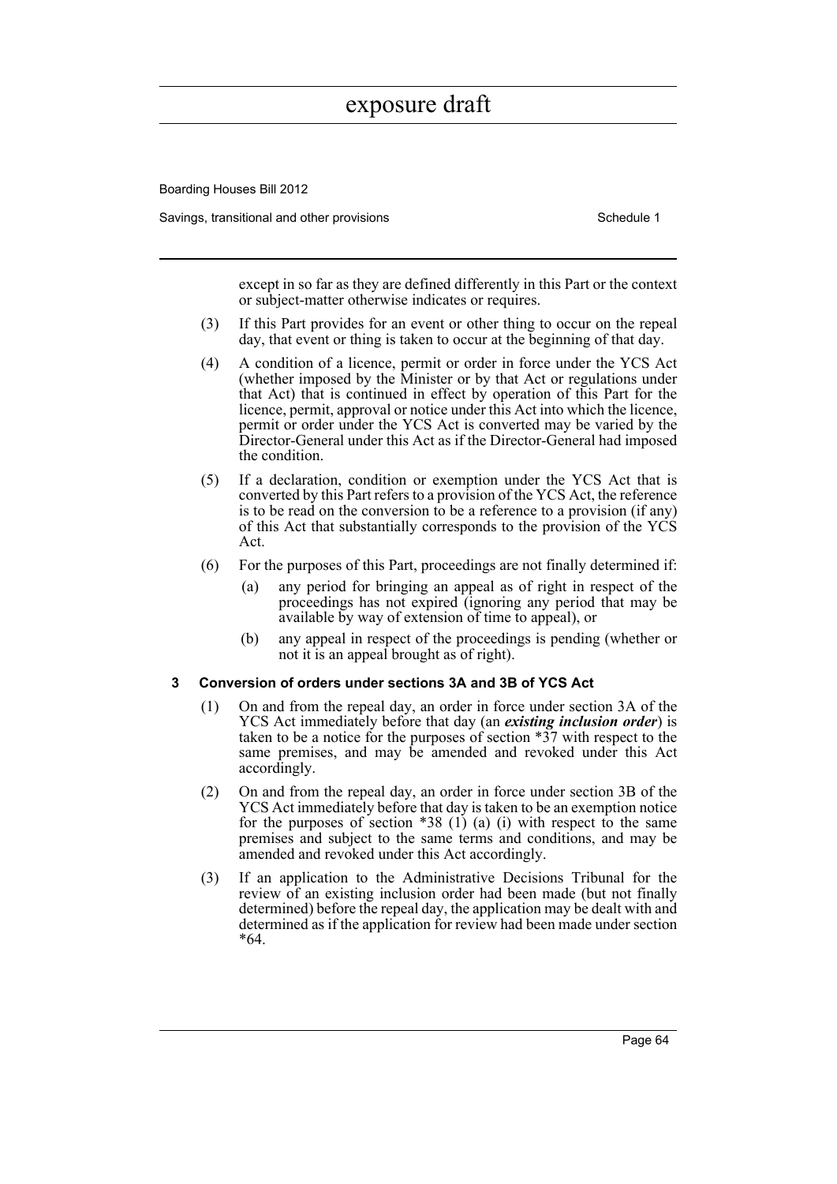except in so far as they are defined differently in this Part or the context or subject-matter otherwise indicates or requires.

(3) If this Part provides for an event or other thing to occur on the repeal day, that event or thing is taken to occur at the beginning of that day.

(4) A condition of a licence, permit or order in force under the YCS Act (whether imposed by the Minister or by that Act or regulations under that Act) that is continued in effect by operation of this Part for the licence, permit, approval or notice under this Act into which the licence, permit or order under the YCS Act is converted may be varied by the Director-General under this Act as if the Director-General had imposed the condition.

(5) If a declaration, condition or exemption under the YCS Act that is converted by this Part refers to a provision of the YCS Act, the reference is to be read on the conversion to be a reference to a provision (if any) of this Act that substantially corresponds to the provision of the YCS Act.

(6) For the purposes of this Part, proceedings are not finally determined if:

(a) any period for bringing an appeal as of right in respect of the proceedings has not expired (ignoring any period that may be available by way of extension of time to appeal), or

(b) any appeal in respect of the proceedings is pending (whether or not it is an appeal brought as of right).

**3 Conversion of orders under sections 3A and 3B of YCS Act**

(1) On and from the repeal day, an order in force under section 3A of the YCS Act immediately before that day (an ***existing inclusion order***) is taken to be a notice for the purposes of section *37 with respect to the same premises, and may be amended and revoked under this Act accordingly.

(2) On and from the repeal day, an order in force under section 3B of the YCS Act immediately before that day is taken to be an exemption notice for the purposes of section *38 (1) (a) (i) with respect to the same premises and subject to the same terms and conditions, and may be amended and revoked under this Act accordingly.

(3) If an application to the Administrative Decisions Tribunal for the review of an existing inclusion order had been made (but not finally determined) before the repeal day, the application may be dealt with and determined as if the application for review had been made under section *64.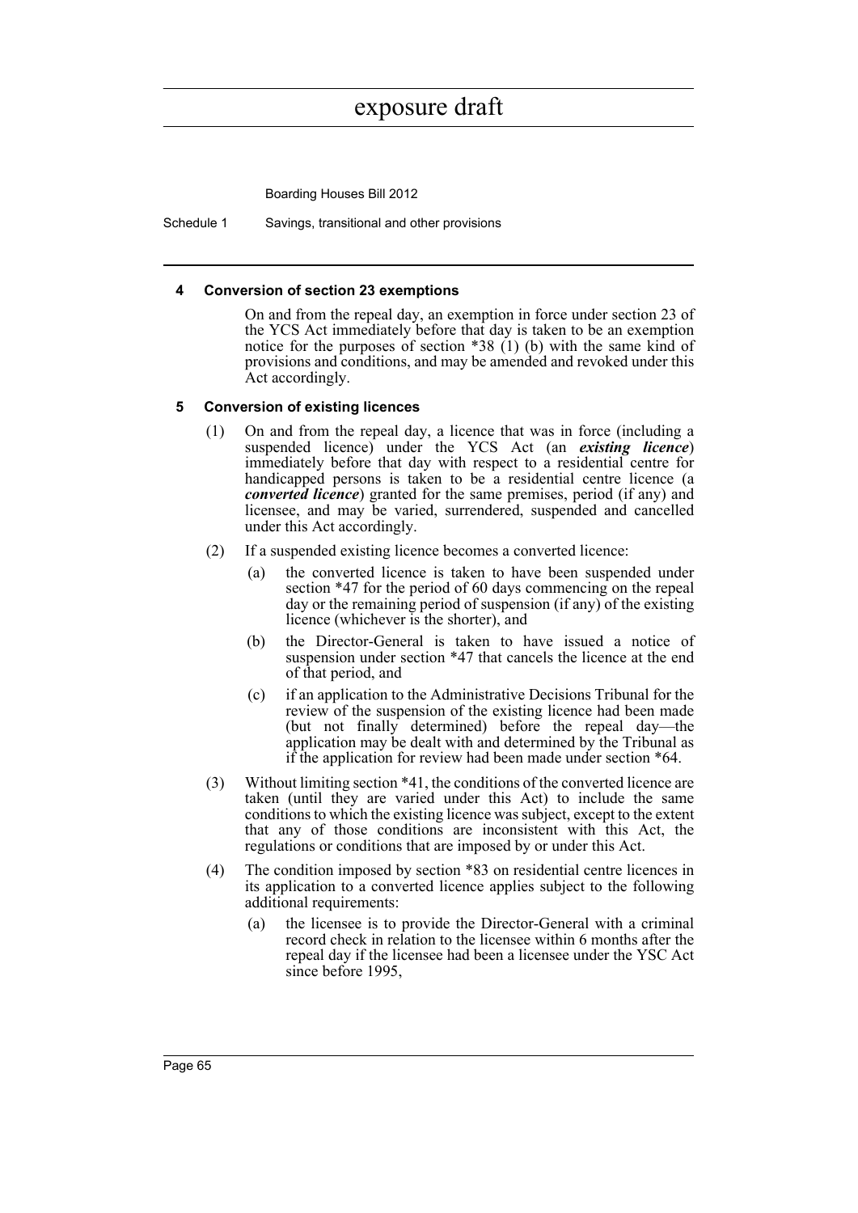#### 4 Conversion of section 23 exemptions

On and from the repeal day, an exemption in force under section 23 of the YCS Act immediately before that day is taken to be an exemption notice for the purposes of section *38 (1) (b) with the same kind of provisions and conditions, and may be amended and revoked under this Act accordingly.

#### 5 Conversion of existing licences

(1) On and from the repeal day, a licence that was in force (including a suspended licence) under the YCS Act (an ***existing licence***) immediately before that day with respect to a residential centre for handicapped persons is taken to be a residential centre licence (a ***converted licence***) granted for the same premises, period (if any) and licensee, and may be varied, surrendered, suspended and cancelled under this Act accordingly.

(2) If a suspended existing licence becomes a converted licence:

- (a) the converted licence is taken to have been suspended under section *47 for the period of 60 days commencing on the repeal day or the remaining period of suspension (if any) of the existing licence (whichever is the shorter), and
- (b) the Director-General is taken to have issued a notice of suspension under section *47 that cancels the licence at the end of that period, and
- (c) if an application to the Administrative Decisions Tribunal for the review of the suspension of the existing licence had been made (but not finally determined) before the repeal day—the application may be dealt with and determined by the Tribunal as if the application for review had been made under section *64.

(3) Without limiting section *41, the conditions of the converted licence are taken (until they are varied under this Act) to include the same conditions to which the existing licence was subject, except to the extent that any of those conditions are inconsistent with this Act, the regulations or conditions that are imposed by or under this Act.

(4) The condition imposed by section *83 on residential centre licences in its application to a converted licence applies subject to the following additional requirements:

- (a) the licensee is to provide the Director-General with a criminal record check in relation to the licensee within 6 months after the repeal day if the licensee had been a licensee under the YSC Act since before 1995,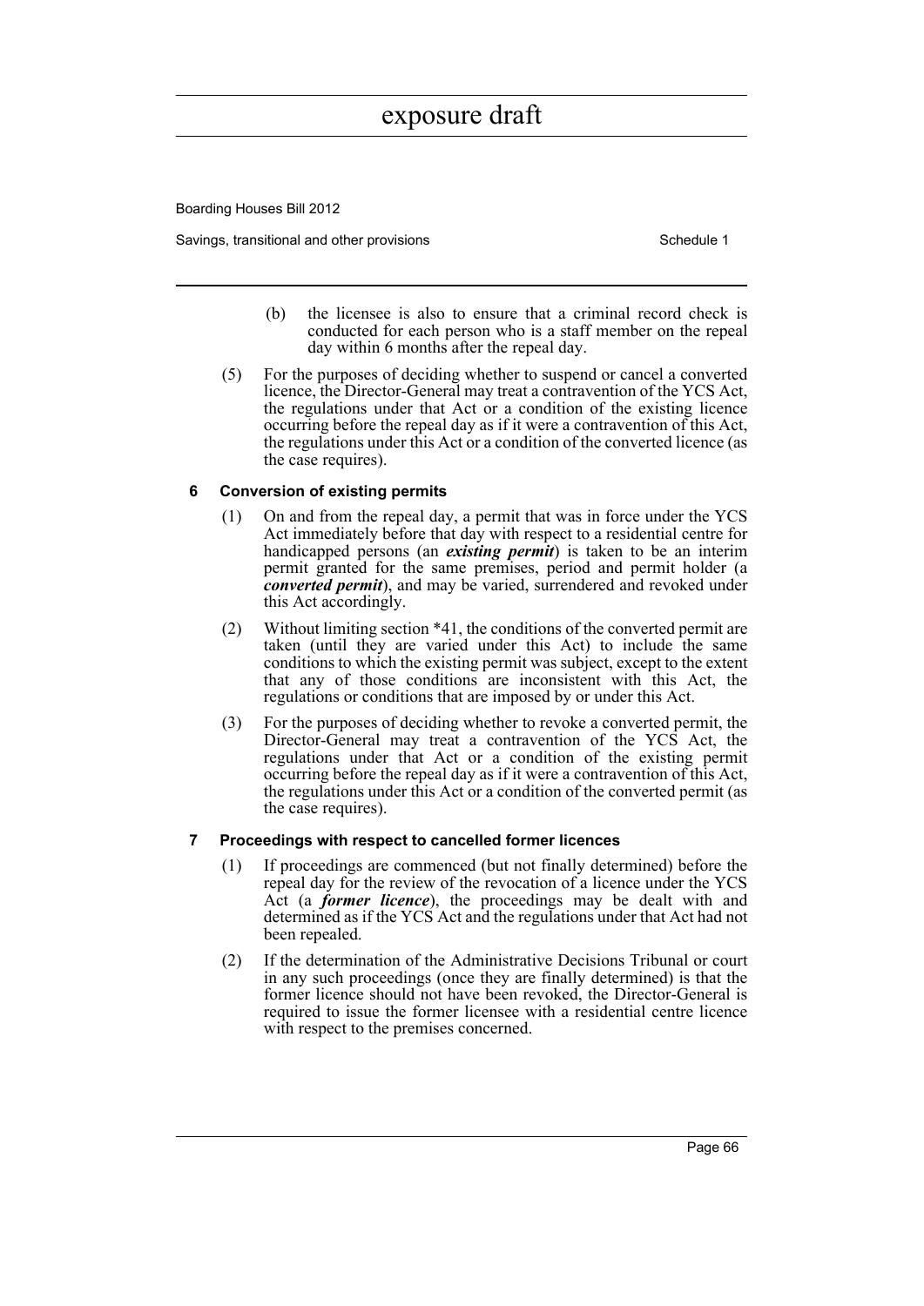(b) the licensee is also to ensure that a criminal record check is conducted for each person who is a staff member on the repeal day within 6 months after the repeal day.

(5) For the purposes of deciding whether to suspend or cancel a converted licence, the Director-General may treat a contravention of the YCS Act, the regulations under that Act or a condition of the existing licence occurring before the repeal day as if it were a contravention of this Act, the regulations under this Act or a condition of the converted licence (as the case requires).

#### 6 Conversion of existing permits

(1) On and from the repeal day, a permit that was in force under the YCS Act immediately before that day with respect to a residential centre for handicapped persons (an ***existing permit***) is taken to be an interim permit granted for the same premises, period and permit holder (a ***converted permit***), and may be varied, surrendered and revoked under this Act accordingly.

(2) Without limiting section *41, the conditions of the converted permit are taken (until they are varied under this Act) to include the same conditions to which the existing permit was subject, except to the extent that any of those conditions are inconsistent with this Act, the regulations or conditions that are imposed by or under this Act.

(3) For the purposes of deciding whether to revoke a converted permit, the Director-General may treat a contravention of the YCS Act, the regulations under that Act or a condition of the existing permit occurring before the repeal day as if it were a contravention of this Act, the regulations under this Act or a condition of the converted permit (as the case requires).

#### 7 Proceedings with respect to cancelled former licences

(1) If proceedings are commenced (but not finally determined) before the repeal day for the review of the revocation of a licence under the YCS Act (a ***former licence***), the proceedings may be dealt with and determined as if the YCS Act and the regulations under that Act had not been repealed.

(2) If the determination of the Administrative Decisions Tribunal or court in any such proceedings (once they are finally determined) is that the former licence should not have been revoked, the Director-General is required to issue the former licensee with a residential centre licence with respect to the premises concerned.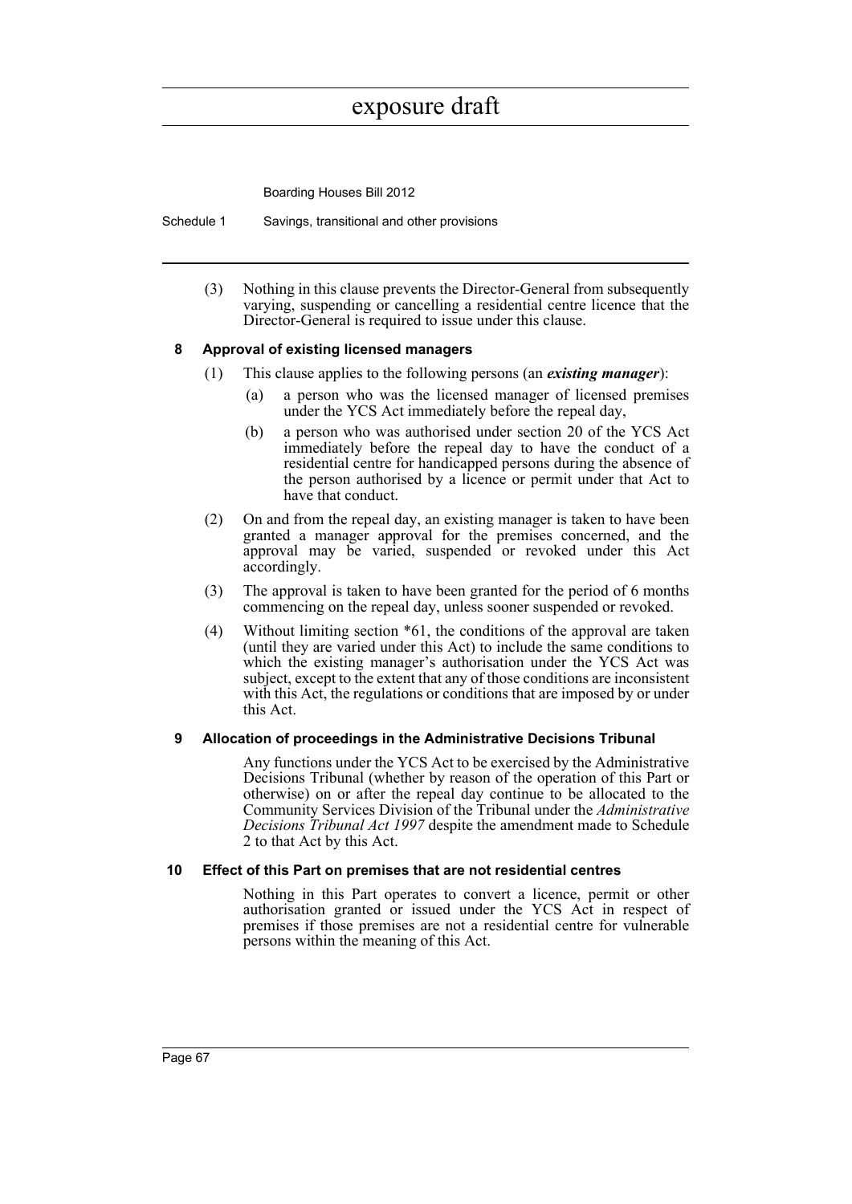(3) Nothing in this clause prevents the Director-General from subsequently varying, suspending or cancelling a residential centre licence that the Director-General is required to issue under this clause.

### 8 Approval of existing licensed managers

(1) This clause applies to the following persons (an ***existing manager***):

- (a) a person who was the licensed manager of licensed premises under the YCS Act immediately before the repeal day,
- (b) a person who was authorised under section 20 of the YCS Act immediately before the repeal day to have the conduct of a residential centre for handicapped persons during the absence of the person authorised by a licence or permit under that Act to have that conduct.

(2) On and from the repeal day, an existing manager is taken to have been granted a manager approval for the premises concerned, and the approval may be varied, suspended or revoked under this Act accordingly.

(3) The approval is taken to have been granted for the period of 6 months commencing on the repeal day, unless sooner suspended or revoked.

(4) Without limiting section *61, the conditions of the approval are taken (until they are varied under this Act) to include the same conditions to which the existing manager's authorisation under the YCS Act was subject, except to the extent that any of those conditions are inconsistent with this Act, the regulations or conditions that are imposed by or under this Act.

### 9 Allocation of proceedings in the Administrative Decisions Tribunal

Any functions under the YCS Act to be exercised by the Administrative Decisions Tribunal (whether by reason of the operation of this Part or otherwise) on or after the repeal day continue to be allocated to the Community Services Division of the Tribunal under the *Administrative Decisions Tribunal Act 1997* despite the amendment made to Schedule 2 to that Act by this Act.

### 10 Effect of this Part on premises that are not residential centres

Nothing in this Part operates to convert a licence, permit or other authorisation granted or issued under the YCS Act in respect of premises if those premises are not a residential centre for vulnerable persons within the meaning of this Act.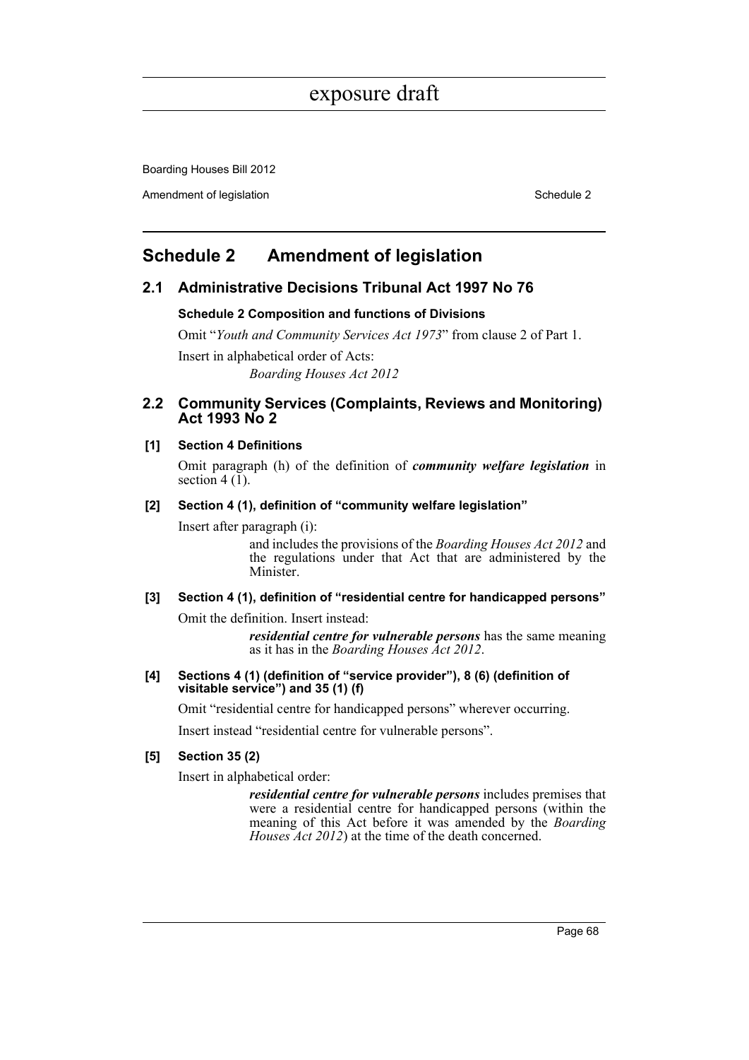# Schedule 2 Amendment of legislation

## 2.1 Administrative Decisions Tribunal Act 1997 No 76

### Schedule 2 Composition and functions of Divisions

Omit "*Youth and Community Services Act 1973*" from clause 2 of Part 1.

Insert in alphabetical order of Acts:

*Boarding Houses Act 2012*

## 2.2 Community Services (Complaints, Reviews and Monitoring) Act 1993 No 2

### [1] Section 4 Definitions

Omit paragraph (h) of the definition of ***community welfare legislation*** in section 4 (1).

### [2] Section 4 (1), definition of "community welfare legislation"

Insert after paragraph (i):

> and includes the provisions of the *Boarding Houses Act 2012* and the regulations under that Act that are administered by the Minister.

### [3] Section 4 (1), definition of "residential centre for handicapped persons"

Omit the definition. Insert instead:

> ***residential centre for vulnerable persons*** has the same meaning as it has in the *Boarding Houses Act 2012*.

### [4] Sections 4 (1) (definition of "service provider"), 8 (6) (definition of visitable service") and 35 (1) (f)

Omit "residential centre for handicapped persons" wherever occurring.

Insert instead "residential centre for vulnerable persons".

### [5] Section 35 (2)

Insert in alphabetical order:

> ***residential centre for vulnerable persons*** includes premises that were a residential centre for handicapped persons (within the meaning of this Act before it was amended by the *Boarding Houses Act 2012*) at the time of the death concerned.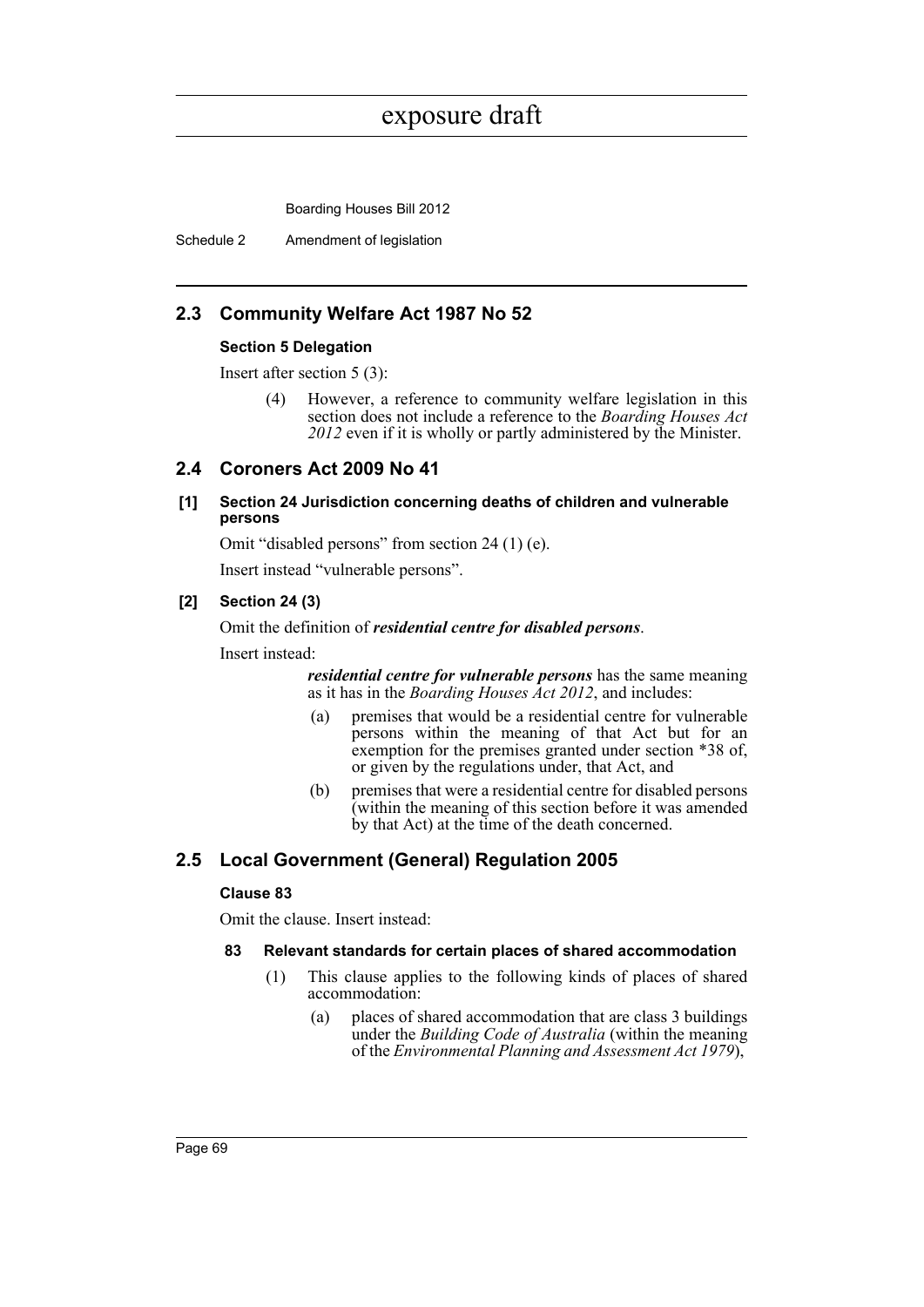## 2.3 Community Welfare Act 1987 No 52

### Section 5 Delegation

Insert after section 5 (3):

> (4) However, a reference to community welfare legislation in this section does not include a reference to the *Boarding Houses Act 2012* even if it is wholly or partly administered by the Minister.

## 2.4 Coroners Act 2009 No 41

### [1] Section 24 Jurisdiction concerning deaths of children and vulnerable persons

Omit "disabled persons" from section 24 (1) (e).

Insert instead "vulnerable persons".

### [2] Section 24 (3)

Omit the definition of ***residential centre for disabled persons***.

Insert instead:

> ***residential centre for vulnerable persons*** has the same meaning as it has in the *Boarding Houses Act 2012*, and includes:
>
> (a) premises that would be a residential centre for vulnerable persons within the meaning of that Act but for an exemption for the premises granted under section *38 of, or given by the regulations under, that Act, and
>
> (b) premises that were a residential centre for disabled persons (within the meaning of this section before it was amended by that Act) at the time of the death concerned.

## 2.5 Local Government (General) Regulation 2005

### Clause 83

Omit the clause. Insert instead:

#### 83 Relevant standards for certain places of shared accommodation

> (1) This clause applies to the following kinds of places of shared accommodation:
>
> (a) places of shared accommodation that are class 3 buildings under the *Building Code of Australia* (within the meaning of the *Environmental Planning and Assessment Act 1979*),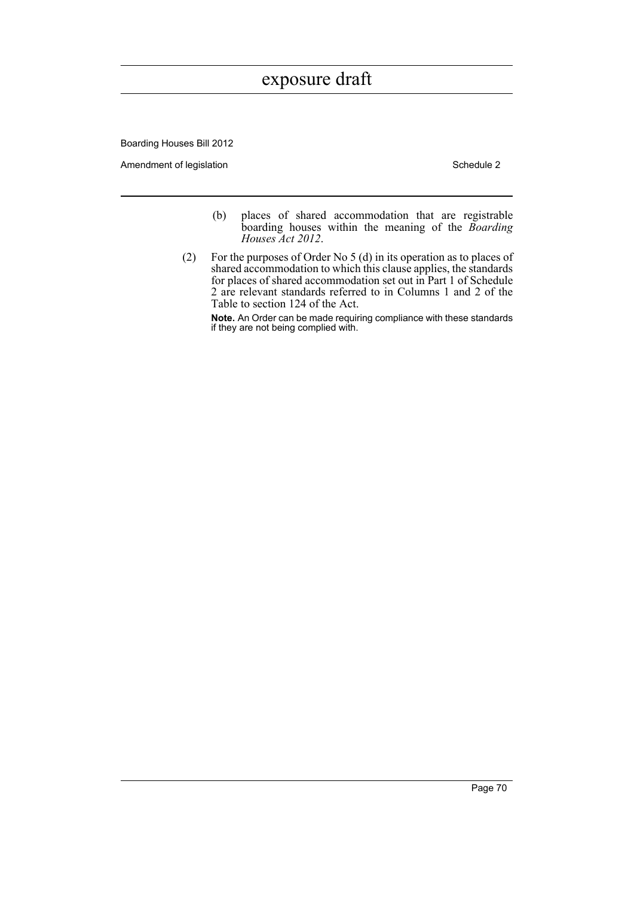(b) places of shared accommodation that are registrable boarding houses within the meaning of the *Boarding Houses Act 2012*.

(2) For the purposes of Order No 5 (d) in its operation as to places of shared accommodation to which this clause applies, the standards for places of shared accommodation set out in Part 1 of Schedule 2 are relevant standards referred to in Columns 1 and 2 of the Table to section 124 of the Act.

**Note.** An Order can be made requiring compliance with these standards if they are not being complied with.